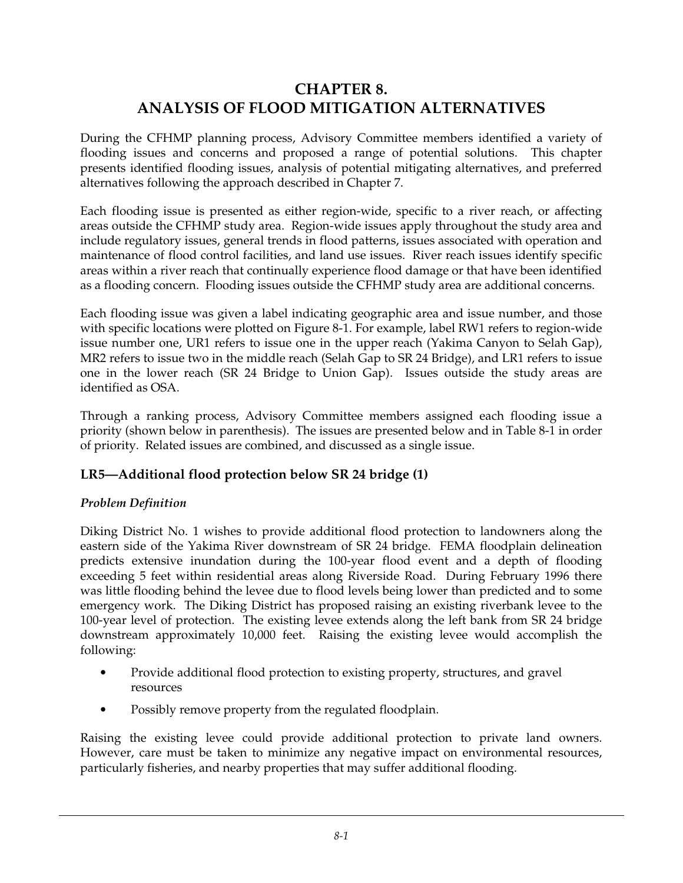# CHAPTER 8. ANALYSIS OF FLOOD MITIGATION ALTERNATIVES

During the CFHMP planning process, Advisory Committee members identified a variety of flooding issues and concerns and proposed a range of potential solutions. This chapter presents identified flooding issues, analysis of potential mitigating alternatives, and preferred alternatives following the approach described in Chapter 7.

Each flooding issue is presented as either region-wide, specific to a river reach, or affecting areas outside the CFHMP study area. Region-wide issues apply throughout the study area and include regulatory issues, general trends in flood patterns, issues associated with operation and maintenance of flood control facilities, and land use issues. River reach issues identify specific areas within a river reach that continually experience flood damage or that have been identified as a flooding concern. Flooding issues outside the CFHMP study area are additional concerns.

Each flooding issue was given a label indicating geographic area and issue number, and those with specific locations were plotted on Figure 8-1. For example, label RW1 refers to region-wide issue number one, UR1 refers to issue one in the upper reach (Yakima Canyon to Selah Gap), MR2 refers to issue two in the middle reach (Selah Gap to SR 24 Bridge), and LR1 refers to issue one in the lower reach (SR 24 Bridge to Union Gap). Issues outside the study areas are identified as OSA.

Through a ranking process, Advisory Committee members assigned each flooding issue a priority (shown below in parenthesis). The issues are presented below and in Table 8-1 in order of priority. Related issues are combined, and discussed as a single issue.

## LR5—Additional flood protection below SR 24 bridge (1)

### *Problem Definition*

Diking District No. 1 wishes to provide additional flood protection to landowners along the eastern side of the Yakima River downstream of SR 24 bridge. FEMA floodplain delineation predicts extensive inundation during the 100-year flood event and a depth of flooding exceeding 5 feet within residential areas along Riverside Road. During February 1996 there was little flooding behind the levee due to flood levels being lower than predicted and to some emergency work. The Diking District has proposed raising an existing riverbank levee to the 100-year level of protection. The existing levee extends along the left bank from SR 24 bridge downstream approximately 10,000 feet. Raising the existing levee would accomplish the following:

- Provide additional flood protection to existing property, structures, and gravel resources
- Possibly remove property from the regulated floodplain.

Raising the existing levee could provide additional protection to private land owners. However, care must be taken to minimize any negative impact on environmental resources, particularly fisheries, and nearby properties that may suffer additional flooding.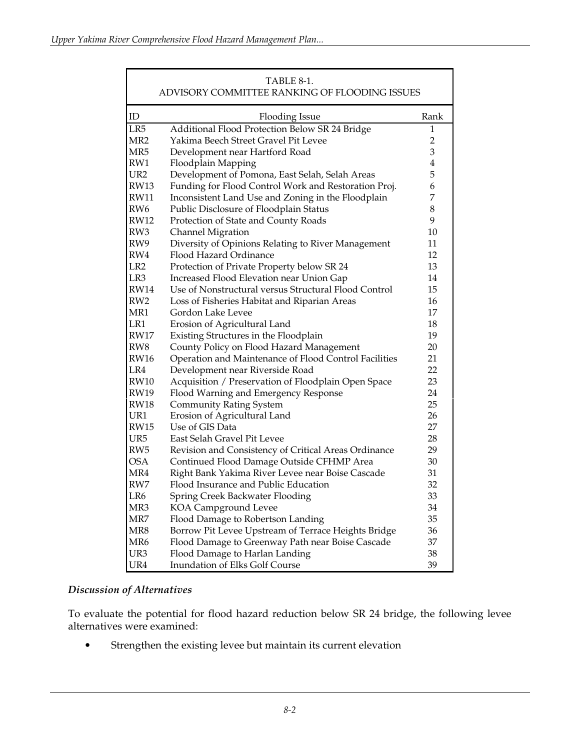TABLE 8-1.
ADVISORY COMMITTEE RANKING OF FLOODING ISSUES

| ID | Flooding Issue | Rank |
|---|---|---|
| LR5 | Additional Flood Protection Below SR 24 Bridge | 1 |
| MR2 | Yakima Beech Street Gravel Pit Levee | 2 |
| MR5 | Development near Hartford Road | 3 |
| RW1 | Floodplain Mapping | 4 |
| UR2 | Development of Pomona, East Selah, Selah Areas | 5 |
| RW13 | Funding for Flood Control Work and Restoration Proj. | 6 |
| RW11 | Inconsistent Land Use and Zoning in the Floodplain | 7 |
| RW6 | Public Disclosure of Floodplain Status | 8 |
| RW12 | Protection of State and County Roads | 9 |
| RW3 | Channel Migration | 10 |
| RW9 | Diversity of Opinions Relating to River Management | 11 |
| RW4 | Flood Hazard Ordinance | 12 |
| LR2 | Protection of Private Property below SR 24 | 13 |
| LR3 | Increased Flood Elevation near Union Gap | 14 |
| RW14 | Use of Nonstructural versus Structural Flood Control | 15 |
| RW2 | Loss of Fisheries Habitat and Riparian Areas | 16 |
| MR1 | Gordon Lake Levee | 17 |
| LR1 | Erosion of Agricultural Land | 18 |
| RW17 | Existing Structures in the Floodplain | 19 |
| RW8 | County Policy on Flood Hazard Management | 20 |
| RW16 | Operation and Maintenance of Flood Control Facilities | 21 |
| LR4 | Development near Riverside Road | 22 |
| RW10 | Acquisition / Preservation of Floodplain Open Space | 23 |
| RW19 | Flood Warning and Emergency Response | 24 |
| RW18 | Community Rating System | 25 |
| UR1 | Erosion of Agricultural Land | 26 |
| RW15 | Use of GIS Data | 27 |
| UR5 | East Selah Gravel Pit Levee | 28 |
| RW5 | Revision and Consistency of Critical Areas Ordinance | 29 |
| OSA | Continued Flood Damage Outside CFHMP Area | 30 |
| MR4 | Right Bank Yakima River Levee near Boise Cascade | 31 |
| RW7 | Flood Insurance and Public Education | 32 |
| LR6 | Spring Creek Backwater Flooding | 33 |
| MR3 | KOA Campground Levee | 34 |
| MR7 | Flood Damage to Robertson Landing | 35 |
| MR8 | Borrow Pit Levee Upstream of Terrace Heights Bridge | 36 |
| MR6 | Flood Damage to Greenway Path near Boise Cascade | 37 |
| UR3 | Flood Damage to Harlan Landing | 38 |
| UR4 | Inundation of Elks Golf Course | 39 |

### *Discussion of Alternatives*

To evaluate the potential for flood hazard reduction below SR 24 bridge, the following levee alternatives were examined:

- Strengthen the existing levee but maintain its current elevation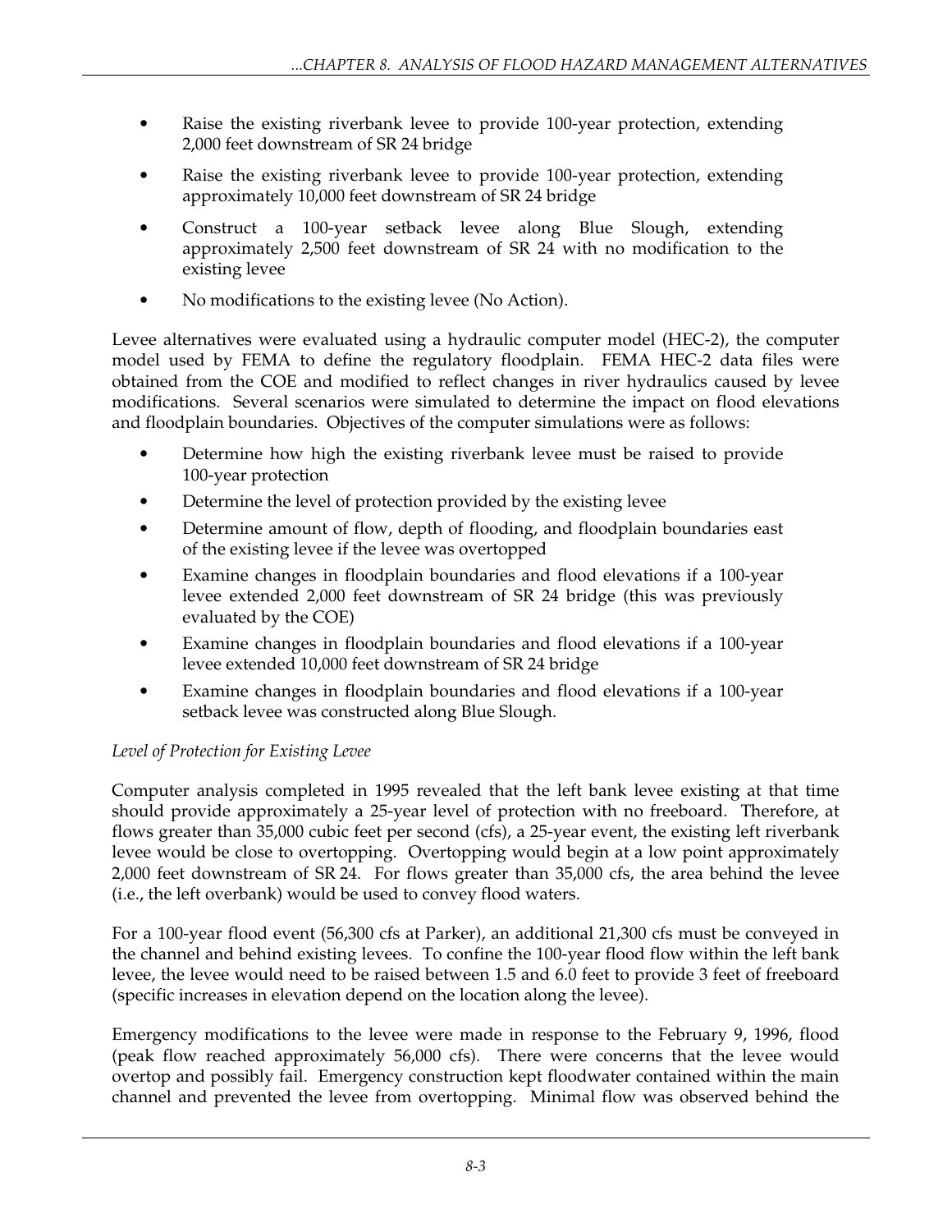- Raise the existing riverbank levee to provide 100-year protection, extending 2,000 feet downstream of SR 24 bridge
- Raise the existing riverbank levee to provide 100-year protection, extending approximately 10,000 feet downstream of SR 24 bridge
- Construct a 100-year setback levee along Blue Slough, extending approximately 2,500 feet downstream of SR 24 with no modification to the existing levee
- No modifications to the existing levee (No Action).

Levee alternatives were evaluated using a hydraulic computer model (HEC-2), the computer model used by FEMA to define the regulatory floodplain. FEMA HEC-2 data files were obtained from the COE and modified to reflect changes in river hydraulics caused by levee modifications. Several scenarios were simulated to determine the impact on flood elevations and floodplain boundaries. Objectives of the computer simulations were as follows:

- Determine how high the existing riverbank levee must be raised to provide 100-year protection
- Determine the level of protection provided by the existing levee
- Determine amount of flow, depth of flooding, and floodplain boundaries east of the existing levee if the levee was overtopped
- Examine changes in floodplain boundaries and flood elevations if a 100-year levee extended 2,000 feet downstream of SR 24 bridge (this was previously evaluated by the COE)
- Examine changes in floodplain boundaries and flood elevations if a 100-year levee extended 10,000 feet downstream of SR 24 bridge
- Examine changes in floodplain boundaries and flood elevations if a 100-year setback levee was constructed along Blue Slough.

*Level of Protection for Existing Levee*

Computer analysis completed in 1995 revealed that the left bank levee existing at that time should provide approximately a 25-year level of protection with no freeboard. Therefore, at flows greater than 35,000 cubic feet per second (cfs), a 25-year event, the existing left riverbank levee would be close to overtopping. Overtopping would begin at a low point approximately 2,000 feet downstream of SR 24. For flows greater than 35,000 cfs, the area behind the levee (i.e., the left overbank) would be used to convey flood waters.

For a 100-year flood event (56,300 cfs at Parker), an additional 21,300 cfs must be conveyed in the channel and behind existing levees. To confine the 100-year flood flow within the left bank levee, the levee would need to be raised between 1.5 and 6.0 feet to provide 3 feet of freeboard (specific increases in elevation depend on the location along the levee).

Emergency modifications to the levee were made in response to the February 9, 1996, flood (peak flow reached approximately 56,000 cfs). There were concerns that the levee would overtop and possibly fail. Emergency construction kept floodwater contained within the main channel and prevented the levee from overtopping. Minimal flow was observed behind the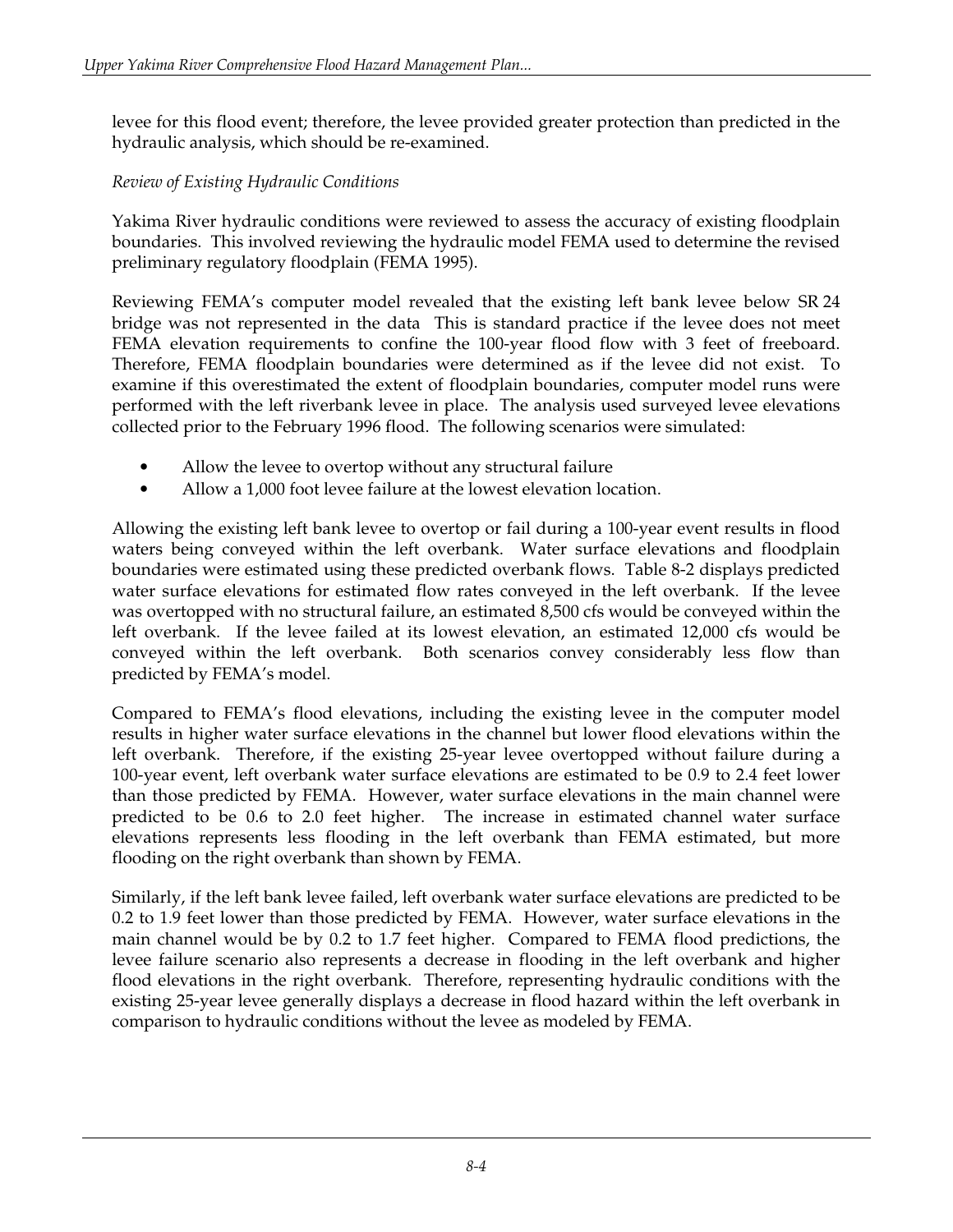levee for this flood event; therefore, the levee provided greater protection than predicted in the hydraulic analysis, which should be re-examined.

*Review of Existing Hydraulic Conditions*

Yakima River hydraulic conditions were reviewed to assess the accuracy of existing floodplain boundaries. This involved reviewing the hydraulic model FEMA used to determine the revised preliminary regulatory floodplain (FEMA 1995).

Reviewing FEMA's computer model revealed that the existing left bank levee below SR 24 bridge was not represented in the data This is standard practice if the levee does not meet FEMA elevation requirements to confine the 100-year flood flow with 3 feet of freeboard. Therefore, FEMA floodplain boundaries were determined as if the levee did not exist. To examine if this overestimated the extent of floodplain boundaries, computer model runs were performed with the left riverbank levee in place. The analysis used surveyed levee elevations collected prior to the February 1996 flood. The following scenarios were simulated:

- Allow the levee to overtop without any structural failure
- Allow a 1,000 foot levee failure at the lowest elevation location.

Allowing the existing left bank levee to overtop or fail during a 100-year event results in flood waters being conveyed within the left overbank. Water surface elevations and floodplain boundaries were estimated using these predicted overbank flows. Table 8-2 displays predicted water surface elevations for estimated flow rates conveyed in the left overbank. If the levee was overtopped with no structural failure, an estimated 8,500 cfs would be conveyed within the left overbank. If the levee failed at its lowest elevation, an estimated 12,000 cfs would be conveyed within the left overbank. Both scenarios convey considerably less flow than predicted by FEMA's model.

Compared to FEMA's flood elevations, including the existing levee in the computer model results in higher water surface elevations in the channel but lower flood elevations within the left overbank. Therefore, if the existing 25-year levee overtopped without failure during a 100-year event, left overbank water surface elevations are estimated to be 0.9 to 2.4 feet lower than those predicted by FEMA. However, water surface elevations in the main channel were predicted to be 0.6 to 2.0 feet higher. The increase in estimated channel water surface elevations represents less flooding in the left overbank than FEMA estimated, but more flooding on the right overbank than shown by FEMA.

Similarly, if the left bank levee failed, left overbank water surface elevations are predicted to be 0.2 to 1.9 feet lower than those predicted by FEMA. However, water surface elevations in the main channel would be by 0.2 to 1.7 feet higher. Compared to FEMA flood predictions, the levee failure scenario also represents a decrease in flooding in the left overbank and higher flood elevations in the right overbank. Therefore, representing hydraulic conditions with the existing 25-year levee generally displays a decrease in flood hazard within the left overbank in comparison to hydraulic conditions without the levee as modeled by FEMA.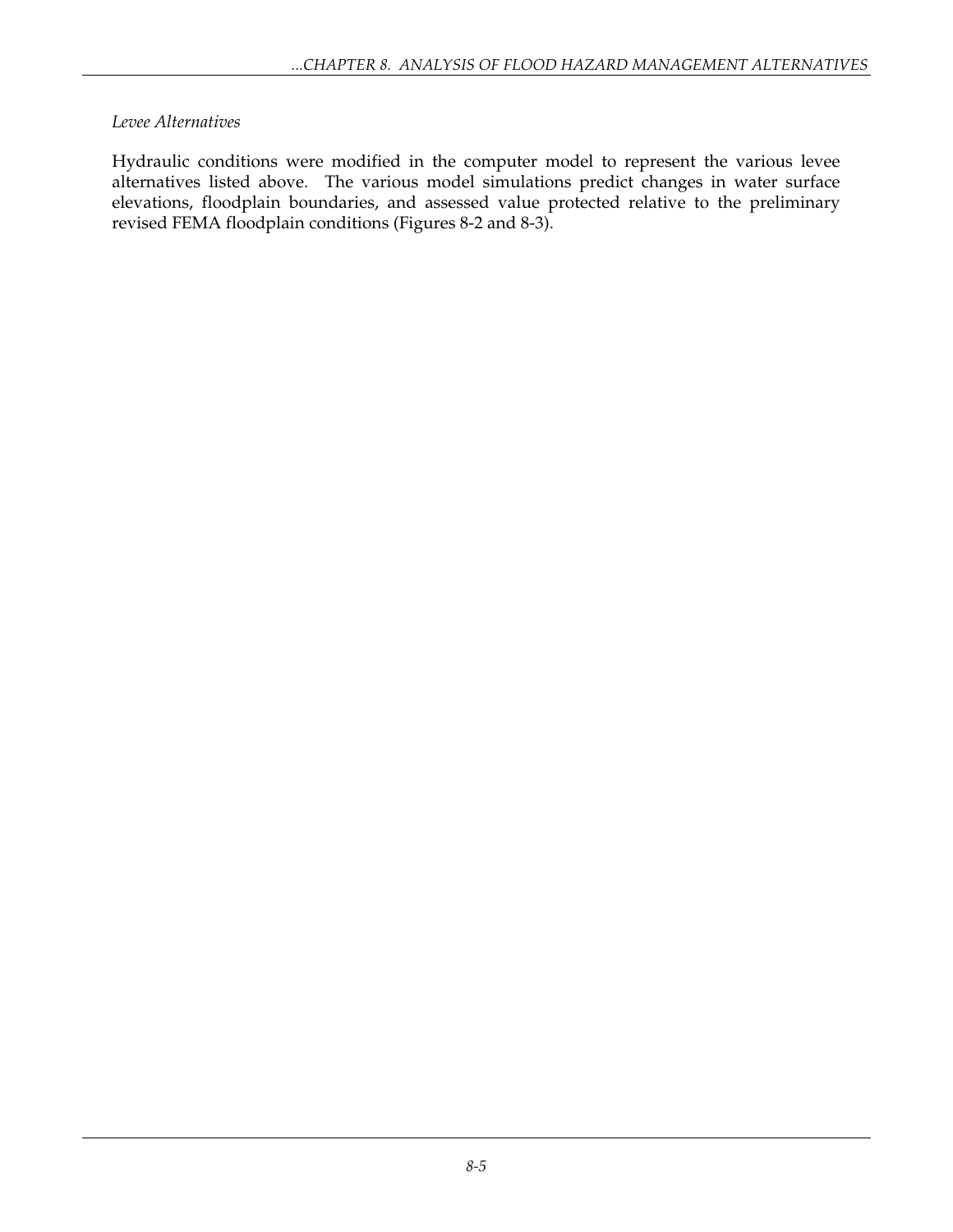*Levee Alternatives*

Hydraulic conditions were modified in the computer model to represent the various levee alternatives listed above. The various model simulations predict changes in water surface elevations, floodplain boundaries, and assessed value protected relative to the preliminary revised FEMA floodplain conditions (Figures 8-2 and 8-3).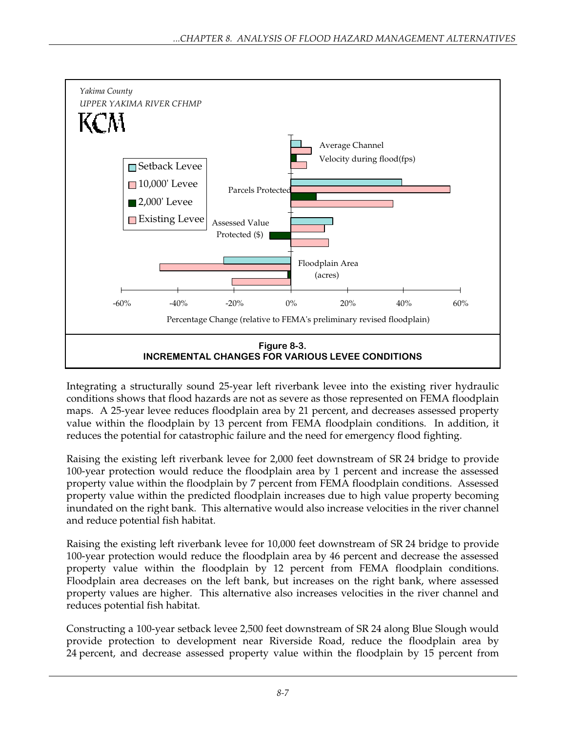Yakima County
UPPER YAKIMA RIVER CFHMP
KCM

Figure 8-3.
INCREMENTAL CHANGES FOR VARIOUS LEVEE CONDITIONS

Integrating a structurally sound 25-year left riverbank levee into the existing river hydraulic conditions shows that flood hazards are not as severe as those represented on FEMA floodplain maps. A 25-year levee reduces floodplain area by 21 percent, and decreases assessed property value within the floodplain by 13 percent from FEMA floodplain conditions. In addition, it reduces the potential for catastrophic failure and the need for emergency flood fighting.

Raising the existing left riverbank levee for 2,000 feet downstream of SR 24 bridge to provide 100-year protection would reduce the floodplain area by 1 percent and increase the assessed property value within the floodplain by 7 percent from FEMA floodplain conditions. Assessed property value within the predicted floodplain increases due to high value property becoming inundated on the right bank. This alternative would also increase velocities in the river channel and reduce potential fish habitat.

Raising the existing left riverbank levee for 10,000 feet downstream of SR 24 bridge to provide 100-year protection would reduce the floodplain area by 46 percent and decrease the assessed property value within the floodplain by 12 percent from FEMA floodplain conditions. Floodplain area decreases on the left bank, but increases on the right bank, where assessed property values are higher. This alternative also increases velocities in the river channel and reduces potential fish habitat.

Constructing a 100-year setback levee 2,500 feet downstream of SR 24 along Blue Slough would provide protection to development near Riverside Road, reduce the floodplain area by 24 percent, and decrease assessed property value within the floodplain by 15 percent from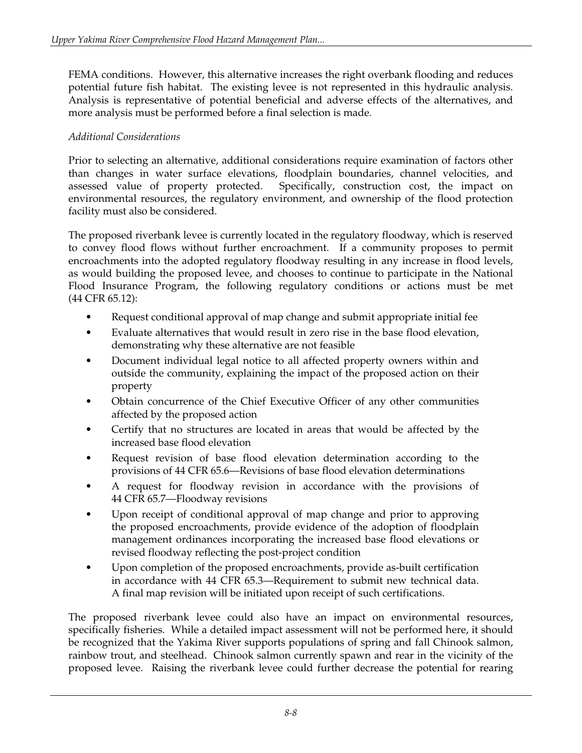FEMA conditions. However, this alternative increases the right overbank flooding and reduces potential future fish habitat. The existing levee is not represented in this hydraulic analysis. Analysis is representative of potential beneficial and adverse effects of the alternatives, and more analysis must be performed before a final selection is made.

*Additional Considerations*

Prior to selecting an alternative, additional considerations require examination of factors other than changes in water surface elevations, floodplain boundaries, channel velocities, and assessed value of property protected. Specifically, construction cost, the impact on environmental resources, the regulatory environment, and ownership of the flood protection facility must also be considered.

The proposed riverbank levee is currently located in the regulatory floodway, which is reserved to convey flood flows without further encroachment. If a community proposes to permit encroachments into the adopted regulatory floodway resulting in any increase in flood levels, as would building the proposed levee, and chooses to continue to participate in the National Flood Insurance Program, the following regulatory conditions or actions must be met (44 CFR 65.12):

- Request conditional approval of map change and submit appropriate initial fee
- Evaluate alternatives that would result in zero rise in the base flood elevation, demonstrating why these alternative are not feasible
- Document individual legal notice to all affected property owners within and outside the community, explaining the impact of the proposed action on their property
- Obtain concurrence of the Chief Executive Officer of any other communities affected by the proposed action
- Certify that no structures are located in areas that would be affected by the increased base flood elevation
- Request revision of base flood elevation determination according to the provisions of 44 CFR 65.6—Revisions of base flood elevation determinations
- A request for floodway revision in accordance with the provisions of 44 CFR 65.7—Floodway revisions
- Upon receipt of conditional approval of map change and prior to approving the proposed encroachments, provide evidence of the adoption of floodplain management ordinances incorporating the increased base flood elevations or revised floodway reflecting the post-project condition
- Upon completion of the proposed encroachments, provide as-built certification in accordance with 44 CFR 65.3—Requirement to submit new technical data. A final map revision will be initiated upon receipt of such certifications.

The proposed riverbank levee could also have an impact on environmental resources, specifically fisheries. While a detailed impact assessment will not be performed here, it should be recognized that the Yakima River supports populations of spring and fall Chinook salmon, rainbow trout, and steelhead. Chinook salmon currently spawn and rear in the vicinity of the proposed levee. Raising the riverbank levee could further decrease the potential for rearing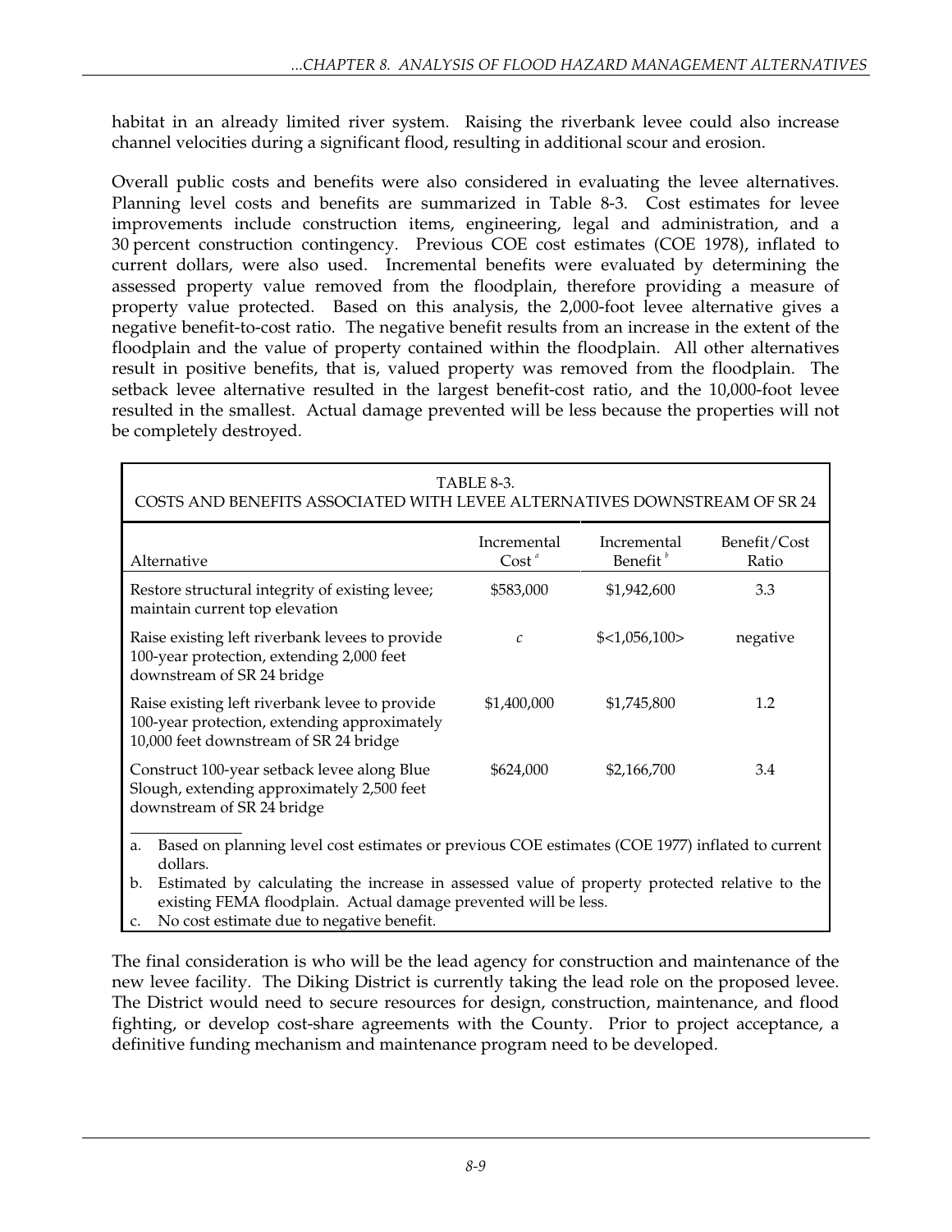habitat in an already limited river system. Raising the riverbank levee could also increase channel velocities during a significant flood, resulting in additional scour and erosion.

Overall public costs and benefits were also considered in evaluating the levee alternatives. Planning level costs and benefits are summarized in Table 8-3. Cost estimates for levee improvements include construction items, engineering, legal and administration, and a 30 percent construction contingency. Previous COE cost estimates (COE 1978), inflated to current dollars, were also used. Incremental benefits were evaluated by determining the assessed property value removed from the floodplain, therefore providing a measure of property value protected. Based on this analysis, the 2,000-foot levee alternative gives a negative benefit-to-cost ratio. The negative benefit results from an increase in the extent of the floodplain and the value of property contained within the floodplain. All other alternatives result in positive benefits, that is, valued property was removed from the floodplain. The setback levee alternative resulted in the largest benefit-cost ratio, and the 10,000-foot levee resulted in the smallest. Actual damage prevented will be less because the properties will not be completely destroyed.

TABLE 8-3.
COSTS AND BENEFITS ASSOCIATED WITH LEVEE ALTERNATIVES DOWNSTREAM OF SR 24

| Alternative | Incremental Cost [a] | Incremental Benefit [b] | Benefit/Cost Ratio |
|---|---|---|---|
| Restore structural integrity of existing levee; maintain current top elevation | $583,000 | $1,942,600 | 3.3 |
| Raise existing left riverbank levees to provide 100-year protection, extending 2,000 feet downstream of SR 24 bridge | *c* | $<1,056,100> | negative |
| Raise existing left riverbank levee to provide 100-year protection, extending approximately 10,000 feet downstream of SR 24 bridge | $1,400,000 | $1,745,800 | 1.2 |
| Construct 100-year setback levee along Blue Slough, extending approximately 2,500 feet downstream of SR 24 bridge | $624,000 | $2,166,700 | 3.4 |

a. Based on planning level cost estimates or previous COE estimates (COE 1977) inflated to current dollars.
b. Estimated by calculating the increase in assessed value of property protected relative to the existing FEMA floodplain. Actual damage prevented will be less.
c. No cost estimate due to negative benefit.

The final consideration is who will be the lead agency for construction and maintenance of the new levee facility. The Diking District is currently taking the lead role on the proposed levee. The District would need to secure resources for design, construction, maintenance, and flood fighting, or develop cost-share agreements with the County. Prior to project acceptance, a definitive funding mechanism and maintenance program need to be developed.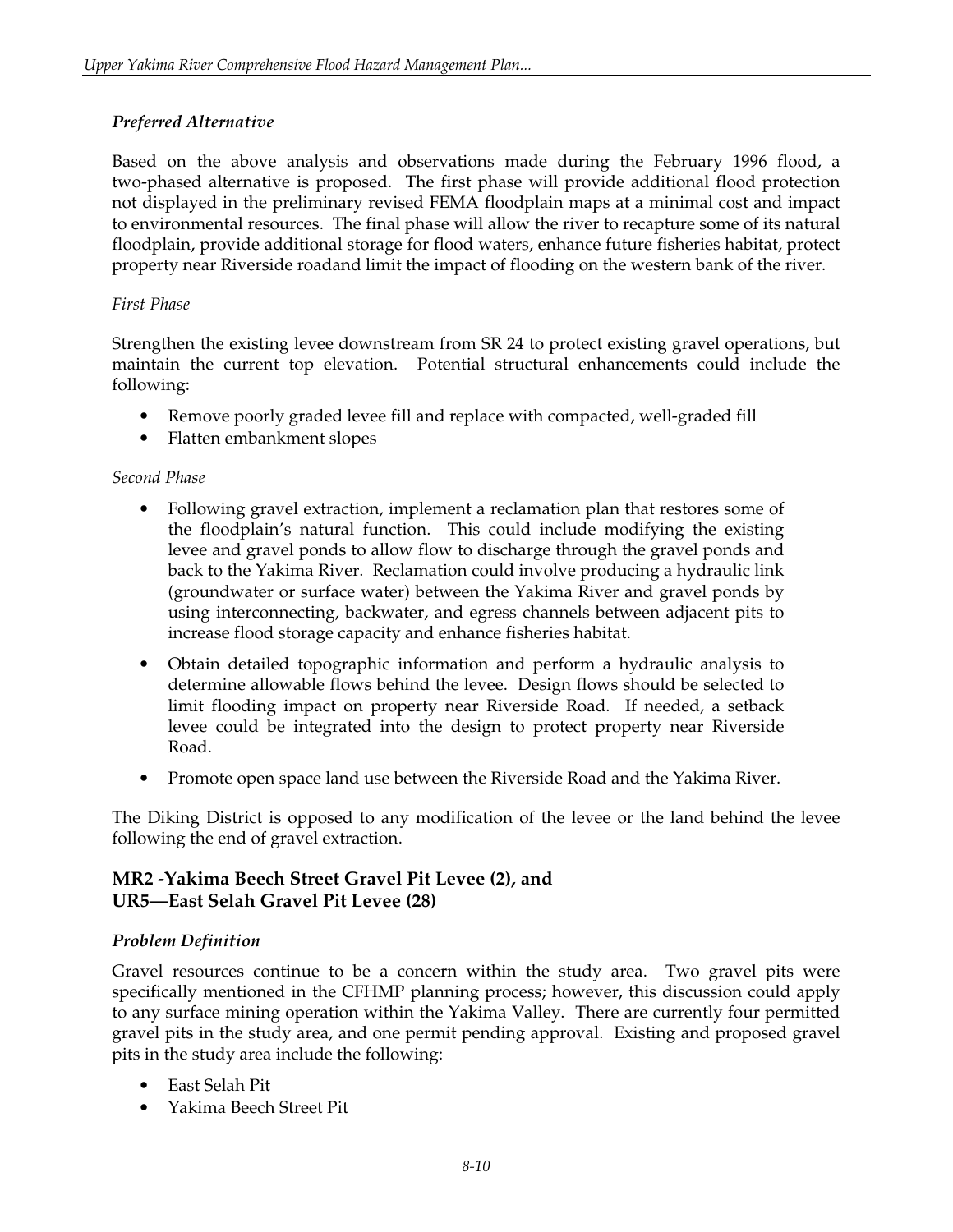### *Preferred Alternative*

Based on the above analysis and observations made during the February 1996 flood, a two-phased alternative is proposed. The first phase will provide additional flood protection not displayed in the preliminary revised FEMA floodplain maps at a minimal cost and impact to environmental resources. The final phase will allow the river to recapture some of its natural floodplain, provide additional storage for flood waters, enhance future fisheries habitat, protect property near Riverside roadand limit the impact of flooding on the western bank of the river.

*First Phase*

Strengthen the existing levee downstream from SR 24 to protect existing gravel operations, but maintain the current top elevation. Potential structural enhancements could include the following:

- Remove poorly graded levee fill and replace with compacted, well-graded fill
- Flatten embankment slopes

*Second Phase*

- Following gravel extraction, implement a reclamation plan that restores some of the floodplain's natural function. This could include modifying the existing levee and gravel ponds to allow flow to discharge through the gravel ponds and back to the Yakima River. Reclamation could involve producing a hydraulic link (groundwater or surface water) between the Yakima River and gravel ponds by using interconnecting, backwater, and egress channels between adjacent pits to increase flood storage capacity and enhance fisheries habitat.
- Obtain detailed topographic information and perform a hydraulic analysis to determine allowable flows behind the levee. Design flows should be selected to limit flooding impact on property near Riverside Road. If needed, a setback levee could be integrated into the design to protect property near Riverside Road.
- Promote open space land use between the Riverside Road and the Yakima River.

The Diking District is opposed to any modification of the levee or the land behind the levee following the end of gravel extraction.

## MR2 -Yakima Beech Street Gravel Pit Levee (2), and UR5—East Selah Gravel Pit Levee (28)

### *Problem Definition*

Gravel resources continue to be a concern within the study area. Two gravel pits were specifically mentioned in the CFHMP planning process; however, this discussion could apply to any surface mining operation within the Yakima Valley. There are currently four permitted gravel pits in the study area, and one permit pending approval. Existing and proposed gravel pits in the study area include the following:

- East Selah Pit
- Yakima Beech Street Pit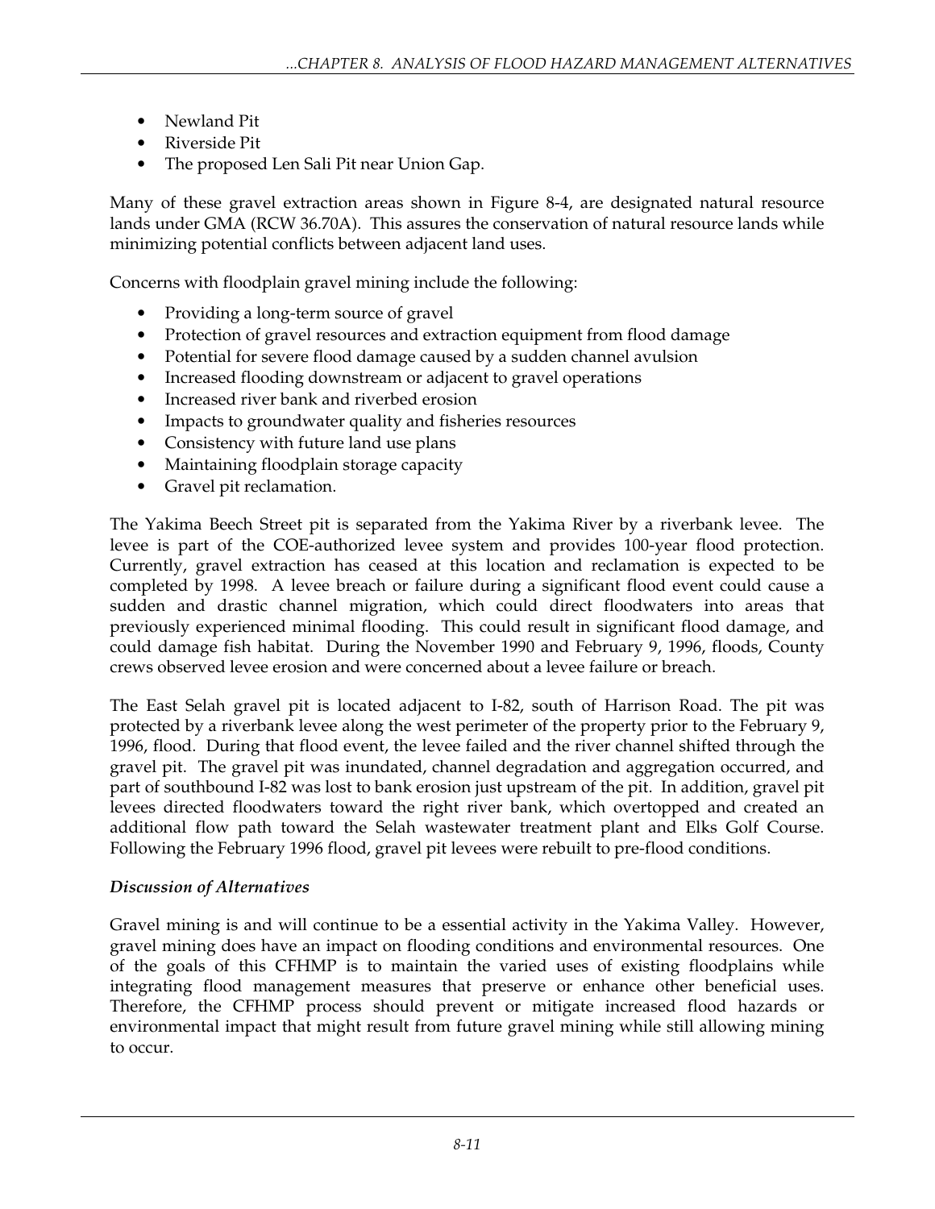- Newland Pit
- Riverside Pit
- The proposed Len Sali Pit near Union Gap.

Many of these gravel extraction areas shown in Figure 8-4, are designated natural resource lands under GMA (RCW 36.70A). This assures the conservation of natural resource lands while minimizing potential conflicts between adjacent land uses.

Concerns with floodplain gravel mining include the following:

- Providing a long-term source of gravel
- Protection of gravel resources and extraction equipment from flood damage
- Potential for severe flood damage caused by a sudden channel avulsion
- Increased flooding downstream or adjacent to gravel operations
- Increased river bank and riverbed erosion
- Impacts to groundwater quality and fisheries resources
- Consistency with future land use plans
- Maintaining floodplain storage capacity
- Gravel pit reclamation.

The Yakima Beech Street pit is separated from the Yakima River by a riverbank levee. The levee is part of the COE-authorized levee system and provides 100-year flood protection. Currently, gravel extraction has ceased at this location and reclamation is expected to be completed by 1998. A levee breach or failure during a significant flood event could cause a sudden and drastic channel migration, which could direct floodwaters into areas that previously experienced minimal flooding. This could result in significant flood damage, and could damage fish habitat. During the November 1990 and February 9, 1996, floods, County crews observed levee erosion and were concerned about a levee failure or breach.

The East Selah gravel pit is located adjacent to I-82, south of Harrison Road. The pit was protected by a riverbank levee along the west perimeter of the property prior to the February 9, 1996, flood. During that flood event, the levee failed and the river channel shifted through the gravel pit. The gravel pit was inundated, channel degradation and aggregation occurred, and part of southbound I-82 was lost to bank erosion just upstream of the pit. In addition, gravel pit levees directed floodwaters toward the right river bank, which overtopped and created an additional flow path toward the Selah wastewater treatment plant and Elks Golf Course. Following the February 1996 flood, gravel pit levees were rebuilt to pre-flood conditions.

*Discussion of Alternatives*

Gravel mining is and will continue to be a essential activity in the Yakima Valley. However, gravel mining does have an impact on flooding conditions and environmental resources. One of the goals of this CFHMP is to maintain the varied uses of existing floodplains while integrating flood management measures that preserve or enhance other beneficial uses. Therefore, the CFHMP process should prevent or mitigate increased flood hazards or environmental impact that might result from future gravel mining while still allowing mining to occur.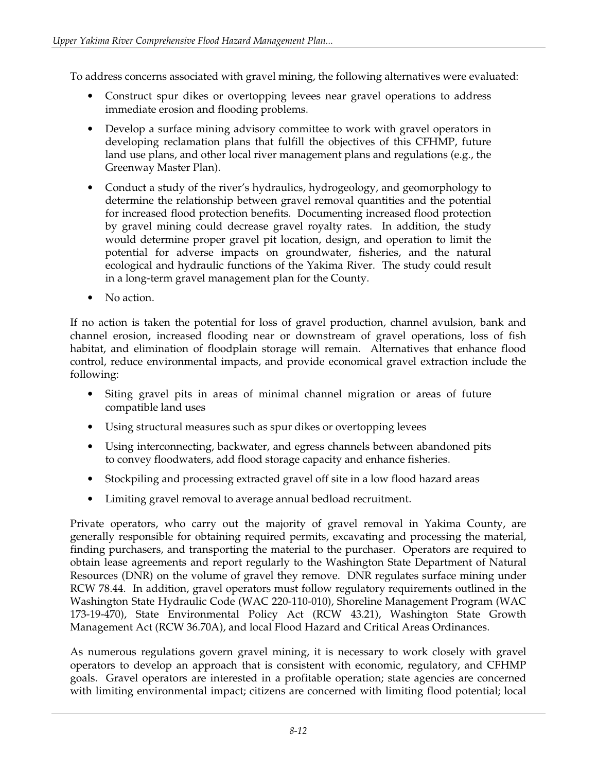To address concerns associated with gravel mining, the following alternatives were evaluated:

- Construct spur dikes or overtopping levees near gravel operations to address immediate erosion and flooding problems.
- Develop a surface mining advisory committee to work with gravel operators in developing reclamation plans that fulfill the objectives of this CFHMP, future land use plans, and other local river management plans and regulations (e.g., the Greenway Master Plan).
- Conduct a study of the river's hydraulics, hydrogeology, and geomorphology to determine the relationship between gravel removal quantities and the potential for increased flood protection benefits. Documenting increased flood protection by gravel mining could decrease gravel royalty rates. In addition, the study would determine proper gravel pit location, design, and operation to limit the potential for adverse impacts on groundwater, fisheries, and the natural ecological and hydraulic functions of the Yakima River. The study could result in a long-term gravel management plan for the County.
- No action.

If no action is taken the potential for loss of gravel production, channel avulsion, bank and channel erosion, increased flooding near or downstream of gravel operations, loss of fish habitat, and elimination of floodplain storage will remain. Alternatives that enhance flood control, reduce environmental impacts, and provide economical gravel extraction include the following:

- Siting gravel pits in areas of minimal channel migration or areas of future compatible land uses
- Using structural measures such as spur dikes or overtopping levees
- Using interconnecting, backwater, and egress channels between abandoned pits to convey floodwaters, add flood storage capacity and enhance fisheries.
- Stockpiling and processing extracted gravel off site in a low flood hazard areas
- Limiting gravel removal to average annual bedload recruitment.

Private operators, who carry out the majority of gravel removal in Yakima County, are generally responsible for obtaining required permits, excavating and processing the material, finding purchasers, and transporting the material to the purchaser. Operators are required to obtain lease agreements and report regularly to the Washington State Department of Natural Resources (DNR) on the volume of gravel they remove. DNR regulates surface mining under RCW 78.44. In addition, gravel operators must follow regulatory requirements outlined in the Washington State Hydraulic Code (WAC 220-110-010), Shoreline Management Program (WAC 173-19-470), State Environmental Policy Act (RCW 43.21), Washington State Growth Management Act (RCW 36.70A), and local Flood Hazard and Critical Areas Ordinances.

As numerous regulations govern gravel mining, it is necessary to work closely with gravel operators to develop an approach that is consistent with economic, regulatory, and CFHMP goals. Gravel operators are interested in a profitable operation; state agencies are concerned with limiting environmental impact; citizens are concerned with limiting flood potential; local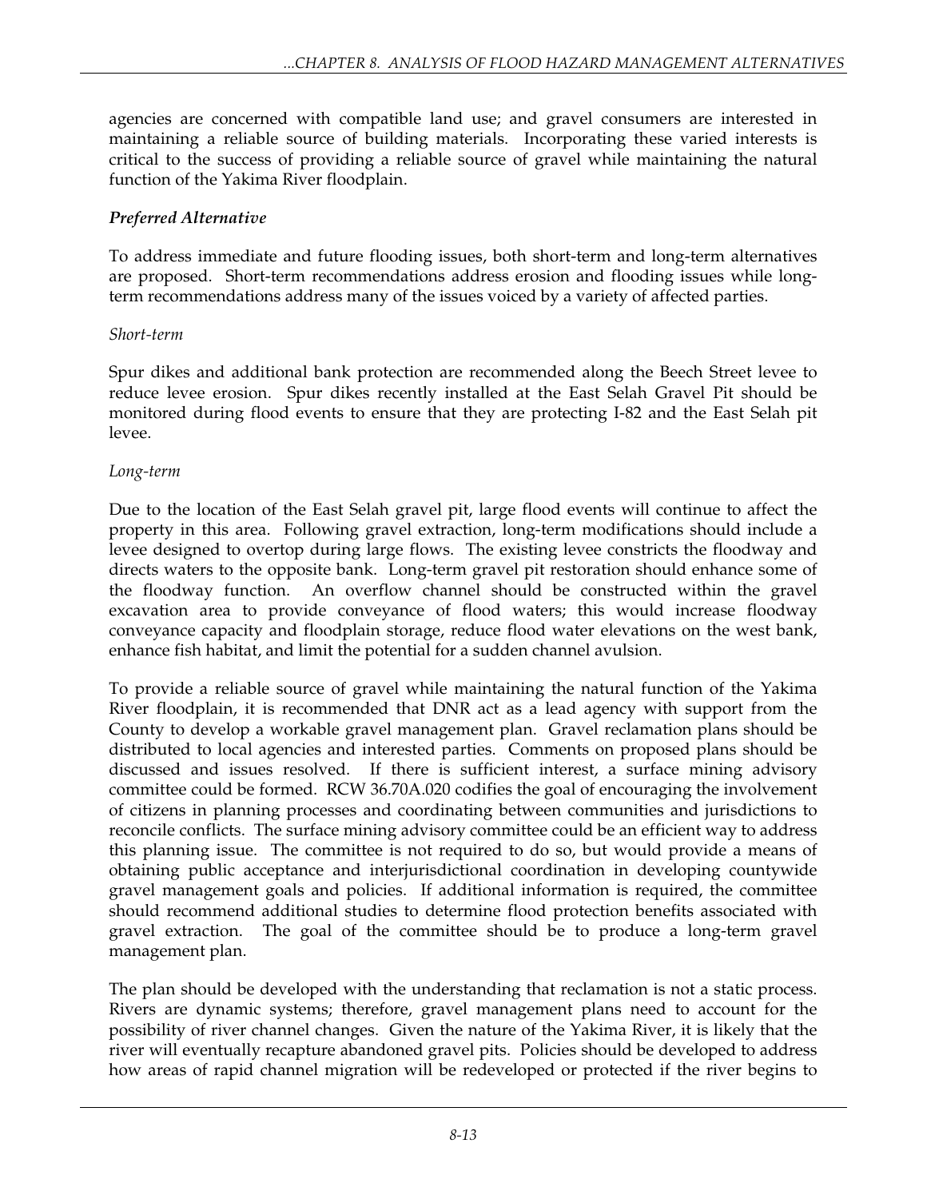agencies are concerned with compatible land use; and gravel consumers are interested in maintaining a reliable source of building materials. Incorporating these varied interests is critical to the success of providing a reliable source of gravel while maintaining the natural function of the Yakima River floodplain.

### *Preferred Alternative*

To address immediate and future flooding issues, both short-term and long-term alternatives are proposed. Short-term recommendations address erosion and flooding issues while long-term recommendations address many of the issues voiced by a variety of affected parties.

#### *Short-term*

Spur dikes and additional bank protection are recommended along the Beech Street levee to reduce levee erosion. Spur dikes recently installed at the East Selah Gravel Pit should be monitored during flood events to ensure that they are protecting I-82 and the East Selah pit levee.

#### *Long-term*

Due to the location of the East Selah gravel pit, large flood events will continue to affect the property in this area. Following gravel extraction, long-term modifications should include a levee designed to overtop during large flows. The existing levee constricts the floodway and directs waters to the opposite bank. Long-term gravel pit restoration should enhance some of the floodway function. An overflow channel should be constructed within the gravel excavation area to provide conveyance of flood waters; this would increase floodway conveyance capacity and floodplain storage, reduce flood water elevations on the west bank, enhance fish habitat, and limit the potential for a sudden channel avulsion.

To provide a reliable source of gravel while maintaining the natural function of the Yakima River floodplain, it is recommended that DNR act as a lead agency with support from the County to develop a workable gravel management plan. Gravel reclamation plans should be distributed to local agencies and interested parties. Comments on proposed plans should be discussed and issues resolved. If there is sufficient interest, a surface mining advisory committee could be formed. RCW 36.70A.020 codifies the goal of encouraging the involvement of citizens in planning processes and coordinating between communities and jurisdictions to reconcile conflicts. The surface mining advisory committee could be an efficient way to address this planning issue. The committee is not required to do so, but would provide a means of obtaining public acceptance and interjurisdictional coordination in developing countywide gravel management goals and policies. If additional information is required, the committee should recommend additional studies to determine flood protection benefits associated with gravel extraction. The goal of the committee should be to produce a long-term gravel management plan.

The plan should be developed with the understanding that reclamation is not a static process. Rivers are dynamic systems; therefore, gravel management plans need to account for the possibility of river channel changes. Given the nature of the Yakima River, it is likely that the river will eventually recapture abandoned gravel pits. Policies should be developed to address how areas of rapid channel migration will be redeveloped or protected if the river begins to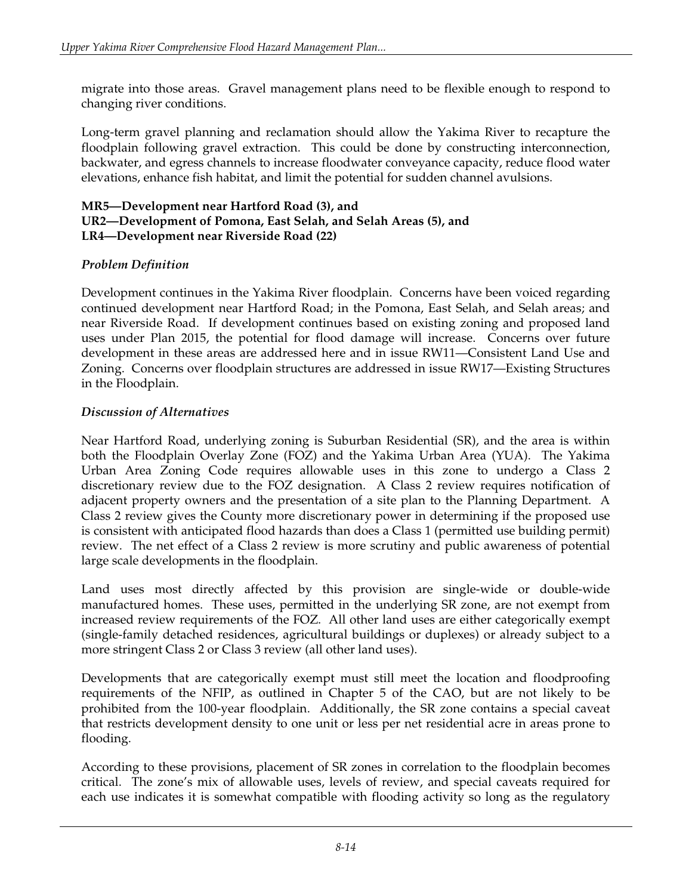migrate into those areas. Gravel management plans need to be flexible enough to respond to changing river conditions.

Long-term gravel planning and reclamation should allow the Yakima River to recapture the floodplain following gravel extraction. This could be done by constructing interconnection, backwater, and egress channels to increase floodwater conveyance capacity, reduce flood water elevations, enhance fish habitat, and limit the potential for sudden channel avulsions.

**MR5—Development near Hartford Road (3), and**
**UR2—Development of Pomona, East Selah, and Selah Areas (5), and**
**LR4—Development near Riverside Road (22)**

*Problem Definition*

Development continues in the Yakima River floodplain. Concerns have been voiced regarding continued development near Hartford Road; in the Pomona, East Selah, and Selah areas; and near Riverside Road. If development continues based on existing zoning and proposed land uses under Plan 2015, the potential for flood damage will increase. Concerns over future development in these areas are addressed here and in issue RW11—Consistent Land Use and Zoning. Concerns over floodplain structures are addressed in issue RW17—Existing Structures in the Floodplain.

*Discussion of Alternatives*

Near Hartford Road, underlying zoning is Suburban Residential (SR), and the area is within both the Floodplain Overlay Zone (FOZ) and the Yakima Urban Area (YUA). The Yakima Urban Area Zoning Code requires allowable uses in this zone to undergo a Class 2 discretionary review due to the FOZ designation. A Class 2 review requires notification of adjacent property owners and the presentation of a site plan to the Planning Department. A Class 2 review gives the County more discretionary power in determining if the proposed use is consistent with anticipated flood hazards than does a Class 1 (permitted use building permit) review. The net effect of a Class 2 review is more scrutiny and public awareness of potential large scale developments in the floodplain.

Land uses most directly affected by this provision are single-wide or double-wide manufactured homes. These uses, permitted in the underlying SR zone, are not exempt from increased review requirements of the FOZ. All other land uses are either categorically exempt (single-family detached residences, agricultural buildings or duplexes) or already subject to a more stringent Class 2 or Class 3 review (all other land uses).

Developments that are categorically exempt must still meet the location and floodproofing requirements of the NFIP, as outlined in Chapter 5 of the CAO, but are not likely to be prohibited from the 100-year floodplain. Additionally, the SR zone contains a special caveat that restricts development density to one unit or less per net residential acre in areas prone to flooding.

According to these provisions, placement of SR zones in correlation to the floodplain becomes critical. The zone's mix of allowable uses, levels of review, and special caveats required for each use indicates it is somewhat compatible with flooding activity so long as the regulatory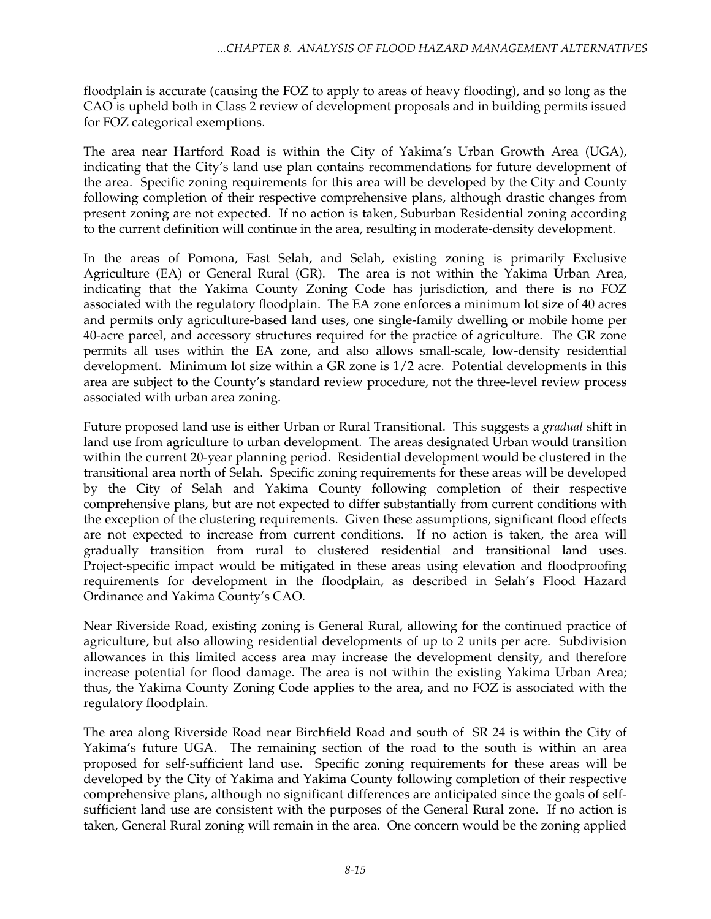floodplain is accurate (causing the FOZ to apply to areas of heavy flooding), and so long as the CAO is upheld both in Class 2 review of development proposals and in building permits issued for FOZ categorical exemptions.

The area near Hartford Road is within the City of Yakima's Urban Growth Area (UGA), indicating that the City's land use plan contains recommendations for future development of the area. Specific zoning requirements for this area will be developed by the City and County following completion of their respective comprehensive plans, although drastic changes from present zoning are not expected. If no action is taken, Suburban Residential zoning according to the current definition will continue in the area, resulting in moderate-density development.

In the areas of Pomona, East Selah, and Selah, existing zoning is primarily Exclusive Agriculture (EA) or General Rural (GR). The area is not within the Yakima Urban Area, indicating that the Yakima County Zoning Code has jurisdiction, and there is no FOZ associated with the regulatory floodplain. The EA zone enforces a minimum lot size of 40 acres and permits only agriculture-based land uses, one single-family dwelling or mobile home per 40-acre parcel, and accessory structures required for the practice of agriculture. The GR zone permits all uses within the EA zone, and also allows small-scale, low-density residential development. Minimum lot size within a GR zone is 1/2 acre. Potential developments in this area are subject to the County's standard review procedure, not the three-level review process associated with urban area zoning.

Future proposed land use is either Urban or Rural Transitional. This suggests a *gradual* shift in land use from agriculture to urban development. The areas designated Urban would transition within the current 20-year planning period. Residential development would be clustered in the transitional area north of Selah. Specific zoning requirements for these areas will be developed by the City of Selah and Yakima County following completion of their respective comprehensive plans, but are not expected to differ substantially from current conditions with the exception of the clustering requirements. Given these assumptions, significant flood effects are not expected to increase from current conditions. If no action is taken, the area will gradually transition from rural to clustered residential and transitional land uses. Project-specific impact would be mitigated in these areas using elevation and floodproofing requirements for development in the floodplain, as described in Selah's Flood Hazard Ordinance and Yakima County's CAO.

Near Riverside Road, existing zoning is General Rural, allowing for the continued practice of agriculture, but also allowing residential developments of up to 2 units per acre. Subdivision allowances in this limited access area may increase the development density, and therefore increase potential for flood damage. The area is not within the existing Yakima Urban Area; thus, the Yakima County Zoning Code applies to the area, and no FOZ is associated with the regulatory floodplain.

The area along Riverside Road near Birchfield Road and south of SR 24 is within the City of Yakima's future UGA. The remaining section of the road to the south is within an area proposed for self-sufficient land use. Specific zoning requirements for these areas will be developed by the City of Yakima and Yakima County following completion of their respective comprehensive plans, although no significant differences are anticipated since the goals of self-sufficient land use are consistent with the purposes of the General Rural zone. If no action is taken, General Rural zoning will remain in the area. One concern would be the zoning applied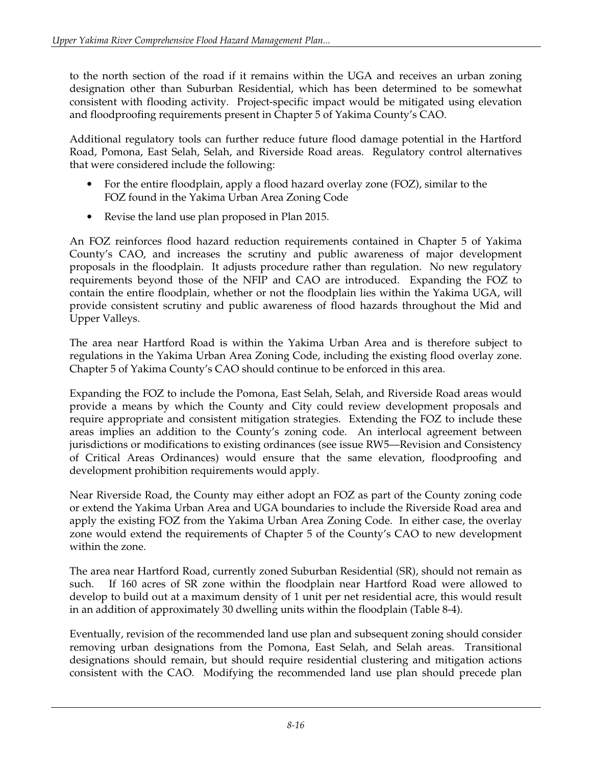to the north section of the road if it remains within the UGA and receives an urban zoning designation other than Suburban Residential, which has been determined to be somewhat consistent with flooding activity. Project-specific impact would be mitigated using elevation and floodproofing requirements present in Chapter 5 of Yakima County's CAO.

Additional regulatory tools can further reduce future flood damage potential in the Hartford Road, Pomona, East Selah, Selah, and Riverside Road areas. Regulatory control alternatives that were considered include the following:

- For the entire floodplain, apply a flood hazard overlay zone (FOZ), similar to the FOZ found in the Yakima Urban Area Zoning Code
- Revise the land use plan proposed in Plan 2015.

An FOZ reinforces flood hazard reduction requirements contained in Chapter 5 of Yakima County's CAO, and increases the scrutiny and public awareness of major development proposals in the floodplain. It adjusts procedure rather than regulation. No new regulatory requirements beyond those of the NFIP and CAO are introduced. Expanding the FOZ to contain the entire floodplain, whether or not the floodplain lies within the Yakima UGA, will provide consistent scrutiny and public awareness of flood hazards throughout the Mid and Upper Valleys.

The area near Hartford Road is within the Yakima Urban Area and is therefore subject to regulations in the Yakima Urban Area Zoning Code, including the existing flood overlay zone. Chapter 5 of Yakima County's CAO should continue to be enforced in this area.

Expanding the FOZ to include the Pomona, East Selah, Selah, and Riverside Road areas would provide a means by which the County and City could review development proposals and require appropriate and consistent mitigation strategies. Extending the FOZ to include these areas implies an addition to the County's zoning code. An interlocal agreement between jurisdictions or modifications to existing ordinances (see issue RW5—Revision and Consistency of Critical Areas Ordinances) would ensure that the same elevation, floodproofing and development prohibition requirements would apply.

Near Riverside Road, the County may either adopt an FOZ as part of the County zoning code or extend the Yakima Urban Area and UGA boundaries to include the Riverside Road area and apply the existing FOZ from the Yakima Urban Area Zoning Code. In either case, the overlay zone would extend the requirements of Chapter 5 of the County's CAO to new development within the zone.

The area near Hartford Road, currently zoned Suburban Residential (SR), should not remain as such. If 160 acres of SR zone within the floodplain near Hartford Road were allowed to develop to build out at a maximum density of 1 unit per net residential acre, this would result in an addition of approximately 30 dwelling units within the floodplain (Table 8-4).

Eventually, revision of the recommended land use plan and subsequent zoning should consider removing urban designations from the Pomona, East Selah, and Selah areas. Transitional designations should remain, but should require residential clustering and mitigation actions consistent with the CAO. Modifying the recommended land use plan should precede plan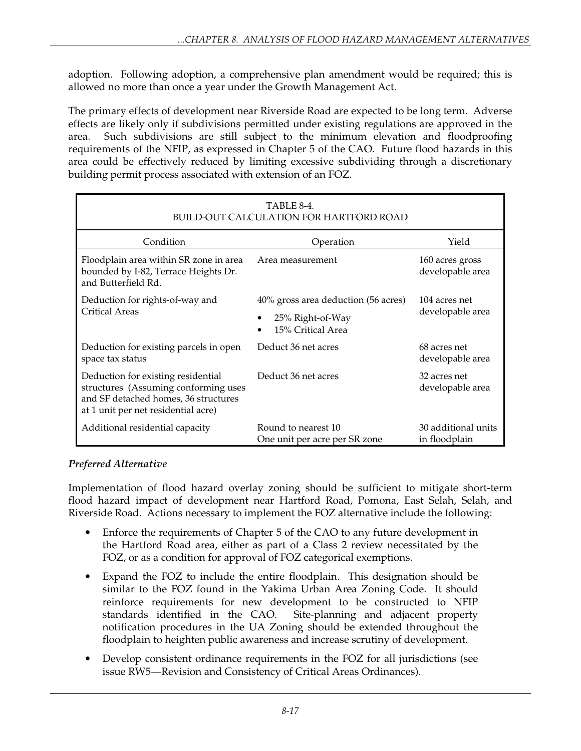adoption. Following adoption, a comprehensive plan amendment would be required; this is allowed no more than once a year under the Growth Management Act.

The primary effects of development near Riverside Road are expected to be long term. Adverse effects are likely only if subdivisions permitted under existing regulations are approved in the area. Such subdivisions are still subject to the minimum elevation and floodproofing requirements of the NFIP, as expressed in Chapter 5 of the CAO. Future flood hazards in this area could be effectively reduced by limiting excessive subdividing through a discretionary building permit process associated with extension of an FOZ.

TABLE 8-4.
BUILD-OUT CALCULATION FOR HARTFORD ROAD

| Condition | Operation | Yield |
|---|---|---|
| Floodplain area within SR zone in area bounded by I-82, Terrace Heights Dr. and Butterfield Rd. | Area measurement | 160 acres gross developable area |
| Deduction for rights-of-way and Critical Areas | 40% gross area deduction (56 acres)<br>• 25% Right-of-Way<br>• 15% Critical Area | 104 acres net developable area |
| Deduction for existing parcels in open space tax status | Deduct 36 net acres | 68 acres net developable area |
| Deduction for existing residential structures (Assuming conforming uses and SF detached homes, 36 structures at 1 unit per net residential acre) | Deduct 36 net acres | 32 acres net developable area |
| Additional residential capacity | Round to nearest 10<br>One unit per acre per SR zone | 30 additional units in floodplain |

*Preferred Alternative*

Implementation of flood hazard overlay zoning should be sufficient to mitigate short-term flood hazard impact of development near Hartford Road, Pomona, East Selah, Selah, and Riverside Road. Actions necessary to implement the FOZ alternative include the following:

- Enforce the requirements of Chapter 5 of the CAO to any future development in the Hartford Road area, either as part of a Class 2 review necessitated by the FOZ, or as a condition for approval of FOZ categorical exemptions.
- Expand the FOZ to include the entire floodplain. This designation should be similar to the FOZ found in the Yakima Urban Area Zoning Code. It should reinforce requirements for new development to be constructed to NFIP standards identified in the CAO. Site-planning and adjacent property notification procedures in the UA Zoning should be extended throughout the floodplain to heighten public awareness and increase scrutiny of development.
- Develop consistent ordinance requirements in the FOZ for all jurisdictions (see issue RW5—Revision and Consistency of Critical Areas Ordinances).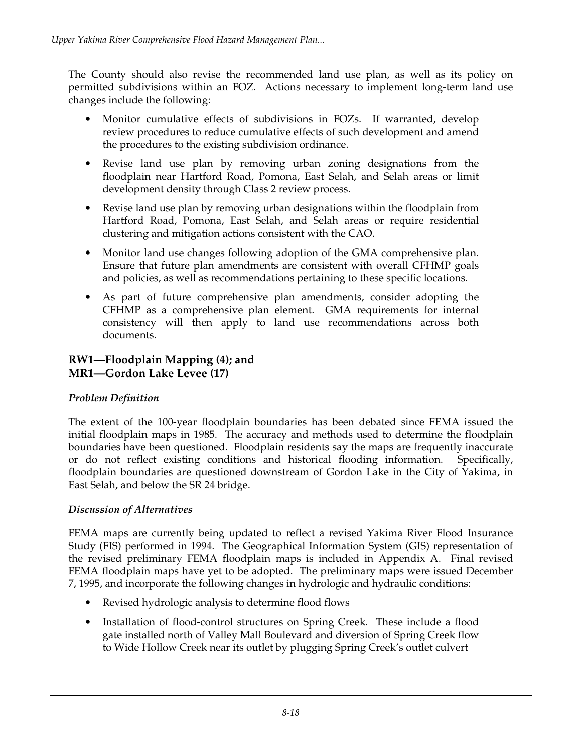The County should also revise the recommended land use plan, as well as its policy on permitted subdivisions within an FOZ. Actions necessary to implement long-term land use changes include the following:

- Monitor cumulative effects of subdivisions in FOZs. If warranted, develop review procedures to reduce cumulative effects of such development and amend the procedures to the existing subdivision ordinance.
- Revise land use plan by removing urban zoning designations from the floodplain near Hartford Road, Pomona, East Selah, and Selah areas or limit development density through Class 2 review process.
- Revise land use plan by removing urban designations within the floodplain from Hartford Road, Pomona, East Selah, and Selah areas or require residential clustering and mitigation actions consistent with the CAO.
- Monitor land use changes following adoption of the GMA comprehensive plan. Ensure that future plan amendments are consistent with overall CFHMP goals and policies, as well as recommendations pertaining to these specific locations.
- As part of future comprehensive plan amendments, consider adopting the CFHMP as a comprehensive plan element. GMA requirements for internal consistency will then apply to land use recommendations across both documents.

## RW1—Floodplain Mapping (4); and MR1—Gordon Lake Levee (17)

### *Problem Definition*

The extent of the 100-year floodplain boundaries has been debated since FEMA issued the initial floodplain maps in 1985. The accuracy and methods used to determine the floodplain boundaries have been questioned. Floodplain residents say the maps are frequently inaccurate or do not reflect existing conditions and historical flooding information. Specifically, floodplain boundaries are questioned downstream of Gordon Lake in the City of Yakima, in East Selah, and below the SR 24 bridge.

### *Discussion of Alternatives*

FEMA maps are currently being updated to reflect a revised Yakima River Flood Insurance Study (FIS) performed in 1994. The Geographical Information System (GIS) representation of the revised preliminary FEMA floodplain maps is included in Appendix A. Final revised FEMA floodplain maps have yet to be adopted. The preliminary maps were issued December 7, 1995, and incorporate the following changes in hydrologic and hydraulic conditions:

- Revised hydrologic analysis to determine flood flows
- Installation of flood-control structures on Spring Creek. These include a flood gate installed north of Valley Mall Boulevard and diversion of Spring Creek flow to Wide Hollow Creek near its outlet by plugging Spring Creek's outlet culvert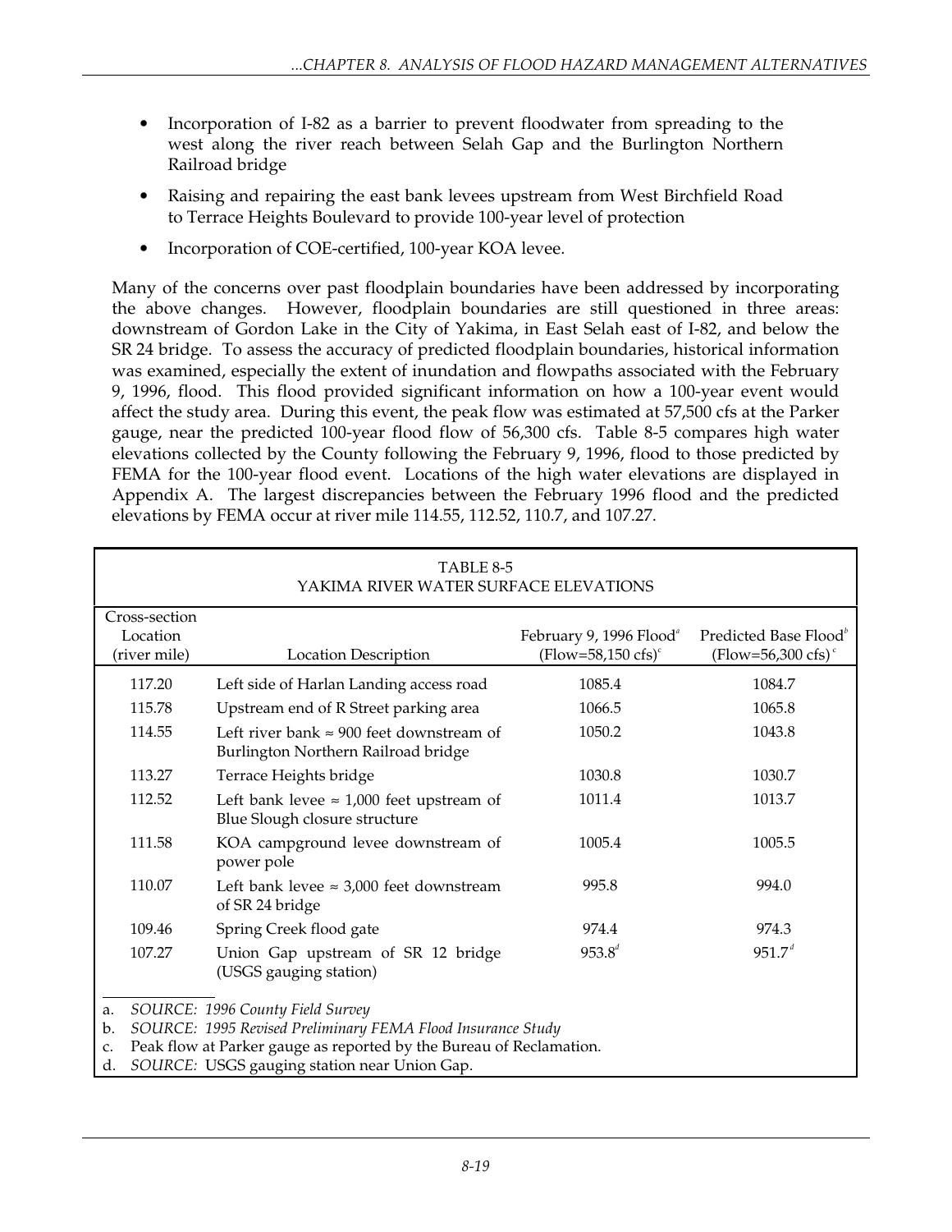- Incorporation of I-82 as a barrier to prevent floodwater from spreading to the west along the river reach between Selah Gap and the Burlington Northern Railroad bridge
- Raising and repairing the east bank levees upstream from West Birchfield Road to Terrace Heights Boulevard to provide 100-year level of protection
- Incorporation of COE-certified, 100-year KOA levee.

Many of the concerns over past floodplain boundaries have been addressed by incorporating the above changes. However, floodplain boundaries are still questioned in three areas: downstream of Gordon Lake in the City of Yakima, in East Selah east of I-82, and below the SR 24 bridge. To assess the accuracy of predicted floodplain boundaries, historical information was examined, especially the extent of inundation and flowpaths associated with the February 9, 1996, flood. This flood provided significant information on how a 100-year event would affect the study area. During this event, the peak flow was estimated at 57,500 cfs at the Parker gauge, near the predicted 100-year flood flow of 56,300 cfs. Table 8-5 compares high water elevations collected by the County following the February 9, 1996, flood to those predicted by FEMA for the 100-year flood event. Locations of the high water elevations are displayed in Appendix A. The largest discrepancies between the February 1996 flood and the predicted elevations by FEMA occur at river mile 114.55, 112.52, 110.7, and 107.27.

TABLE 8-5
YAKIMA RIVER WATER SURFACE ELEVATIONS

| Cross-section Location (river mile) | Location Description | February 9, 1996 Flood[a] (Flow=58,150 cfs)[c] | Predicted Base Flood[b] (Flow=56,300 cfs)[c] |
|---|---|---|---|
| 117.20 | Left side of Harlan Landing access road | 1085.4 | 1084.7 |
| 115.78 | Upstream end of R Street parking area | 1066.5 | 1065.8 |
| 114.55 | Left river bank ≈ 900 feet downstream of Burlington Northern Railroad bridge | 1050.2 | 1043.8 |
| 113.27 | Terrace Heights bridge | 1030.8 | 1030.7 |
| 112.52 | Left bank levee ≈ 1,000 feet upstream of Blue Slough closure structure | 1011.4 | 1013.7 |
| 111.58 | KOA campground levee downstream of power pole | 1005.4 | 1005.5 |
| 110.07 | Left bank levee ≈ 3,000 feet downstream of SR 24 bridge | 995.8 | 994.0 |
| 109.46 | Spring Creek flood gate | 974.4 | 974.3 |
| 107.27 | Union Gap upstream of SR 12 bridge (USGS gauging station) | 953.8[d] | 951.7[d] |

a. *SOURCE: 1996 County Field Survey*
b. *SOURCE: 1995 Revised Preliminary FEMA Flood Insurance Study*
c. Peak flow at Parker gauge as reported by the Bureau of Reclamation.
d. *SOURCE:* USGS gauging station near Union Gap.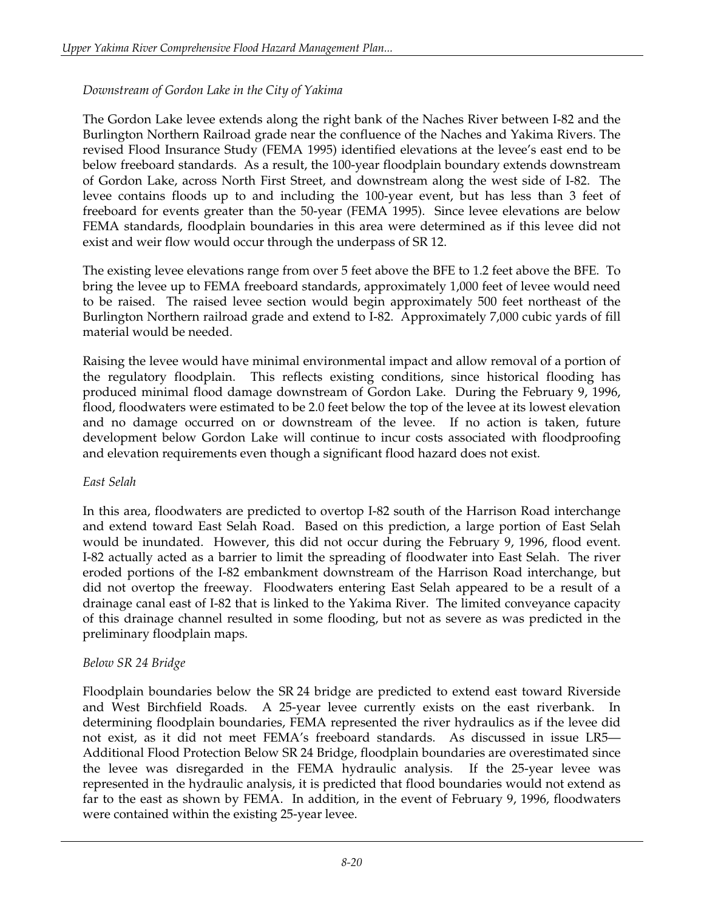*Downstream of Gordon Lake in the City of Yakima*

The Gordon Lake levee extends along the right bank of the Naches River between I-82 and the Burlington Northern Railroad grade near the confluence of the Naches and Yakima Rivers. The revised Flood Insurance Study (FEMA 1995) identified elevations at the levee's east end to be below freeboard standards. As a result, the 100-year floodplain boundary extends downstream of Gordon Lake, across North First Street, and downstream along the west side of I-82. The levee contains floods up to and including the 100-year event, but has less than 3 feet of freeboard for events greater than the 50-year (FEMA 1995). Since levee elevations are below FEMA standards, floodplain boundaries in this area were determined as if this levee did not exist and weir flow would occur through the underpass of SR 12.

The existing levee elevations range from over 5 feet above the BFE to 1.2 feet above the BFE. To bring the levee up to FEMA freeboard standards, approximately 1,000 feet of levee would need to be raised. The raised levee section would begin approximately 500 feet northeast of the Burlington Northern railroad grade and extend to I-82. Approximately 7,000 cubic yards of fill material would be needed.

Raising the levee would have minimal environmental impact and allow removal of a portion of the regulatory floodplain. This reflects existing conditions, since historical flooding has produced minimal flood damage downstream of Gordon Lake. During the February 9, 1996, flood, floodwaters were estimated to be 2.0 feet below the top of the levee at its lowest elevation and no damage occurred on or downstream of the levee. If no action is taken, future development below Gordon Lake will continue to incur costs associated with floodproofing and elevation requirements even though a significant flood hazard does not exist.

*East Selah*

In this area, floodwaters are predicted to overtop I-82 south of the Harrison Road interchange and extend toward East Selah Road. Based on this prediction, a large portion of East Selah would be inundated. However, this did not occur during the February 9, 1996, flood event. I-82 actually acted as a barrier to limit the spreading of floodwater into East Selah. The river eroded portions of the I-82 embankment downstream of the Harrison Road interchange, but did not overtop the freeway. Floodwaters entering East Selah appeared to be a result of a drainage canal east of I-82 that is linked to the Yakima River. The limited conveyance capacity of this drainage channel resulted in some flooding, but not as severe as was predicted in the preliminary floodplain maps.

*Below SR 24 Bridge*

Floodplain boundaries below the SR 24 bridge are predicted to extend east toward Riverside and West Birchfield Roads. A 25-year levee currently exists on the east riverbank. In determining floodplain boundaries, FEMA represented the river hydraulics as if the levee did not exist, as it did not meet FEMA's freeboard standards. As discussed in issue LR5—Additional Flood Protection Below SR 24 Bridge, floodplain boundaries are overestimated since the levee was disregarded in the FEMA hydraulic analysis. If the 25-year levee was represented in the hydraulic analysis, it is predicted that flood boundaries would not extend as far to the east as shown by FEMA. In addition, in the event of February 9, 1996, floodwaters were contained within the existing 25-year levee.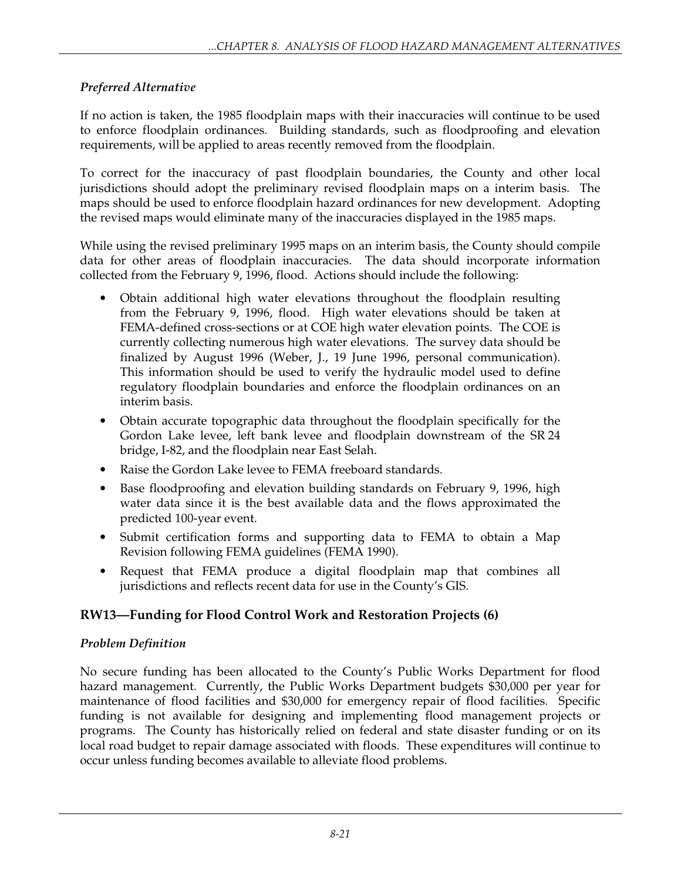### *Preferred Alternative*

If no action is taken, the 1985 floodplain maps with their inaccuracies will continue to be used to enforce floodplain ordinances. Building standards, such as floodproofing and elevation requirements, will be applied to areas recently removed from the floodplain.

To correct for the inaccuracy of past floodplain boundaries, the County and other local jurisdictions should adopt the preliminary revised floodplain maps on a interim basis. The maps should be used to enforce floodplain hazard ordinances for new development. Adopting the revised maps would eliminate many of the inaccuracies displayed in the 1985 maps.

While using the revised preliminary 1995 maps on an interim basis, the County should compile data for other areas of floodplain inaccuracies. The data should incorporate information collected from the February 9, 1996, flood. Actions should include the following:

- Obtain additional high water elevations throughout the floodplain resulting from the February 9, 1996, flood. High water elevations should be taken at FEMA-defined cross-sections or at COE high water elevation points. The COE is currently collecting numerous high water elevations. The survey data should be finalized by August 1996 (Weber, J., 19 June 1996, personal communication). This information should be used to verify the hydraulic model used to define regulatory floodplain boundaries and enforce the floodplain ordinances on an interim basis.
- Obtain accurate topographic data throughout the floodplain specifically for the Gordon Lake levee, left bank levee and floodplain downstream of the SR 24 bridge, I-82, and the floodplain near East Selah.
- Raise the Gordon Lake levee to FEMA freeboard standards.
- Base floodproofing and elevation building standards on February 9, 1996, high water data since it is the best available data and the flows approximated the predicted 100-year event.
- Submit certification forms and supporting data to FEMA to obtain a Map Revision following FEMA guidelines (FEMA 1990).
- Request that FEMA produce a digital floodplain map that combines all jurisdictions and reflects recent data for use in the County's GIS.

## RW13—Funding for Flood Control Work and Restoration Projects (6)

### *Problem Definition*

No secure funding has been allocated to the County's Public Works Department for flood hazard management. Currently, the Public Works Department budgets $30,000 per year for maintenance of flood facilities and $30,000 for emergency repair of flood facilities. Specific funding is not available for designing and implementing flood management projects or programs. The County has historically relied on federal and state disaster funding or on its local road budget to repair damage associated with floods. These expenditures will continue to occur unless funding becomes available to alleviate flood problems.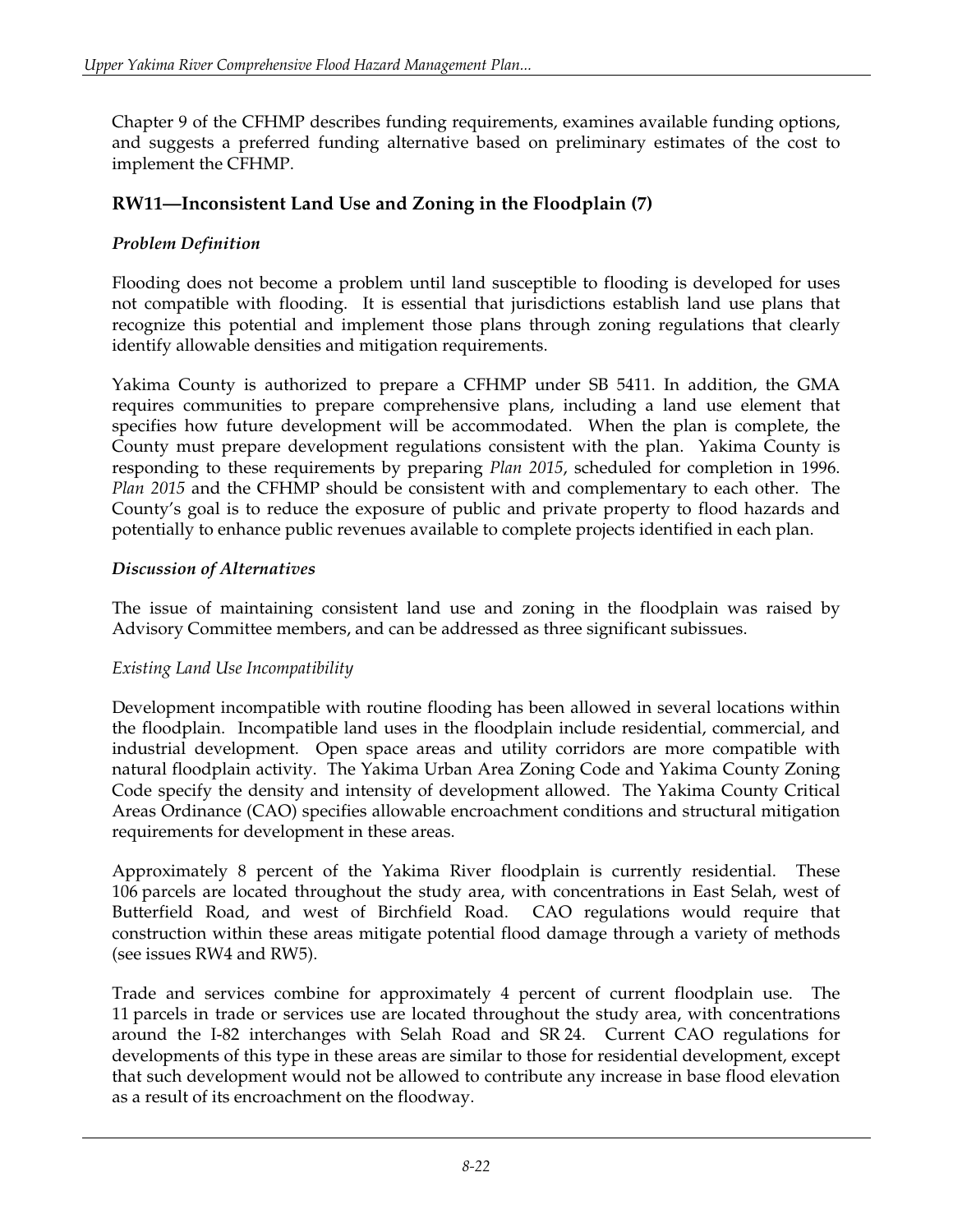Chapter 9 of the CFHMP describes funding requirements, examines available funding options, and suggests a preferred funding alternative based on preliminary estimates of the cost to implement the CFHMP.

## RW11—Inconsistent Land Use and Zoning in the Floodplain (7)

### *Problem Definition*

Flooding does not become a problem until land susceptible to flooding is developed for uses not compatible with flooding. It is essential that jurisdictions establish land use plans that recognize this potential and implement those plans through zoning regulations that clearly identify allowable densities and mitigation requirements.

Yakima County is authorized to prepare a CFHMP under SB 5411. In addition, the GMA requires communities to prepare comprehensive plans, including a land use element that specifies how future development will be accommodated. When the plan is complete, the County must prepare development regulations consistent with the plan. Yakima County is responding to these requirements by preparing *Plan 2015*, scheduled for completion in 1996. *Plan 2015* and the CFHMP should be consistent with and complementary to each other. The County's goal is to reduce the exposure of public and private property to flood hazards and potentially to enhance public revenues available to complete projects identified in each plan.

### *Discussion of Alternatives*

The issue of maintaining consistent land use and zoning in the floodplain was raised by Advisory Committee members, and can be addressed as three significant subissues.

*Existing Land Use Incompatibility*

Development incompatible with routine flooding has been allowed in several locations within the floodplain. Incompatible land uses in the floodplain include residential, commercial, and industrial development. Open space areas and utility corridors are more compatible with natural floodplain activity. The Yakima Urban Area Zoning Code and Yakima County Zoning Code specify the density and intensity of development allowed. The Yakima County Critical Areas Ordinance (CAO) specifies allowable encroachment conditions and structural mitigation requirements for development in these areas.

Approximately 8 percent of the Yakima River floodplain is currently residential. These 106 parcels are located throughout the study area, with concentrations in East Selah, west of Butterfield Road, and west of Birchfield Road. CAO regulations would require that construction within these areas mitigate potential flood damage through a variety of methods (see issues RW4 and RW5).

Trade and services combine for approximately 4 percent of current floodplain use. The 11 parcels in trade or services use are located throughout the study area, with concentrations around the I-82 interchanges with Selah Road and SR 24. Current CAO regulations for developments of this type in these areas are similar to those for residential development, except that such development would not be allowed to contribute any increase in base flood elevation as a result of its encroachment on the floodway.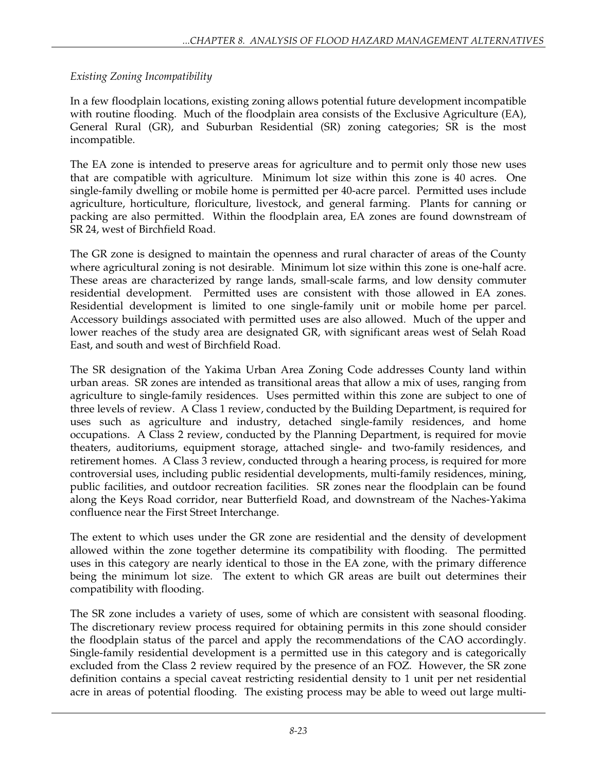*Existing Zoning Incompatibility*

In a few floodplain locations, existing zoning allows potential future development incompatible with routine flooding. Much of the floodplain area consists of the Exclusive Agriculture (EA), General Rural (GR), and Suburban Residential (SR) zoning categories; SR is the most incompatible.

The EA zone is intended to preserve areas for agriculture and to permit only those new uses that are compatible with agriculture. Minimum lot size within this zone is 40 acres. One single-family dwelling or mobile home is permitted per 40-acre parcel. Permitted uses include agriculture, horticulture, floriculture, livestock, and general farming. Plants for canning or packing are also permitted. Within the floodplain area, EA zones are found downstream of SR 24, west of Birchfield Road.

The GR zone is designed to maintain the openness and rural character of areas of the County where agricultural zoning is not desirable. Minimum lot size within this zone is one-half acre. These areas are characterized by range lands, small-scale farms, and low density commuter residential development. Permitted uses are consistent with those allowed in EA zones. Residential development is limited to one single-family unit or mobile home per parcel. Accessory buildings associated with permitted uses are also allowed. Much of the upper and lower reaches of the study area are designated GR, with significant areas west of Selah Road East, and south and west of Birchfield Road.

The SR designation of the Yakima Urban Area Zoning Code addresses County land within urban areas. SR zones are intended as transitional areas that allow a mix of uses, ranging from agriculture to single-family residences. Uses permitted within this zone are subject to one of three levels of review. A Class 1 review, conducted by the Building Department, is required for uses such as agriculture and industry, detached single-family residences, and home occupations. A Class 2 review, conducted by the Planning Department, is required for movie theaters, auditoriums, equipment storage, attached single- and two-family residences, and retirement homes. A Class 3 review, conducted through a hearing process, is required for more controversial uses, including public residential developments, multi-family residences, mining, public facilities, and outdoor recreation facilities. SR zones near the floodplain can be found along the Keys Road corridor, near Butterfield Road, and downstream of the Naches-Yakima confluence near the First Street Interchange.

The extent to which uses under the GR zone are residential and the density of development allowed within the zone together determine its compatibility with flooding. The permitted uses in this category are nearly identical to those in the EA zone, with the primary difference being the minimum lot size. The extent to which GR areas are built out determines their compatibility with flooding.

The SR zone includes a variety of uses, some of which are consistent with seasonal flooding. The discretionary review process required for obtaining permits in this zone should consider the floodplain status of the parcel and apply the recommendations of the CAO accordingly. Single-family residential development is a permitted use in this category and is categorically excluded from the Class 2 review required by the presence of an FOZ. However, the SR zone definition contains a special caveat restricting residential density to 1 unit per net residential acre in areas of potential flooding. The existing process may be able to weed out large multi-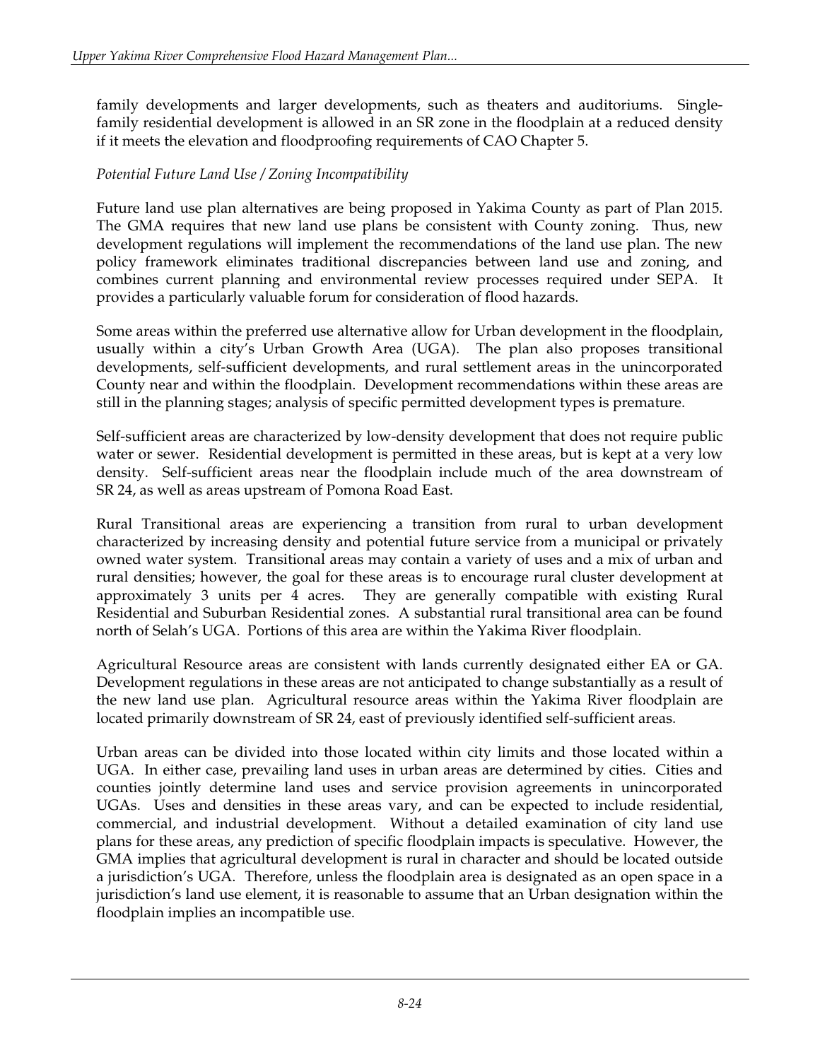family developments and larger developments, such as theaters and auditoriums. Single-family residential development is allowed in an SR zone in the floodplain at a reduced density if it meets the elevation and floodproofing requirements of CAO Chapter 5.

*Potential Future Land Use / Zoning Incompatibility*

Future land use plan alternatives are being proposed in Yakima County as part of Plan 2015. The GMA requires that new land use plans be consistent with County zoning. Thus, new development regulations will implement the recommendations of the land use plan. The new policy framework eliminates traditional discrepancies between land use and zoning, and combines current planning and environmental review processes required under SEPA. It provides a particularly valuable forum for consideration of flood hazards.

Some areas within the preferred use alternative allow for Urban development in the floodplain, usually within a city's Urban Growth Area (UGA). The plan also proposes transitional developments, self-sufficient developments, and rural settlement areas in the unincorporated County near and within the floodplain. Development recommendations within these areas are still in the planning stages; analysis of specific permitted development types is premature.

Self-sufficient areas are characterized by low-density development that does not require public water or sewer. Residential development is permitted in these areas, but is kept at a very low density. Self-sufficient areas near the floodplain include much of the area downstream of SR 24, as well as areas upstream of Pomona Road East.

Rural Transitional areas are experiencing a transition from rural to urban development characterized by increasing density and potential future service from a municipal or privately owned water system. Transitional areas may contain a variety of uses and a mix of urban and rural densities; however, the goal for these areas is to encourage rural cluster development at approximately 3 units per 4 acres. They are generally compatible with existing Rural Residential and Suburban Residential zones. A substantial rural transitional area can be found north of Selah's UGA. Portions of this area are within the Yakima River floodplain.

Agricultural Resource areas are consistent with lands currently designated either EA or GA. Development regulations in these areas are not anticipated to change substantially as a result of the new land use plan. Agricultural resource areas within the Yakima River floodplain are located primarily downstream of SR 24, east of previously identified self-sufficient areas.

Urban areas can be divided into those located within city limits and those located within a UGA. In either case, prevailing land uses in urban areas are determined by cities. Cities and counties jointly determine land uses and service provision agreements in unincorporated UGAs. Uses and densities in these areas vary, and can be expected to include residential, commercial, and industrial development. Without a detailed examination of city land use plans for these areas, any prediction of specific floodplain impacts is speculative. However, the GMA implies that agricultural development is rural in character and should be located outside a jurisdiction's UGA. Therefore, unless the floodplain area is designated as an open space in a jurisdiction's land use element, it is reasonable to assume that an Urban designation within the floodplain implies an incompatible use.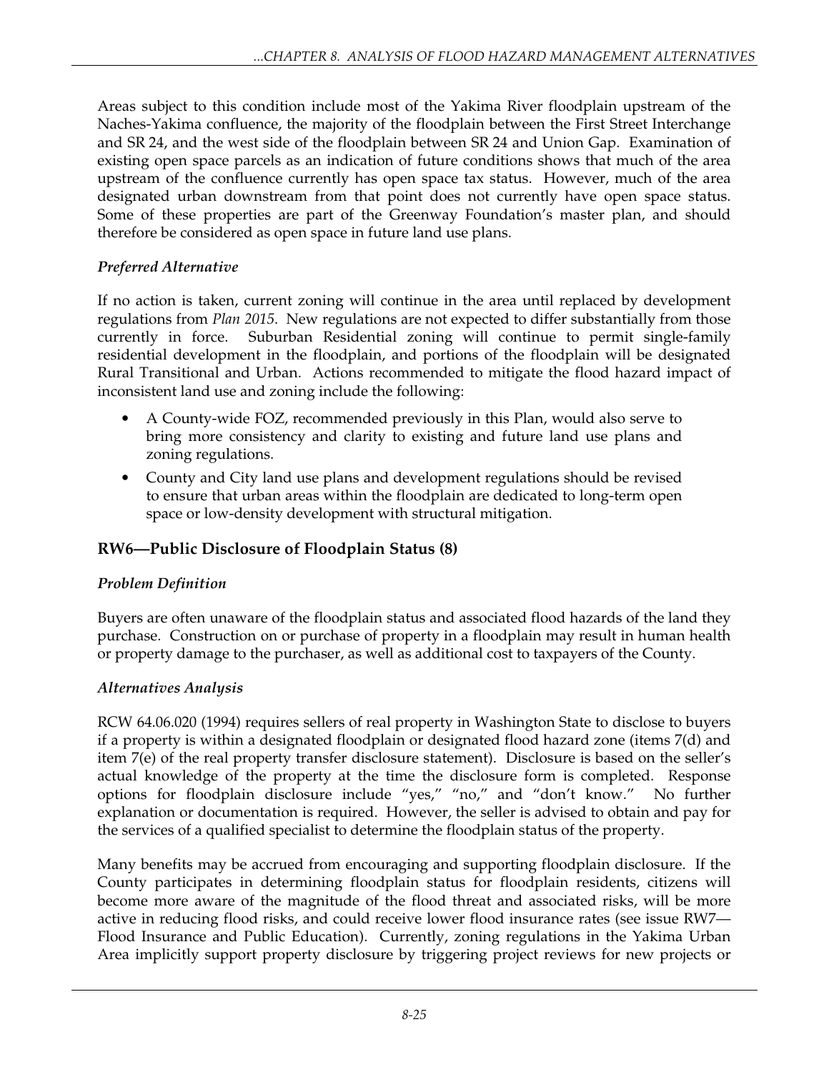Areas subject to this condition include most of the Yakima River floodplain upstream of the Naches-Yakima confluence, the majority of the floodplain between the First Street Interchange and SR 24, and the west side of the floodplain between SR 24 and Union Gap. Examination of existing open space parcels as an indication of future conditions shows that much of the area upstream of the confluence currently has open space tax status. However, much of the area designated urban downstream from that point does not currently have open space status. Some of these properties are part of the Greenway Foundation's master plan, and should therefore be considered as open space in future land use plans.

### *Preferred Alternative*

If no action is taken, current zoning will continue in the area until replaced by development regulations from *Plan 2015*. New regulations are not expected to differ substantially from those currently in force. Suburban Residential zoning will continue to permit single-family residential development in the floodplain, and portions of the floodplain will be designated Rural Transitional and Urban. Actions recommended to mitigate the flood hazard impact of inconsistent land use and zoning include the following:

- A County-wide FOZ, recommended previously in this Plan, would also serve to bring more consistency and clarity to existing and future land use plans and zoning regulations.
- County and City land use plans and development regulations should be revised to ensure that urban areas within the floodplain are dedicated to long-term open space or low-density development with structural mitigation.

## RW6—Public Disclosure of Floodplain Status (8)

### *Problem Definition*

Buyers are often unaware of the floodplain status and associated flood hazards of the land they purchase. Construction on or purchase of property in a floodplain may result in human health or property damage to the purchaser, as well as additional cost to taxpayers of the County.

### *Alternatives Analysis*

RCW 64.06.020 (1994) requires sellers of real property in Washington State to disclose to buyers if a property is within a designated floodplain or designated flood hazard zone (items 7(d) and item 7(e) of the real property transfer disclosure statement). Disclosure is based on the seller's actual knowledge of the property at the time the disclosure form is completed. Response options for floodplain disclosure include "yes," "no," and "don't know." No further explanation or documentation is required. However, the seller is advised to obtain and pay for the services of a qualified specialist to determine the floodplain status of the property.

Many benefits may be accrued from encouraging and supporting floodplain disclosure. If the County participates in determining floodplain status for floodplain residents, citizens will become more aware of the magnitude of the flood threat and associated risks, will be more active in reducing flood risks, and could receive lower flood insurance rates (see issue RW7—Flood Insurance and Public Education). Currently, zoning regulations in the Yakima Urban Area implicitly support property disclosure by triggering project reviews for new projects or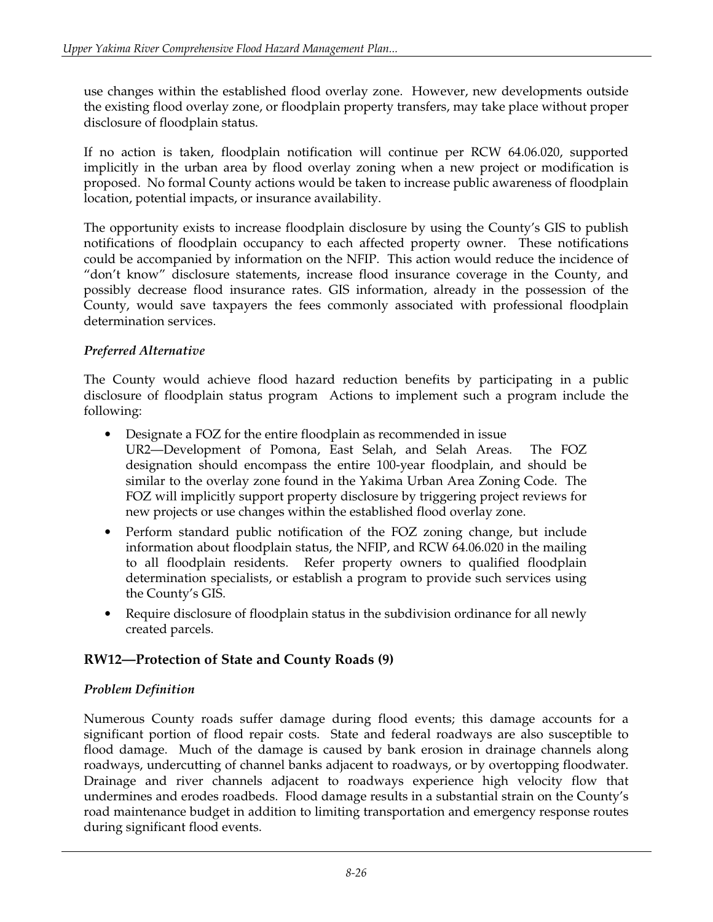use changes within the established flood overlay zone. However, new developments outside the existing flood overlay zone, or floodplain property transfers, may take place without proper disclosure of floodplain status.

If no action is taken, floodplain notification will continue per RCW 64.06.020, supported implicitly in the urban area by flood overlay zoning when a new project or modification is proposed. No formal County actions would be taken to increase public awareness of floodplain location, potential impacts, or insurance availability.

The opportunity exists to increase floodplain disclosure by using the County's GIS to publish notifications of floodplain occupancy to each affected property owner. These notifications could be accompanied by information on the NFIP. This action would reduce the incidence of "don't know" disclosure statements, increase flood insurance coverage in the County, and possibly decrease flood insurance rates. GIS information, already in the possession of the County, would save taxpayers the fees commonly associated with professional floodplain determination services.

### *Preferred Alternative*

The County would achieve flood hazard reduction benefits by participating in a public disclosure of floodplain status program  Actions to implement such a program include the following:

- Designate a FOZ for the entire floodplain as recommended in issue UR2—Development of Pomona, East Selah, and Selah Areas. The FOZ designation should encompass the entire 100-year floodplain, and should be similar to the overlay zone found in the Yakima Urban Area Zoning Code. The FOZ will implicitly support property disclosure by triggering project reviews for new projects or use changes within the established flood overlay zone.
- Perform standard public notification of the FOZ zoning change, but include information about floodplain status, the NFIP, and RCW 64.06.020 in the mailing to all floodplain residents. Refer property owners to qualified floodplain determination specialists, or establish a program to provide such services using the County's GIS.
- Require disclosure of floodplain status in the subdivision ordinance for all newly created parcels.

## RW12—Protection of State and County Roads (9)

### *Problem Definition*

Numerous County roads suffer damage during flood events; this damage accounts for a significant portion of flood repair costs. State and federal roadways are also susceptible to flood damage. Much of the damage is caused by bank erosion in drainage channels along roadways, undercutting of channel banks adjacent to roadways, or by overtopping floodwater. Drainage and river channels adjacent to roadways experience high velocity flow that undermines and erodes roadbeds. Flood damage results in a substantial strain on the County's road maintenance budget in addition to limiting transportation and emergency response routes during significant flood events.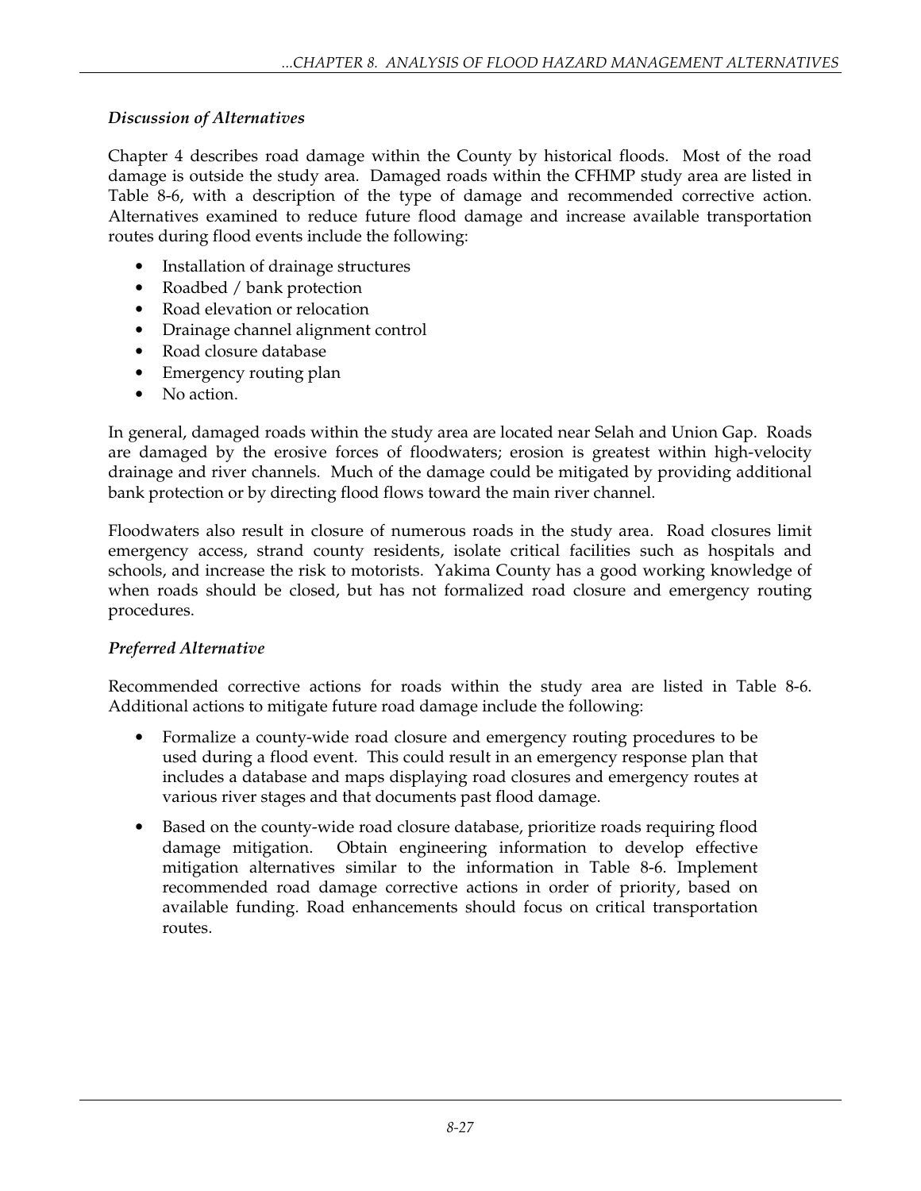### *Discussion of Alternatives*

Chapter 4 describes road damage within the County by historical floods. Most of the road damage is outside the study area. Damaged roads within the CFHMP study area are listed in Table 8-6, with a description of the type of damage and recommended corrective action. Alternatives examined to reduce future flood damage and increase available transportation routes during flood events include the following:

- Installation of drainage structures
- Roadbed / bank protection
- Road elevation or relocation
- Drainage channel alignment control
- Road closure database
- Emergency routing plan
- No action.

In general, damaged roads within the study area are located near Selah and Union Gap. Roads are damaged by the erosive forces of floodwaters; erosion is greatest within high-velocity drainage and river channels. Much of the damage could be mitigated by providing additional bank protection or by directing flood flows toward the main river channel.

Floodwaters also result in closure of numerous roads in the study area. Road closures limit emergency access, strand county residents, isolate critical facilities such as hospitals and schools, and increase the risk to motorists. Yakima County has a good working knowledge of when roads should be closed, but has not formalized road closure and emergency routing procedures.

### *Preferred Alternative*

Recommended corrective actions for roads within the study area are listed in Table 8-6. Additional actions to mitigate future road damage include the following:

- Formalize a county-wide road closure and emergency routing procedures to be used during a flood event. This could result in an emergency response plan that includes a database and maps displaying road closures and emergency routes at various river stages and that documents past flood damage.
- Based on the county-wide road closure database, prioritize roads requiring flood damage mitigation. Obtain engineering information to develop effective mitigation alternatives similar to the information in Table 8-6. Implement recommended road damage corrective actions in order of priority, based on available funding. Road enhancements should focus on critical transportation routes.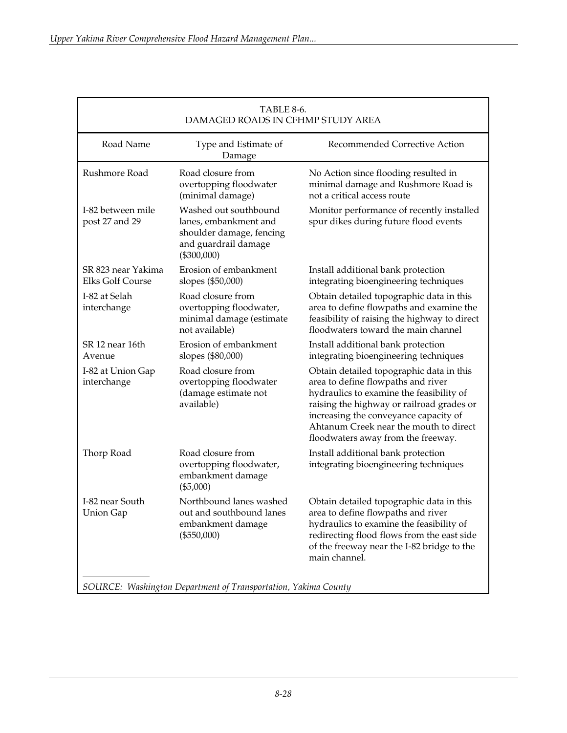TABLE 8-6.
DAMAGED ROADS IN CFHMP STUDY AREA

| Road Name | Type and Estimate of Damage | Recommended Corrective Action |
|---|---|---|
| Rushmore Road | Road closure from overtopping floodwater (minimal damage) | No Action since flooding resulted in minimal damage and Rushmore Road is not a critical access route |
| I-82 between mile post 27 and 29 | Washed out southbound lanes, embankment and shoulder damage, fencing and guardrail damage ($300,000) | Monitor performance of recently installed spur dikes during future flood events |
| SR 823 near Yakima Elks Golf Course | Erosion of embankment slopes ($50,000) | Install additional bank protection integrating bioengineering techniques |
| I-82 at Selah interchange | Road closure from overtopping floodwater, minimal damage (estimate not available) | Obtain detailed topographic data in this area to define flowpaths and examine the feasibility of raising the highway to direct floodwaters toward the main channel |
| SR 12 near 16th Avenue | Erosion of embankment slopes ($80,000) | Install additional bank protection integrating bioengineering techniques |
| I-82 at Union Gap interchange | Road closure from overtopping floodwater (damage estimate not available) | Obtain detailed topographic data in this area to define flowpaths and river hydraulics to examine the feasibility of raising the highway or railroad grades or increasing the conveyance capacity of Ahtanum Creek near the mouth to direct floodwaters away from the freeway. |
| Thorp Road | Road closure from overtopping floodwater, embankment damage ($5,000) | Install additional bank protection integrating bioengineering techniques |
| I-82 near South Union Gap | Northbound lanes washed out and southbound lanes embankment damage ($550,000) | Obtain detailed topographic data in this area to define flowpaths and river hydraulics to examine the feasibility of redirecting flood flows from the east side of the freeway near the I-82 bridge to the main channel. |

*SOURCE: Washington Department of Transportation, Yakima County*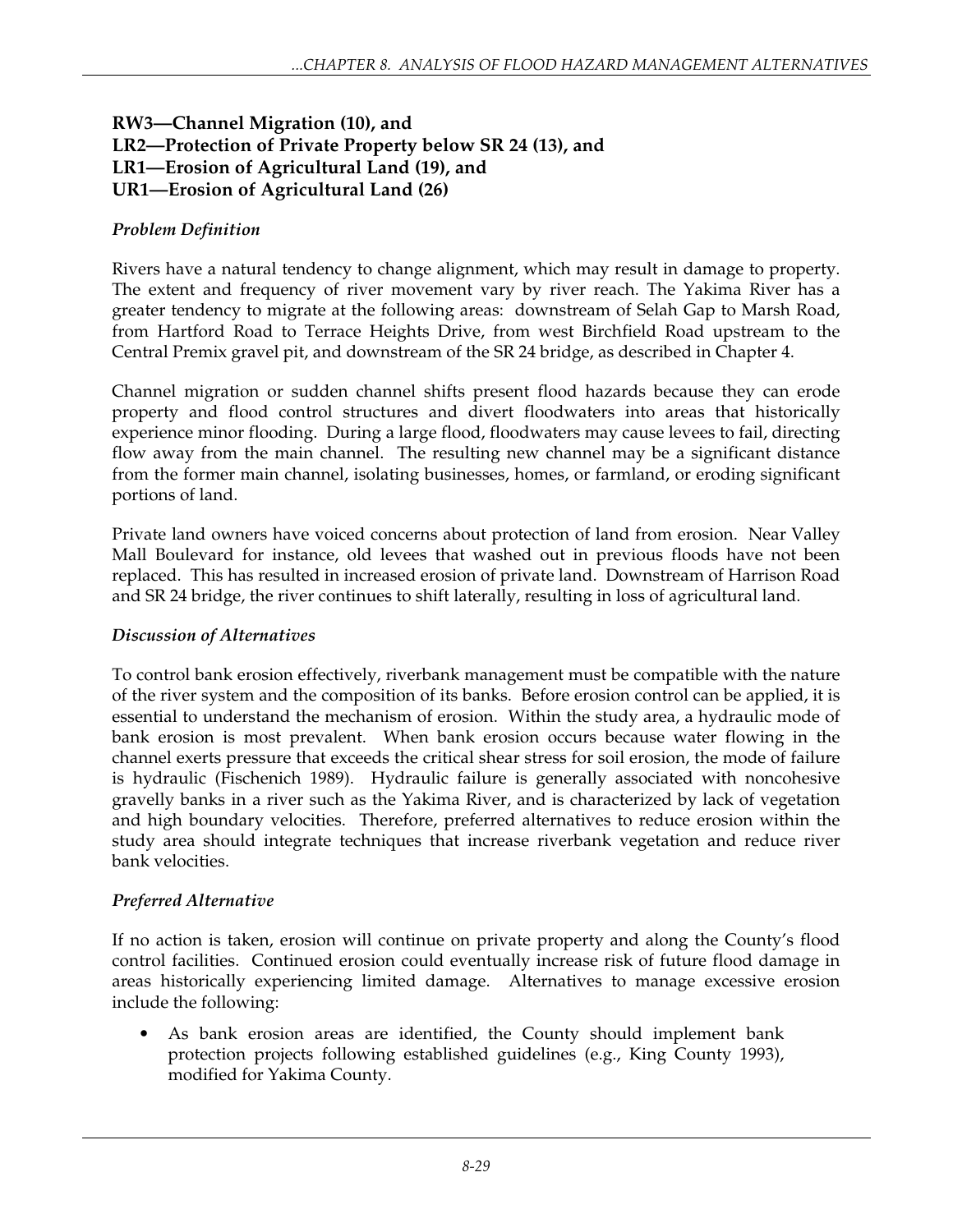### RW3—Channel Migration (10), and
### LR2—Protection of Private Property below SR 24 (13), and
### LR1—Erosion of Agricultural Land (19), and
### UR1—Erosion of Agricultural Land (26)

*Problem Definition*

Rivers have a natural tendency to change alignment, which may result in damage to property. The extent and frequency of river movement vary by river reach. The Yakima River has a greater tendency to migrate at the following areas: downstream of Selah Gap to Marsh Road, from Hartford Road to Terrace Heights Drive, from west Birchfield Road upstream to the Central Premix gravel pit, and downstream of the SR 24 bridge, as described in Chapter 4.

Channel migration or sudden channel shifts present flood hazards because they can erode property and flood control structures and divert floodwaters into areas that historically experience minor flooding. During a large flood, floodwaters may cause levees to fail, directing flow away from the main channel. The resulting new channel may be a significant distance from the former main channel, isolating businesses, homes, or farmland, or eroding significant portions of land.

Private land owners have voiced concerns about protection of land from erosion. Near Valley Mall Boulevard for instance, old levees that washed out in previous floods have not been replaced. This has resulted in increased erosion of private land. Downstream of Harrison Road and SR 24 bridge, the river continues to shift laterally, resulting in loss of agricultural land.

*Discussion of Alternatives*

To control bank erosion effectively, riverbank management must be compatible with the nature of the river system and the composition of its banks. Before erosion control can be applied, it is essential to understand the mechanism of erosion. Within the study area, a hydraulic mode of bank erosion is most prevalent. When bank erosion occurs because water flowing in the channel exerts pressure that exceeds the critical shear stress for soil erosion, the mode of failure is hydraulic (Fischenich 1989). Hydraulic failure is generally associated with noncohesive gravelly banks in a river such as the Yakima River, and is characterized by lack of vegetation and high boundary velocities. Therefore, preferred alternatives to reduce erosion within the study area should integrate techniques that increase riverbank vegetation and reduce river bank velocities.

*Preferred Alternative*

If no action is taken, erosion will continue on private property and along the County's flood control facilities. Continued erosion could eventually increase risk of future flood damage in areas historically experiencing limited damage. Alternatives to manage excessive erosion include the following:

- As bank erosion areas are identified, the County should implement bank protection projects following established guidelines (e.g., King County 1993), modified for Yakima County.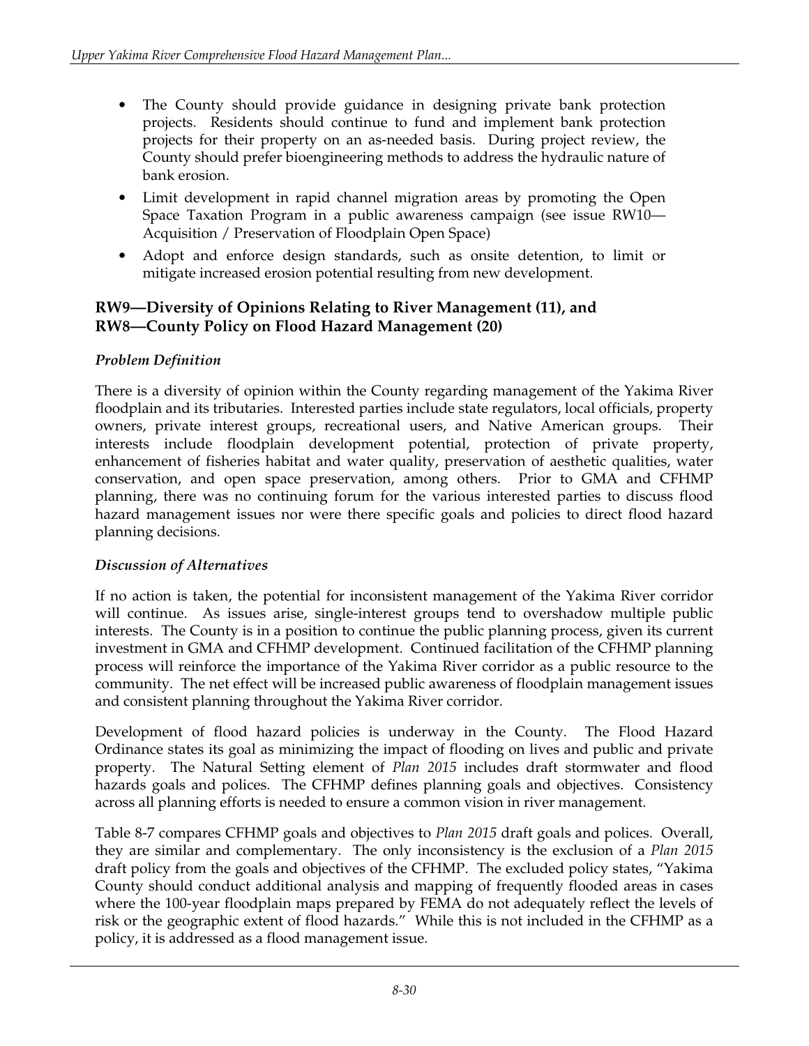- The County should provide guidance in designing private bank protection projects. Residents should continue to fund and implement bank protection projects for their property on an as-needed basis. During project review, the County should prefer bioengineering methods to address the hydraulic nature of bank erosion.
- Limit development in rapid channel migration areas by promoting the Open Space Taxation Program in a public awareness campaign (see issue RW10—Acquisition / Preservation of Floodplain Open Space)
- Adopt and enforce design standards, such as onsite detention, to limit or mitigate increased erosion potential resulting from new development.

### RW9—Diversity of Opinions Relating to River Management (11), and RW8—County Policy on Flood Hazard Management (20)

*Problem Definition*

There is a diversity of opinion within the County regarding management of the Yakima River floodplain and its tributaries. Interested parties include state regulators, local officials, property owners, private interest groups, recreational users, and Native American groups. Their interests include floodplain development potential, protection of private property, enhancement of fisheries habitat and water quality, preservation of aesthetic qualities, water conservation, and open space preservation, among others. Prior to GMA and CFHMP planning, there was no continuing forum for the various interested parties to discuss flood hazard management issues nor were there specific goals and policies to direct flood hazard planning decisions.

*Discussion of Alternatives*

If no action is taken, the potential for inconsistent management of the Yakima River corridor will continue. As issues arise, single-interest groups tend to overshadow multiple public interests. The County is in a position to continue the public planning process, given its current investment in GMA and CFHMP development. Continued facilitation of the CFHMP planning process will reinforce the importance of the Yakima River corridor as a public resource to the community. The net effect will be increased public awareness of floodplain management issues and consistent planning throughout the Yakima River corridor.

Development of flood hazard policies is underway in the County. The Flood Hazard Ordinance states its goal as minimizing the impact of flooding on lives and public and private property. The Natural Setting element of *Plan 2015* includes draft stormwater and flood hazards goals and polices. The CFHMP defines planning goals and objectives. Consistency across all planning efforts is needed to ensure a common vision in river management.

Table 8-7 compares CFHMP goals and objectives to *Plan 2015* draft goals and polices. Overall, they are similar and complementary. The only inconsistency is the exclusion of a *Plan 2015* draft policy from the goals and objectives of the CFHMP. The excluded policy states, "Yakima County should conduct additional analysis and mapping of frequently flooded areas in cases where the 100-year floodplain maps prepared by FEMA do not adequately reflect the levels of risk or the geographic extent of flood hazards." While this is not included in the CFHMP as a policy, it is addressed as a flood management issue.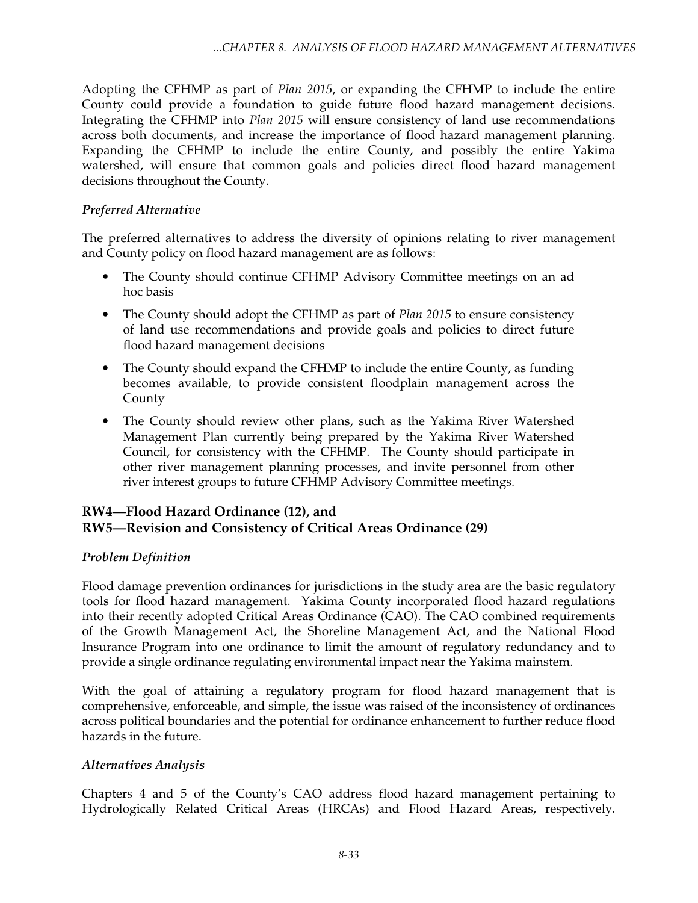Adopting the CFHMP as part of *Plan 2015*, or expanding the CFHMP to include the entire County could provide a foundation to guide future flood hazard management decisions. Integrating the CFHMP into *Plan 2015* will ensure consistency of land use recommendations across both documents, and increase the importance of flood hazard management planning. Expanding the CFHMP to include the entire County, and possibly the entire Yakima watershed, will ensure that common goals and policies direct flood hazard management decisions throughout the County.

### *Preferred Alternative*

The preferred alternatives to address the diversity of opinions relating to river management and County policy on flood hazard management are as follows:

- The County should continue CFHMP Advisory Committee meetings on an ad hoc basis
- The County should adopt the CFHMP as part of *Plan 2015* to ensure consistency of land use recommendations and provide goals and policies to direct future flood hazard management decisions
- The County should expand the CFHMP to include the entire County, as funding becomes available, to provide consistent floodplain management across the County
- The County should review other plans, such as the Yakima River Watershed Management Plan currently being prepared by the Yakima River Watershed Council, for consistency with the CFHMP. The County should participate in other river management planning processes, and invite personnel from other river interest groups to future CFHMP Advisory Committee meetings.

## RW4—Flood Hazard Ordinance (12), and RW5—Revision and Consistency of Critical Areas Ordinance (29)

### *Problem Definition*

Flood damage prevention ordinances for jurisdictions in the study area are the basic regulatory tools for flood hazard management. Yakima County incorporated flood hazard regulations into their recently adopted Critical Areas Ordinance (CAO). The CAO combined requirements of the Growth Management Act, the Shoreline Management Act, and the National Flood Insurance Program into one ordinance to limit the amount of regulatory redundancy and to provide a single ordinance regulating environmental impact near the Yakima mainstem.

With the goal of attaining a regulatory program for flood hazard management that is comprehensive, enforceable, and simple, the issue was raised of the inconsistency of ordinances across political boundaries and the potential for ordinance enhancement to further reduce flood hazards in the future.

### *Alternatives Analysis*

Chapters 4 and 5 of the County's CAO address flood hazard management pertaining to Hydrologically Related Critical Areas (HRCAs) and Flood Hazard Areas, respectively.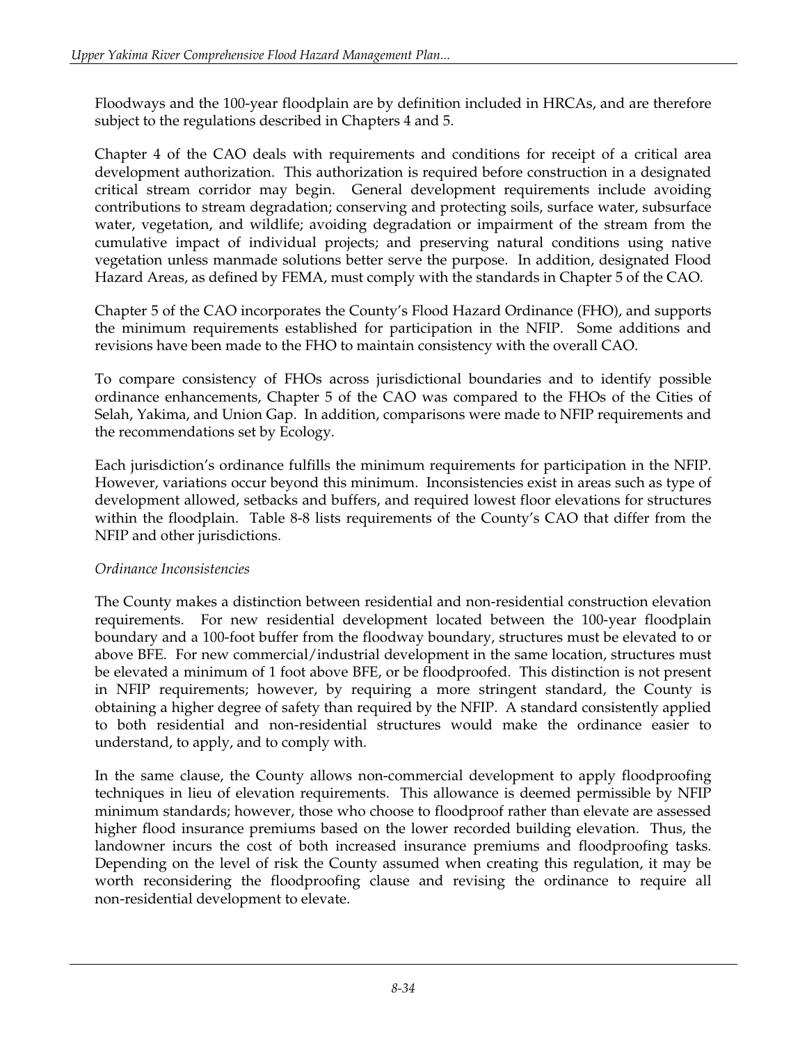Floodways and the 100-year floodplain are by definition included in HRCAs, and are therefore subject to the regulations described in Chapters 4 and 5.

Chapter 4 of the CAO deals with requirements and conditions for receipt of a critical area development authorization. This authorization is required before construction in a designated critical stream corridor may begin. General development requirements include avoiding contributions to stream degradation; conserving and protecting soils, surface water, subsurface water, vegetation, and wildlife; avoiding degradation or impairment of the stream from the cumulative impact of individual projects; and preserving natural conditions using native vegetation unless manmade solutions better serve the purpose. In addition, designated Flood Hazard Areas, as defined by FEMA, must comply with the standards in Chapter 5 of the CAO.

Chapter 5 of the CAO incorporates the County's Flood Hazard Ordinance (FHO), and supports the minimum requirements established for participation in the NFIP. Some additions and revisions have been made to the FHO to maintain consistency with the overall CAO.

To compare consistency of FHOs across jurisdictional boundaries and to identify possible ordinance enhancements, Chapter 5 of the CAO was compared to the FHOs of the Cities of Selah, Yakima, and Union Gap. In addition, comparisons were made to NFIP requirements and the recommendations set by Ecology.

Each jurisdiction's ordinance fulfills the minimum requirements for participation in the NFIP. However, variations occur beyond this minimum. Inconsistencies exist in areas such as type of development allowed, setbacks and buffers, and required lowest floor elevations for structures within the floodplain. Table 8-8 lists requirements of the County's CAO that differ from the NFIP and other jurisdictions.

*Ordinance Inconsistencies*

The County makes a distinction between residential and non-residential construction elevation requirements. For new residential development located between the 100-year floodplain boundary and a 100-foot buffer from the floodway boundary, structures must be elevated to or above BFE. For new commercial/industrial development in the same location, structures must be elevated a minimum of 1 foot above BFE, or be floodproofed. This distinction is not present in NFIP requirements; however, by requiring a more stringent standard, the County is obtaining a higher degree of safety than required by the NFIP. A standard consistently applied to both residential and non-residential structures would make the ordinance easier to understand, to apply, and to comply with.

In the same clause, the County allows non-commercial development to apply floodproofing techniques in lieu of elevation requirements. This allowance is deemed permissible by NFIP minimum standards; however, those who choose to floodproof rather than elevate are assessed higher flood insurance premiums based on the lower recorded building elevation. Thus, the landowner incurs the cost of both increased insurance premiums and floodproofing tasks. Depending on the level of risk the County assumed when creating this regulation, it may be worth reconsidering the floodproofing clause and revising the ordinance to require all non-residential development to elevate.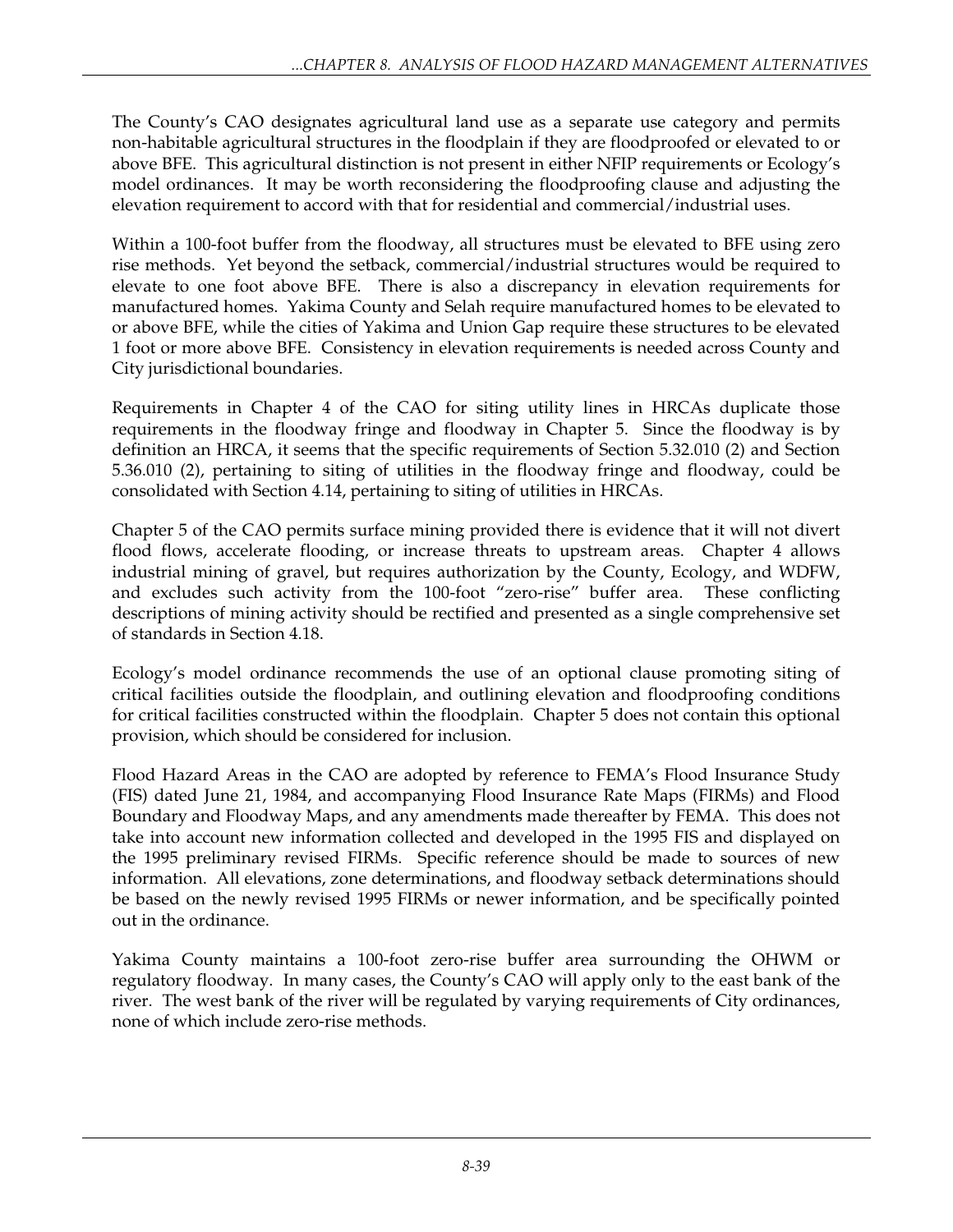The County's CAO designates agricultural land use as a separate use category and permits non-habitable agricultural structures in the floodplain if they are floodproofed or elevated to or above BFE. This agricultural distinction is not present in either NFIP requirements or Ecology's model ordinances. It may be worth reconsidering the floodproofing clause and adjusting the elevation requirement to accord with that for residential and commercial/industrial uses.

Within a 100-foot buffer from the floodway, all structures must be elevated to BFE using zero rise methods. Yet beyond the setback, commercial/industrial structures would be required to elevate to one foot above BFE. There is also a discrepancy in elevation requirements for manufactured homes. Yakima County and Selah require manufactured homes to be elevated to or above BFE, while the cities of Yakima and Union Gap require these structures to be elevated 1 foot or more above BFE. Consistency in elevation requirements is needed across County and City jurisdictional boundaries.

Requirements in Chapter 4 of the CAO for siting utility lines in HRCAs duplicate those requirements in the floodway fringe and floodway in Chapter 5. Since the floodway is by definition an HRCA, it seems that the specific requirements of Section 5.32.010 (2) and Section 5.36.010 (2), pertaining to siting of utilities in the floodway fringe and floodway, could be consolidated with Section 4.14, pertaining to siting of utilities in HRCAs.

Chapter 5 of the CAO permits surface mining provided there is evidence that it will not divert flood flows, accelerate flooding, or increase threats to upstream areas. Chapter 4 allows industrial mining of gravel, but requires authorization by the County, Ecology, and WDFW, and excludes such activity from the 100-foot "zero-rise" buffer area. These conflicting descriptions of mining activity should be rectified and presented as a single comprehensive set of standards in Section 4.18.

Ecology's model ordinance recommends the use of an optional clause promoting siting of critical facilities outside the floodplain, and outlining elevation and floodproofing conditions for critical facilities constructed within the floodplain. Chapter 5 does not contain this optional provision, which should be considered for inclusion.

Flood Hazard Areas in the CAO are adopted by reference to FEMA's Flood Insurance Study (FIS) dated June 21, 1984, and accompanying Flood Insurance Rate Maps (FIRMs) and Flood Boundary and Floodway Maps, and any amendments made thereafter by FEMA. This does not take into account new information collected and developed in the 1995 FIS and displayed on the 1995 preliminary revised FIRMs. Specific reference should be made to sources of new information. All elevations, zone determinations, and floodway setback determinations should be based on the newly revised 1995 FIRMs or newer information, and be specifically pointed out in the ordinance.

Yakima County maintains a 100-foot zero-rise buffer area surrounding the OHWM or regulatory floodway. In many cases, the County's CAO will apply only to the east bank of the river. The west bank of the river will be regulated by varying requirements of City ordinances, none of which include zero-rise methods.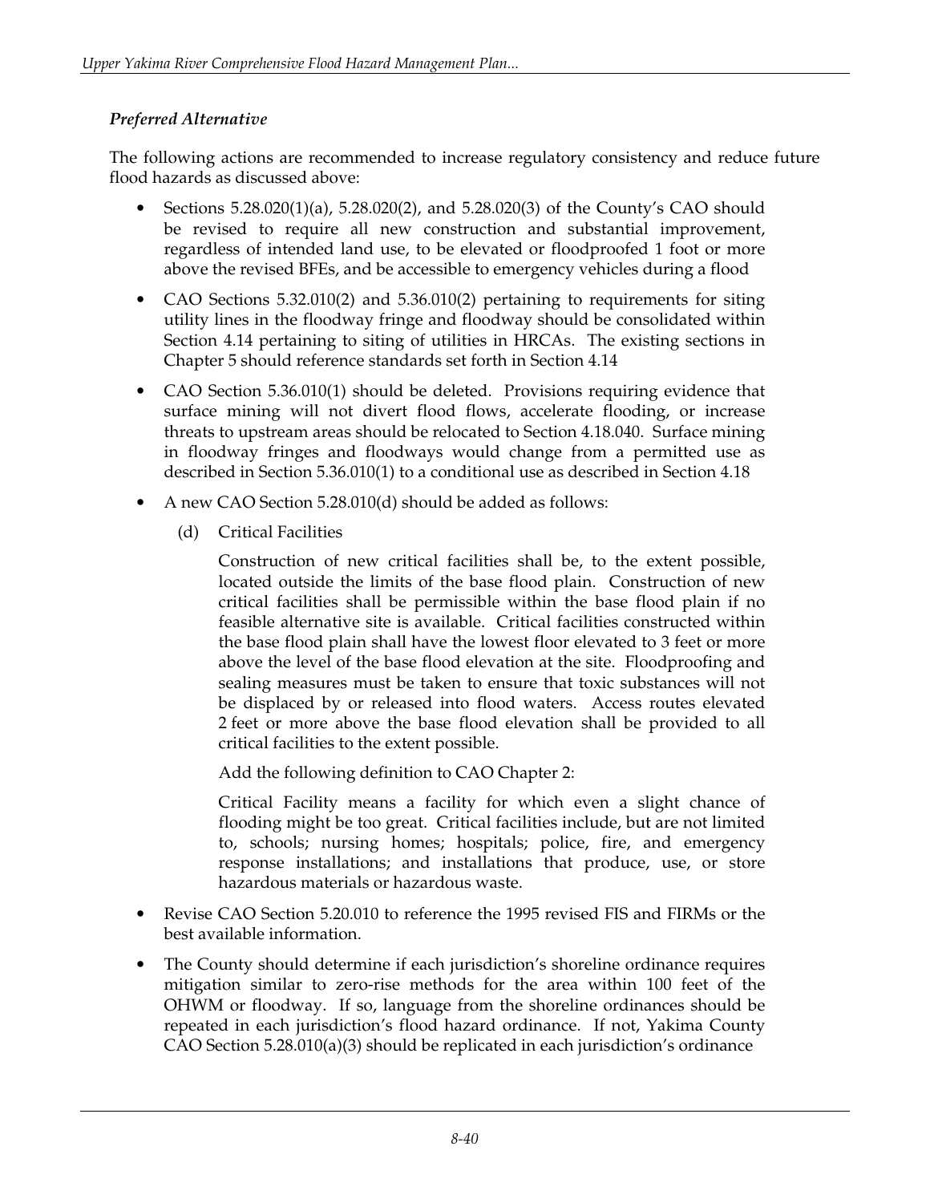*Preferred Alternative*

The following actions are recommended to increase regulatory consistency and reduce future flood hazards as discussed above:

- Sections 5.28.020(1)(a), 5.28.020(2), and 5.28.020(3) of the County's CAO should be revised to require all new construction and substantial improvement, regardless of intended land use, to be elevated or floodproofed 1 foot or more above the revised BFEs, and be accessible to emergency vehicles during a flood
- CAO Sections 5.32.010(2) and 5.36.010(2) pertaining to requirements for siting utility lines in the floodway fringe and floodway should be consolidated within Section 4.14 pertaining to siting of utilities in HRCAs. The existing sections in Chapter 5 should reference standards set forth in Section 4.14
- CAO Section 5.36.010(1) should be deleted. Provisions requiring evidence that surface mining will not divert flood flows, accelerate flooding, or increase threats to upstream areas should be relocated to Section 4.18.040. Surface mining in floodway fringes and floodways would change from a permitted use as described in Section 5.36.010(1) to a conditional use as described in Section 4.18
- A new CAO Section 5.28.010(d) should be added as follows:

  (d) Critical Facilities

  Construction of new critical facilities shall be, to the extent possible, located outside the limits of the base flood plain. Construction of new critical facilities shall be permissible within the base flood plain if no feasible alternative site is available. Critical facilities constructed within the base flood plain shall have the lowest floor elevated to 3 feet or more above the level of the base flood elevation at the site. Floodproofing and sealing measures must be taken to ensure that toxic substances will not be displaced by or released into flood waters. Access routes elevated 2 feet or more above the base flood elevation shall be provided to all critical facilities to the extent possible.

  Add the following definition to CAO Chapter 2:

  Critical Facility means a facility for which even a slight chance of flooding might be too great. Critical facilities include, but are not limited to, schools; nursing homes; hospitals; police, fire, and emergency response installations; and installations that produce, use, or store hazardous materials or hazardous waste.

- Revise CAO Section 5.20.010 to reference the 1995 revised FIS and FIRMs or the best available information.
- The County should determine if each jurisdiction's shoreline ordinance requires mitigation similar to zero-rise methods for the area within 100 feet of the OHWM or floodway. If so, language from the shoreline ordinances should be repeated in each jurisdiction's flood hazard ordinance. If not, Yakima County CAO Section 5.28.010(a)(3) should be replicated in each jurisdiction's ordinance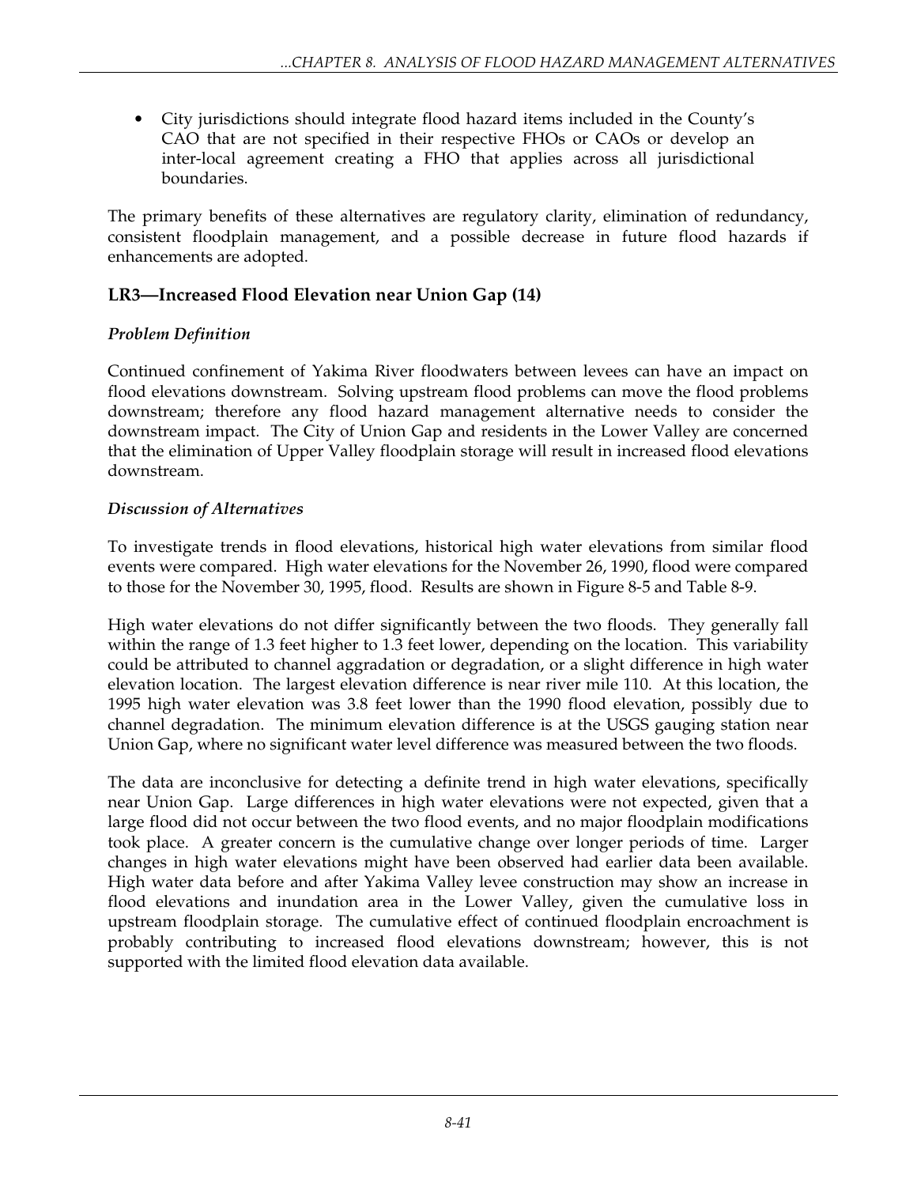- City jurisdictions should integrate flood hazard items included in the County's CAO that are not specified in their respective FHOs or CAOs or develop an inter-local agreement creating a FHO that applies across all jurisdictional boundaries.

The primary benefits of these alternatives are regulatory clarity, elimination of redundancy, consistent floodplain management, and a possible decrease in future flood hazards if enhancements are adopted.

### LR3—Increased Flood Elevation near Union Gap (14)

#### *Problem Definition*

Continued confinement of Yakima River floodwaters between levees can have an impact on flood elevations downstream. Solving upstream flood problems can move the flood problems downstream; therefore any flood hazard management alternative needs to consider the downstream impact. The City of Union Gap and residents in the Lower Valley are concerned that the elimination of Upper Valley floodplain storage will result in increased flood elevations downstream.

#### *Discussion of Alternatives*

To investigate trends in flood elevations, historical high water elevations from similar flood events were compared. High water elevations for the November 26, 1990, flood were compared to those for the November 30, 1995, flood. Results are shown in Figure 8-5 and Table 8-9.

High water elevations do not differ significantly between the two floods. They generally fall within the range of 1.3 feet higher to 1.3 feet lower, depending on the location. This variability could be attributed to channel aggradation or degradation, or a slight difference in high water elevation location. The largest elevation difference is near river mile 110. At this location, the 1995 high water elevation was 3.8 feet lower than the 1990 flood elevation, possibly due to channel degradation. The minimum elevation difference is at the USGS gauging station near Union Gap, where no significant water level difference was measured between the two floods.

The data are inconclusive for detecting a definite trend in high water elevations, specifically near Union Gap. Large differences in high water elevations were not expected, given that a large flood did not occur between the two flood events, and no major floodplain modifications took place. A greater concern is the cumulative change over longer periods of time. Larger changes in high water elevations might have been observed had earlier data been available. High water data before and after Yakima Valley levee construction may show an increase in flood elevations and inundation area in the Lower Valley, given the cumulative loss in upstream floodplain storage. The cumulative effect of continued floodplain encroachment is probably contributing to increased flood elevations downstream; however, this is not supported with the limited flood elevation data available.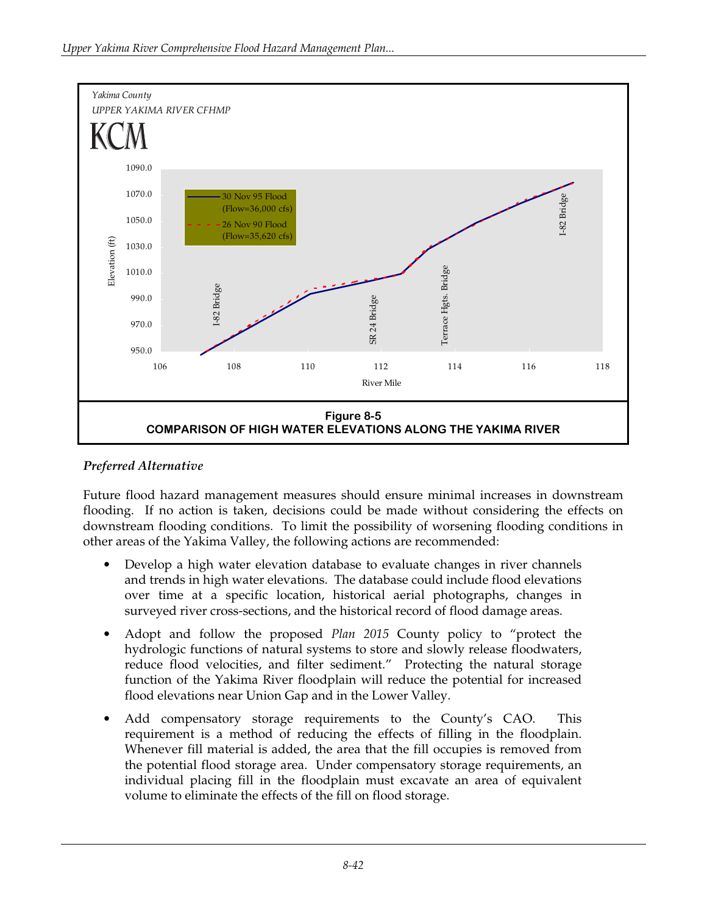Yakima County
UPPER YAKIMA RIVER CFHMP
KCM

**Figure 8-5**
**COMPARISON OF HIGH WATER ELEVATIONS ALONG THE YAKIMA RIVER**

### *Preferred Alternative*

Future flood hazard management measures should ensure minimal increases in downstream flooding. If no action is taken, decisions could be made without considering the effects on downstream flooding conditions. To limit the possibility of worsening flooding conditions in other areas of the Yakima Valley, the following actions are recommended:

- Develop a high water elevation database to evaluate changes in river channels and trends in high water elevations. The database could include flood elevations over time at a specific location, historical aerial photographs, changes in surveyed river cross-sections, and the historical record of flood damage areas.
- Adopt and follow the proposed *Plan 2015* County policy to "protect the hydrologic functions of natural systems to store and slowly release floodwaters, reduce flood velocities, and filter sediment." Protecting the natural storage function of the Yakima River floodplain will reduce the potential for increased flood elevations near Union Gap and in the Lower Valley.
- Add compensatory storage requirements to the County's CAO. This requirement is a method of reducing the effects of filling in the floodplain. Whenever fill material is added, the area that the fill occupies is removed from the potential flood storage area. Under compensatory storage requirements, an individual placing fill in the floodplain must excavate an area of equivalent volume to eliminate the effects of the fill on flood storage.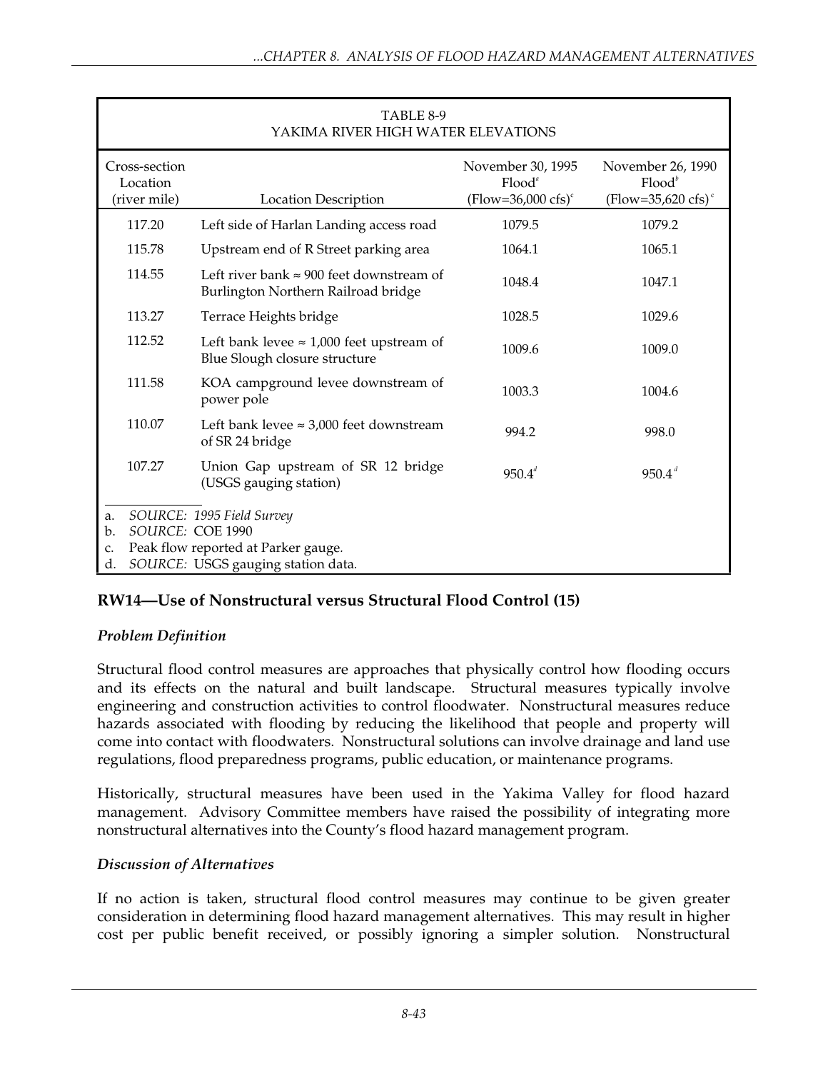TABLE 8-9
YAKIMA RIVER HIGH WATER ELEVATIONS

| Cross-section Location (river mile) | Location Description | November 30, 1995 Flood[a] (Flow=36,000 cfs)[c] | November 26, 1990 Flood[b] (Flow=35,620 cfs)[c] |
|---|---|---|---|
| 117.20 | Left side of Harlan Landing access road | 1079.5 | 1079.2 |
| 115.78 | Upstream end of R Street parking area | 1064.1 | 1065.1 |
| 114.55 | Left river bank ≈ 900 feet downstream of Burlington Northern Railroad bridge | 1048.4 | 1047.1 |
| 113.27 | Terrace Heights bridge | 1028.5 | 1029.6 |
| 112.52 | Left bank levee ≈ 1,000 feet upstream of Blue Slough closure structure | 1009.6 | 1009.0 |
| 111.58 | KOA campground levee downstream of power pole | 1003.3 | 1004.6 |
| 110.07 | Left bank levee ≈ 3,000 feet downstream of SR 24 bridge | 994.2 | 998.0 |
| 107.27 | Union Gap upstream of SR 12 bridge (USGS gauging station) | 950.4[d] | 950.4[d] |

a. *SOURCE: 1995 Field Survey*
b. *SOURCE:* COE 1990
c. Peak flow reported at Parker gauge.
d. *SOURCE:* USGS gauging station data.

## RW14—Use of Nonstructural versus Structural Flood Control (15)

### *Problem Definition*

Structural flood control measures are approaches that physically control how flooding occurs and its effects on the natural and built landscape. Structural measures typically involve engineering and construction activities to control floodwater. Nonstructural measures reduce hazards associated with flooding by reducing the likelihood that people and property will come into contact with floodwaters. Nonstructural solutions can involve drainage and land use regulations, flood preparedness programs, public education, or maintenance programs.

Historically, structural measures have been used in the Yakima Valley for flood hazard management. Advisory Committee members have raised the possibility of integrating more nonstructural alternatives into the County's flood hazard management program.

### *Discussion of Alternatives*

If no action is taken, structural flood control measures may continue to be given greater consideration in determining flood hazard management alternatives. This may result in higher cost per public benefit received, or possibly ignoring a simpler solution. Nonstructural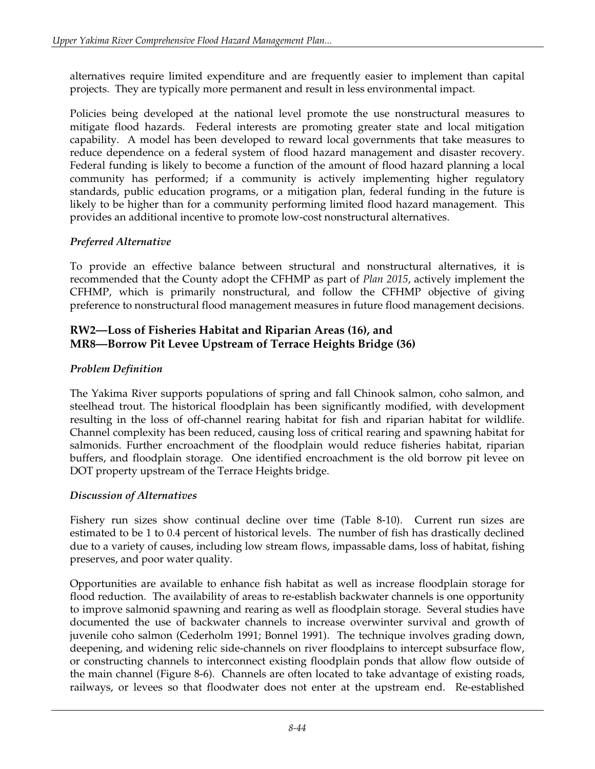alternatives require limited expenditure and are frequently easier to implement than capital projects. They are typically more permanent and result in less environmental impact.

Policies being developed at the national level promote the use nonstructural measures to mitigate flood hazards. Federal interests are promoting greater state and local mitigation capability. A model has been developed to reward local governments that take measures to reduce dependence on a federal system of flood hazard management and disaster recovery. Federal funding is likely to become a function of the amount of flood hazard planning a local community has performed; if a community is actively implementing higher regulatory standards, public education programs, or a mitigation plan, federal funding in the future is likely to be higher than for a community performing limited flood hazard management. This provides an additional incentive to promote low-cost nonstructural alternatives.

*Preferred Alternative*

To provide an effective balance between structural and nonstructural alternatives, it is recommended that the County adopt the CFHMP as part of *Plan 2015*, actively implement the CFHMP, which is primarily nonstructural, and follow the CFHMP objective of giving preference to nonstructural flood management measures in future flood management decisions.

### RW2—Loss of Fisheries Habitat and Riparian Areas (16), and MR8—Borrow Pit Levee Upstream of Terrace Heights Bridge (36)

*Problem Definition*

The Yakima River supports populations of spring and fall Chinook salmon, coho salmon, and steelhead trout. The historical floodplain has been significantly modified, with development resulting in the loss of off-channel rearing habitat for fish and riparian habitat for wildlife. Channel complexity has been reduced, causing loss of critical rearing and spawning habitat for salmonids. Further encroachment of the floodplain would reduce fisheries habitat, riparian buffers, and floodplain storage. One identified encroachment is the old borrow pit levee on DOT property upstream of the Terrace Heights bridge.

*Discussion of Alternatives*

Fishery run sizes show continual decline over time (Table 8-10). Current run sizes are estimated to be 1 to 0.4 percent of historical levels. The number of fish has drastically declined due to a variety of causes, including low stream flows, impassable dams, loss of habitat, fishing preserves, and poor water quality.

Opportunities are available to enhance fish habitat as well as increase floodplain storage for flood reduction. The availability of areas to re-establish backwater channels is one opportunity to improve salmonid spawning and rearing as well as floodplain storage. Several studies have documented the use of backwater channels to increase overwinter survival and growth of juvenile coho salmon (Cederholm 1991; Bonnel 1991). The technique involves grading down, deepening, and widening relic side-channels on river floodplains to intercept subsurface flow, or constructing channels to interconnect existing floodplain ponds that allow flow outside of the main channel (Figure 8-6). Channels are often located to take advantage of existing roads, railways, or levees so that floodwater does not enter at the upstream end. Re-established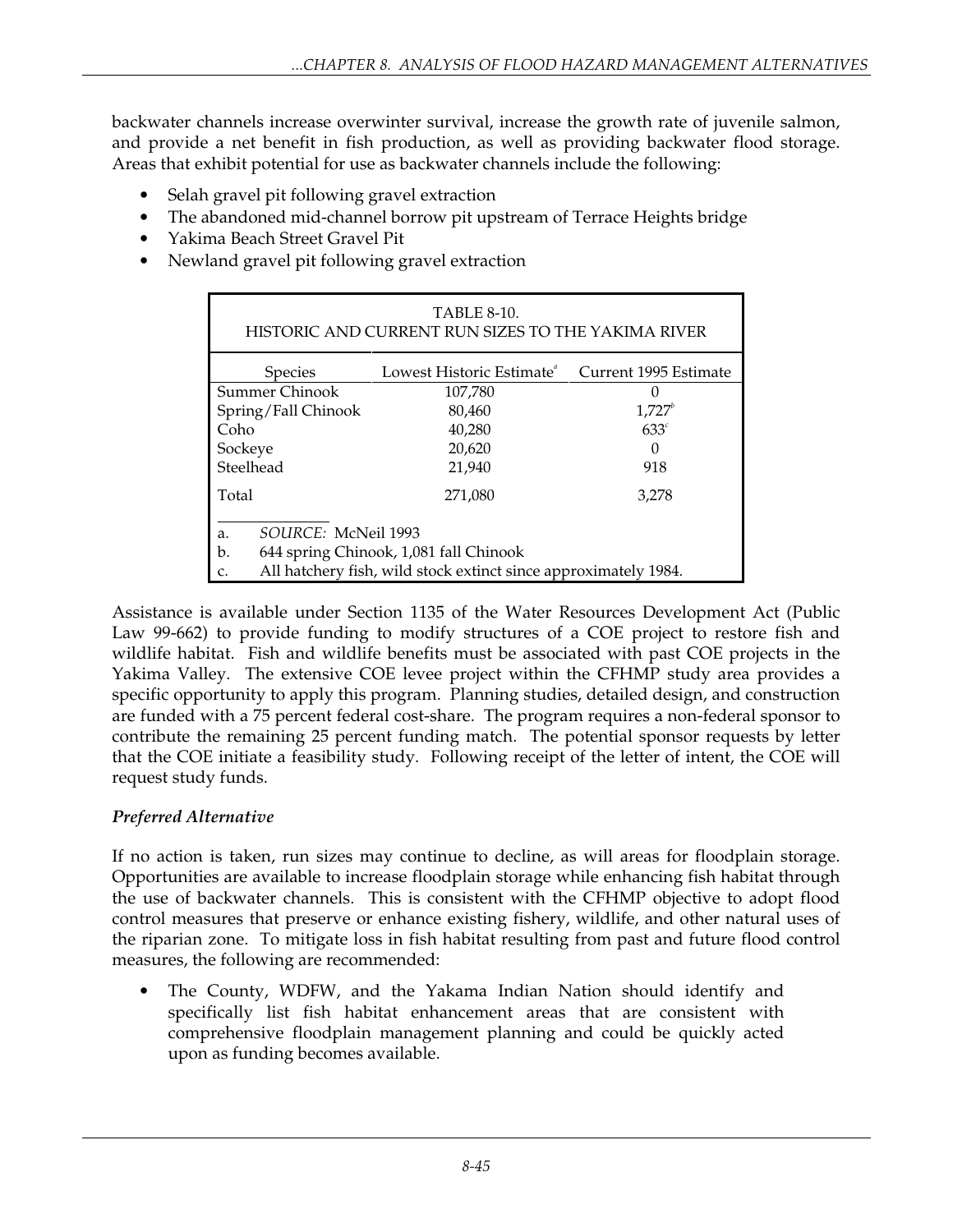backwater channels increase overwinter survival, increase the growth rate of juvenile salmon, and provide a net benefit in fish production, as well as providing backwater flood storage. Areas that exhibit potential for use as backwater channels include the following:

- Selah gravel pit following gravel extraction
- The abandoned mid-channel borrow pit upstream of Terrace Heights bridge
- Yakima Beach Street Gravel Pit
- Newland gravel pit following gravel extraction

TABLE 8-10.
HISTORIC AND CURRENT RUN SIZES TO THE YAKIMA RIVER

| Species | Lowest Historic Estimate[a] | Current 1995 Estimate |
|---|---|---|
| Summer Chinook | 107,780 | 0 |
| Spring/Fall Chinook | 80,460 | 1,727[b] |
| Coho | 40,280 | 633[c] |
| Sockeye | 20,620 | 0 |
| Steelhead | 21,940 | 918 |
| Total | 271,080 | 3,278 |

a. *SOURCE:* McNeil 1993
b. 644 spring Chinook, 1,081 fall Chinook
c. All hatchery fish, wild stock extinct since approximately 1984.

Assistance is available under Section 1135 of the Water Resources Development Act (Public Law 99-662) to provide funding to modify structures of a COE project to restore fish and wildlife habitat. Fish and wildlife benefits must be associated with past COE projects in the Yakima Valley. The extensive COE levee project within the CFHMP study area provides a specific opportunity to apply this program. Planning studies, detailed design, and construction are funded with a 75 percent federal cost-share. The program requires a non-federal sponsor to contribute the remaining 25 percent funding match. The potential sponsor requests by letter that the COE initiate a feasibility study. Following receipt of the letter of intent, the COE will request study funds.

### *Preferred Alternative*

If no action is taken, run sizes may continue to decline, as will areas for floodplain storage. Opportunities are available to increase floodplain storage while enhancing fish habitat through the use of backwater channels. This is consistent with the CFHMP objective to adopt flood control measures that preserve or enhance existing fishery, wildlife, and other natural uses of the riparian zone. To mitigate loss in fish habitat resulting from past and future flood control measures, the following are recommended:

- The County, WDFW, and the Yakama Indian Nation should identify and specifically list fish habitat enhancement areas that are consistent with comprehensive floodplain management planning and could be quickly acted upon as funding becomes available.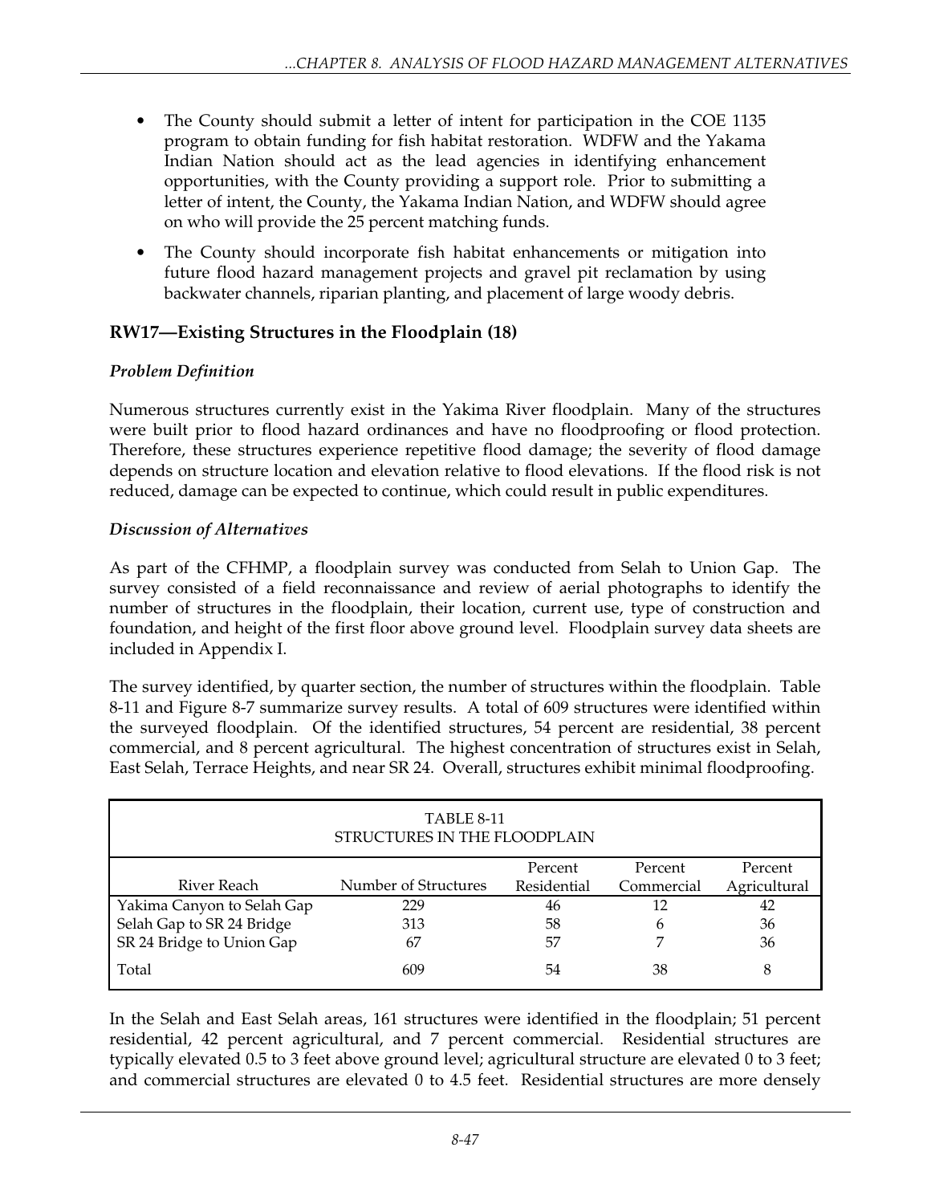- The County should submit a letter of intent for participation in the COE 1135 program to obtain funding for fish habitat restoration. WDFW and the Yakama Indian Nation should act as the lead agencies in identifying enhancement opportunities, with the County providing a support role. Prior to submitting a letter of intent, the County, the Yakama Indian Nation, and WDFW should agree on who will provide the 25 percent matching funds.
- The County should incorporate fish habitat enhancements or mitigation into future flood hazard management projects and gravel pit reclamation by using backwater channels, riparian planting, and placement of large woody debris.

## RW17—Existing Structures in the Floodplain (18)

### *Problem Definition*

Numerous structures currently exist in the Yakima River floodplain. Many of the structures were built prior to flood hazard ordinances and have no floodproofing or flood protection. Therefore, these structures experience repetitive flood damage; the severity of flood damage depends on structure location and elevation relative to flood elevations. If the flood risk is not reduced, damage can be expected to continue, which could result in public expenditures.

### *Discussion of Alternatives*

As part of the CFHMP, a floodplain survey was conducted from Selah to Union Gap. The survey consisted of a field reconnaissance and review of aerial photographs to identify the number of structures in the floodplain, their location, current use, type of construction and foundation, and height of the first floor above ground level. Floodplain survey data sheets are included in Appendix I.

The survey identified, by quarter section, the number of structures within the floodplain. Table 8-11 and Figure 8-7 summarize survey results. A total of 609 structures were identified within the surveyed floodplain. Of the identified structures, 54 percent are residential, 38 percent commercial, and 8 percent agricultural. The highest concentration of structures exist in Selah, East Selah, Terrace Heights, and near SR 24. Overall, structures exhibit minimal floodproofing.

TABLE 8-11
STRUCTURES IN THE FLOODPLAIN

| River Reach | Number of Structures | Percent Residential | Percent Commercial | Percent Agricultural |
|---|---|---|---|---|
| Yakima Canyon to Selah Gap | 229 | 46 | 12 | 42 |
| Selah Gap to SR 24 Bridge | 313 | 58 | 6 | 36 |
| SR 24 Bridge to Union Gap | 67 | 57 | 7 | 36 |
| Total | 609 | 54 | 38 | 8 |

In the Selah and East Selah areas, 161 structures were identified in the floodplain; 51 percent residential, 42 percent agricultural, and 7 percent commercial. Residential structures are typically elevated 0.5 to 3 feet above ground level; agricultural structure are elevated 0 to 3 feet; and commercial structures are elevated 0 to 4.5 feet. Residential structures are more densely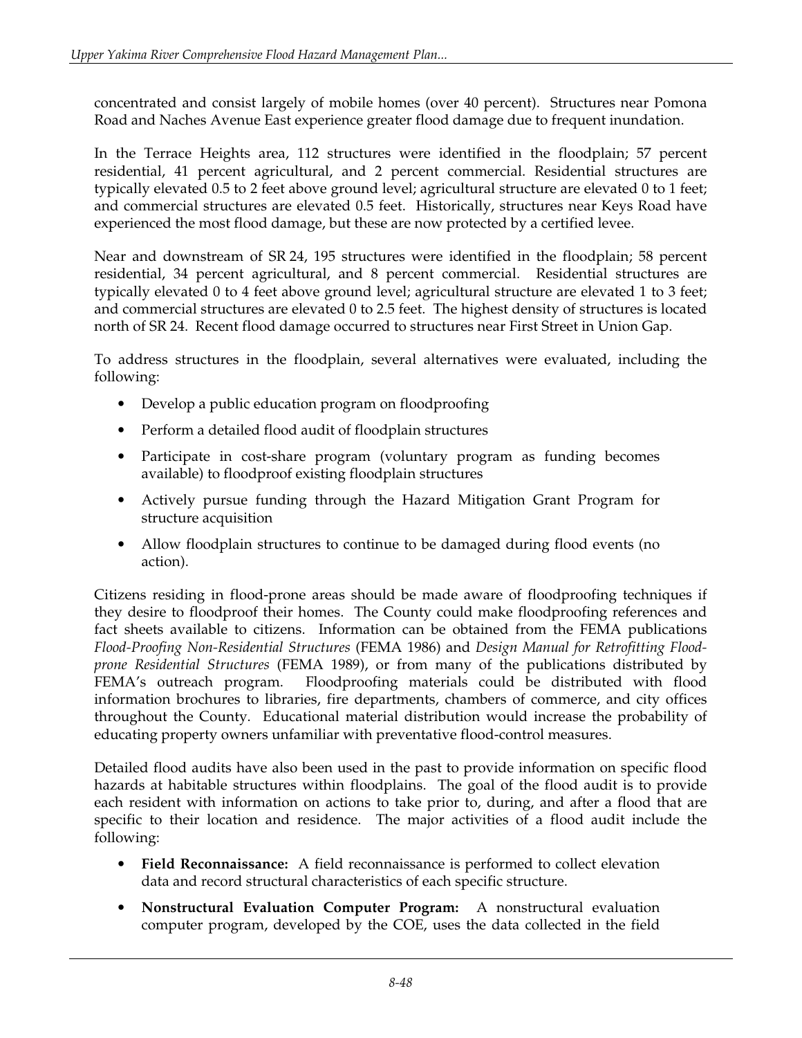concentrated and consist largely of mobile homes (over 40 percent). Structures near Pomona Road and Naches Avenue East experience greater flood damage due to frequent inundation.

In the Terrace Heights area, 112 structures were identified in the floodplain; 57 percent residential, 41 percent agricultural, and 2 percent commercial. Residential structures are typically elevated 0.5 to 2 feet above ground level; agricultural structure are elevated 0 to 1 feet; and commercial structures are elevated 0.5 feet. Historically, structures near Keys Road have experienced the most flood damage, but these are now protected by a certified levee.

Near and downstream of SR 24, 195 structures were identified in the floodplain; 58 percent residential, 34 percent agricultural, and 8 percent commercial. Residential structures are typically elevated 0 to 4 feet above ground level; agricultural structure are elevated 1 to 3 feet; and commercial structures are elevated 0 to 2.5 feet. The highest density of structures is located north of SR 24. Recent flood damage occurred to structures near First Street in Union Gap.

To address structures in the floodplain, several alternatives were evaluated, including the following:

- Develop a public education program on floodproofing
- Perform a detailed flood audit of floodplain structures
- Participate in cost-share program (voluntary program as funding becomes available) to floodproof existing floodplain structures
- Actively pursue funding through the Hazard Mitigation Grant Program for structure acquisition
- Allow floodplain structures to continue to be damaged during flood events (no action).

Citizens residing in flood-prone areas should be made aware of floodproofing techniques if they desire to floodproof their homes. The County could make floodproofing references and fact sheets available to citizens. Information can be obtained from the FEMA publications *Flood-Proofing Non-Residential Structures* (FEMA 1986) and *Design Manual for Retrofitting Flood-prone Residential Structures* (FEMA 1989), or from many of the publications distributed by FEMA's outreach program. Floodproofing materials could be distributed with flood information brochures to libraries, fire departments, chambers of commerce, and city offices throughout the County. Educational material distribution would increase the probability of educating property owners unfamiliar with preventative flood-control measures.

Detailed flood audits have also been used in the past to provide information on specific flood hazards at habitable structures within floodplains. The goal of the flood audit is to provide each resident with information on actions to take prior to, during, and after a flood that are specific to their location and residence. The major activities of a flood audit include the following:

- **Field Reconnaissance:** A field reconnaissance is performed to collect elevation data and record structural characteristics of each specific structure.
- **Nonstructural Evaluation Computer Program:** A nonstructural evaluation computer program, developed by the COE, uses the data collected in the field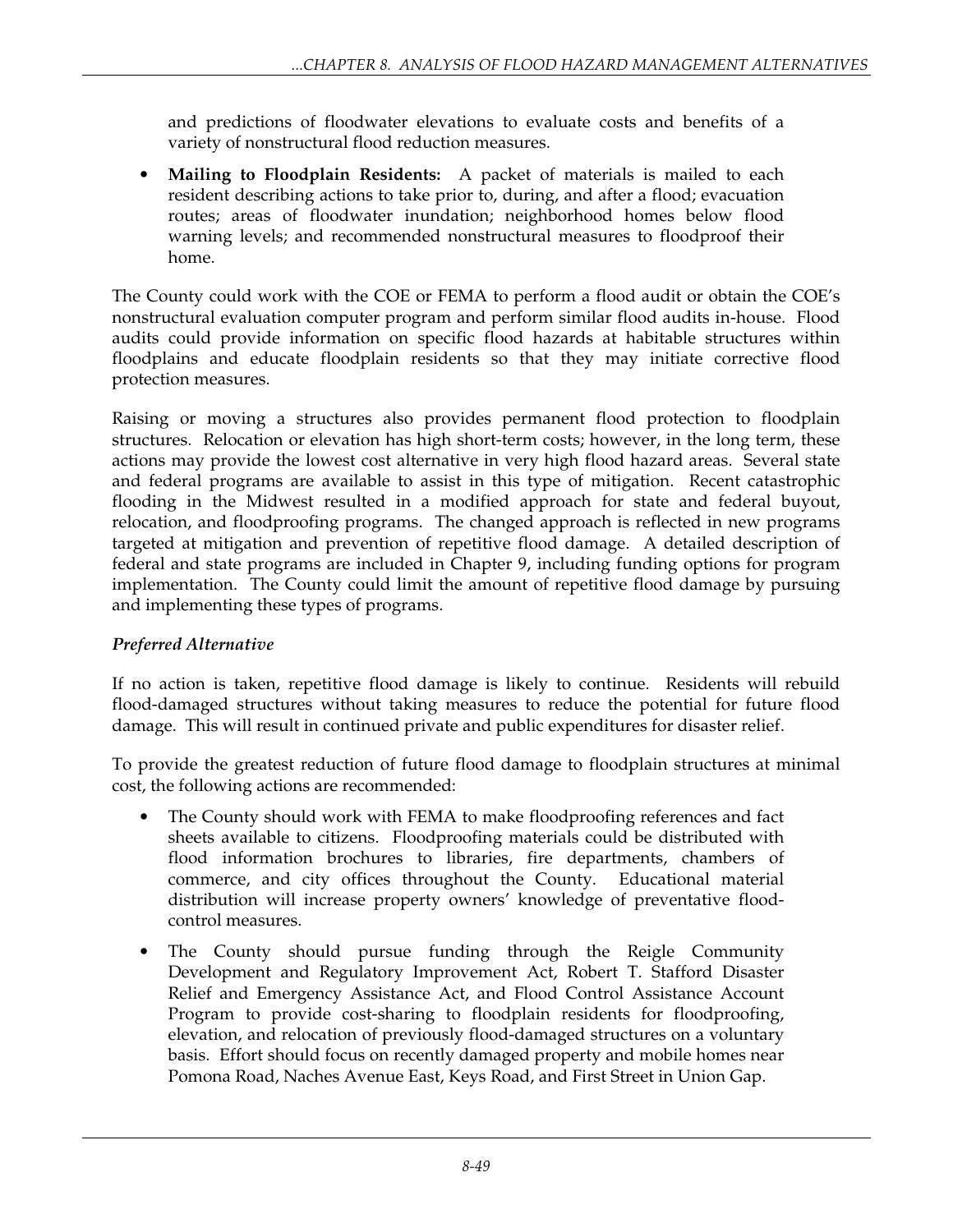and predictions of floodwater elevations to evaluate costs and benefits of a variety of nonstructural flood reduction measures.

- **Mailing to Floodplain Residents:** A packet of materials is mailed to each resident describing actions to take prior to, during, and after a flood; evacuation routes; areas of floodwater inundation; neighborhood homes below flood warning levels; and recommended nonstructural measures to floodproof their home.

The County could work with the COE or FEMA to perform a flood audit or obtain the COE's nonstructural evaluation computer program and perform similar flood audits in-house. Flood audits could provide information on specific flood hazards at habitable structures within floodplains and educate floodplain residents so that they may initiate corrective flood protection measures.

Raising or moving a structures also provides permanent flood protection to floodplain structures. Relocation or elevation has high short-term costs; however, in the long term, these actions may provide the lowest cost alternative in very high flood hazard areas. Several state and federal programs are available to assist in this type of mitigation. Recent catastrophic flooding in the Midwest resulted in a modified approach for state and federal buyout, relocation, and floodproofing programs. The changed approach is reflected in new programs targeted at mitigation and prevention of repetitive flood damage. A detailed description of federal and state programs are included in Chapter 9, including funding options for program implementation. The County could limit the amount of repetitive flood damage by pursuing and implementing these types of programs.

### *Preferred Alternative*

If no action is taken, repetitive flood damage is likely to continue. Residents will rebuild flood-damaged structures without taking measures to reduce the potential for future flood damage. This will result in continued private and public expenditures for disaster relief.

To provide the greatest reduction of future flood damage to floodplain structures at minimal cost, the following actions are recommended:

- The County should work with FEMA to make floodproofing references and fact sheets available to citizens. Floodproofing materials could be distributed with flood information brochures to libraries, fire departments, chambers of commerce, and city offices throughout the County. Educational material distribution will increase property owners' knowledge of preventative flood-control measures.
- The County should pursue funding through the Reigle Community Development and Regulatory Improvement Act, Robert T. Stafford Disaster Relief and Emergency Assistance Act, and Flood Control Assistance Account Program to provide cost-sharing to floodplain residents for floodproofing, elevation, and relocation of previously flood-damaged structures on a voluntary basis. Effort should focus on recently damaged property and mobile homes near Pomona Road, Naches Avenue East, Keys Road, and First Street in Union Gap.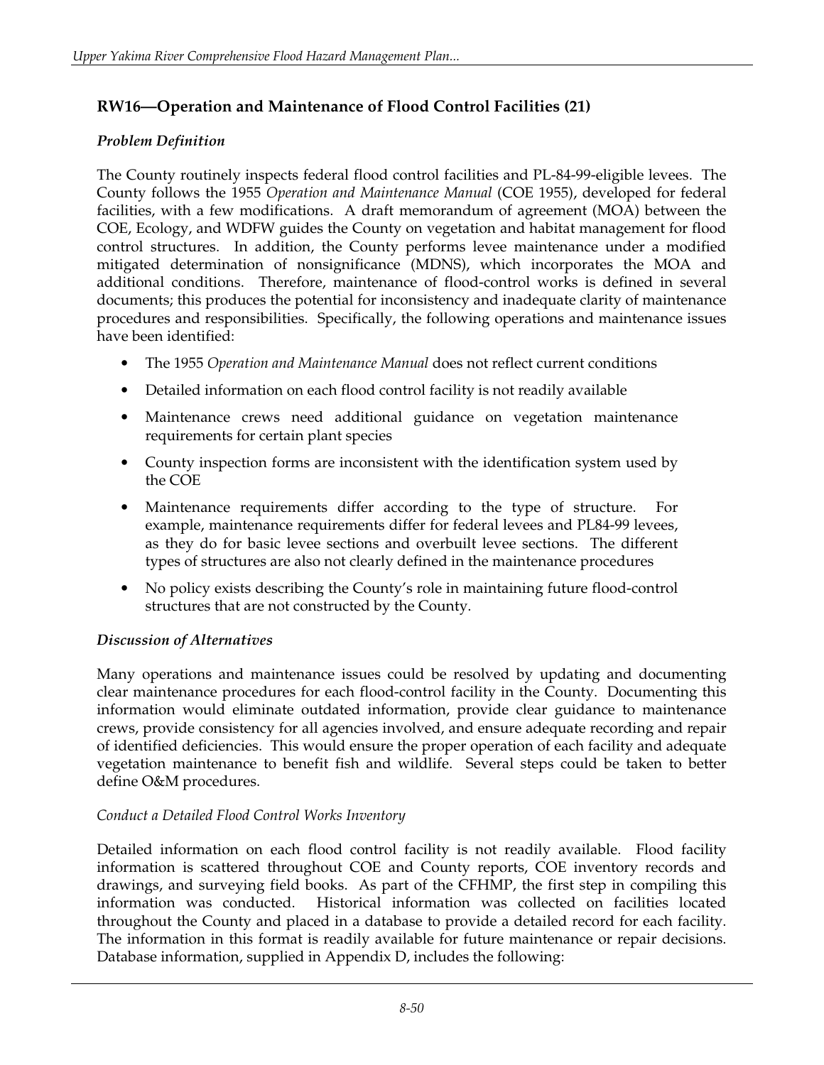## RW16—Operation and Maintenance of Flood Control Facilities (21)

### *Problem Definition*

The County routinely inspects federal flood control facilities and PL-84-99-eligible levees. The County follows the 1955 *Operation and Maintenance Manual* (COE 1955), developed for federal facilities, with a few modifications. A draft memorandum of agreement (MOA) between the COE, Ecology, and WDFW guides the County on vegetation and habitat management for flood control structures. In addition, the County performs levee maintenance under a modified mitigated determination of nonsignificance (MDNS), which incorporates the MOA and additional conditions. Therefore, maintenance of flood-control works is defined in several documents; this produces the potential for inconsistency and inadequate clarity of maintenance procedures and responsibilities. Specifically, the following operations and maintenance issues have been identified:

- The 1955 *Operation and Maintenance Manual* does not reflect current conditions
- Detailed information on each flood control facility is not readily available
- Maintenance crews need additional guidance on vegetation maintenance requirements for certain plant species
- County inspection forms are inconsistent with the identification system used by the COE
- Maintenance requirements differ according to the type of structure. For example, maintenance requirements differ for federal levees and PL84-99 levees, as they do for basic levee sections and overbuilt levee sections. The different types of structures are also not clearly defined in the maintenance procedures
- No policy exists describing the County's role in maintaining future flood-control structures that are not constructed by the County.

### *Discussion of Alternatives*

Many operations and maintenance issues could be resolved by updating and documenting clear maintenance procedures for each flood-control facility in the County. Documenting this information would eliminate outdated information, provide clear guidance to maintenance crews, provide consistency for all agencies involved, and ensure adequate recording and repair of identified deficiencies. This would ensure the proper operation of each facility and adequate vegetation maintenance to benefit fish and wildlife. Several steps could be taken to better define O&M procedures.

*Conduct a Detailed Flood Control Works Inventory*

Detailed information on each flood control facility is not readily available. Flood facility information is scattered throughout COE and County reports, COE inventory records and drawings, and surveying field books. As part of the CFHMP, the first step in compiling this information was conducted. Historical information was collected on facilities located throughout the County and placed in a database to provide a detailed record for each facility. The information in this format is readily available for future maintenance or repair decisions. Database information, supplied in Appendix D, includes the following: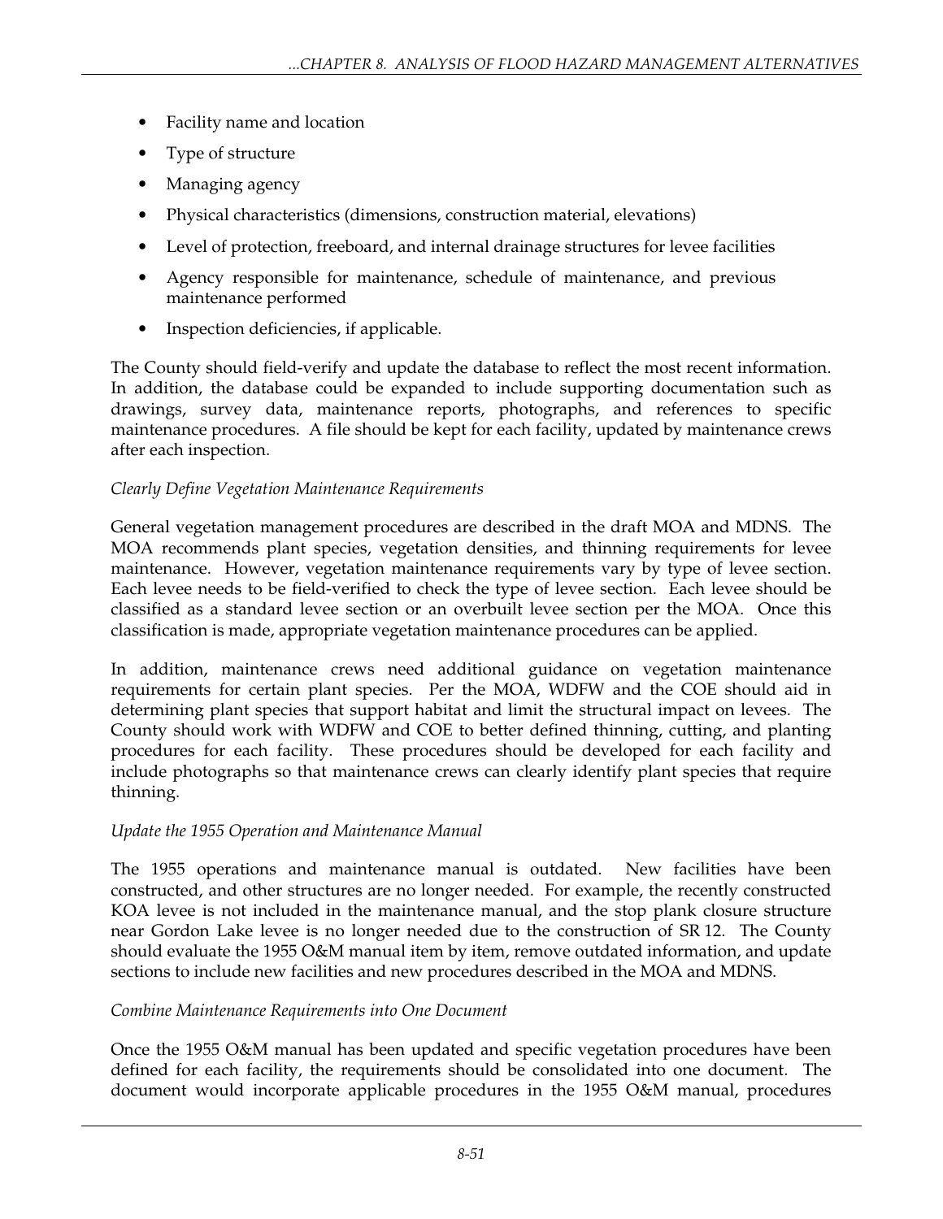- Facility name and location
- Type of structure
- Managing agency
- Physical characteristics (dimensions, construction material, elevations)
- Level of protection, freeboard, and internal drainage structures for levee facilities
- Agency responsible for maintenance, schedule of maintenance, and previous maintenance performed
- Inspection deficiencies, if applicable.

The County should field-verify and update the database to reflect the most recent information. In addition, the database could be expanded to include supporting documentation such as drawings, survey data, maintenance reports, photographs, and references to specific maintenance procedures. A file should be kept for each facility, updated by maintenance crews after each inspection.

*Clearly Define Vegetation Maintenance Requirements*

General vegetation management procedures are described in the draft MOA and MDNS. The MOA recommends plant species, vegetation densities, and thinning requirements for levee maintenance. However, vegetation maintenance requirements vary by type of levee section. Each levee needs to be field-verified to check the type of levee section. Each levee should be classified as a standard levee section or an overbuilt levee section per the MOA. Once this classification is made, appropriate vegetation maintenance procedures can be applied.

In addition, maintenance crews need additional guidance on vegetation maintenance requirements for certain plant species. Per the MOA, WDFW and the COE should aid in determining plant species that support habitat and limit the structural impact on levees. The County should work with WDFW and COE to better defined thinning, cutting, and planting procedures for each facility. These procedures should be developed for each facility and include photographs so that maintenance crews can clearly identify plant species that require thinning.

*Update the 1955 Operation and Maintenance Manual*

The 1955 operations and maintenance manual is outdated. New facilities have been constructed, and other structures are no longer needed. For example, the recently constructed KOA levee is not included in the maintenance manual, and the stop plank closure structure near Gordon Lake levee is no longer needed due to the construction of SR 12. The County should evaluate the 1955 O&M manual item by item, remove outdated information, and update sections to include new facilities and new procedures described in the MOA and MDNS.

*Combine Maintenance Requirements into One Document*

Once the 1955 O&M manual has been updated and specific vegetation procedures have been defined for each facility, the requirements should be consolidated into one document. The document would incorporate applicable procedures in the 1955 O&M manual, procedures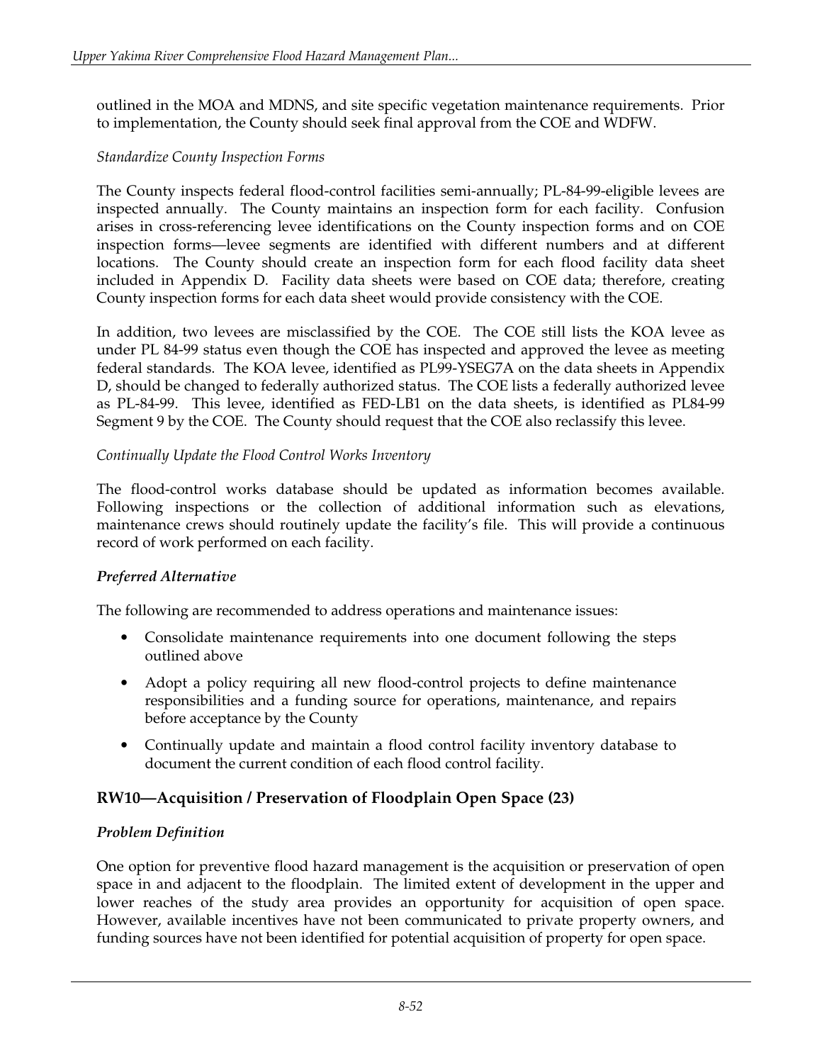outlined in the MOA and MDNS, and site specific vegetation maintenance requirements. Prior to implementation, the County should seek final approval from the COE and WDFW.

*Standardize County Inspection Forms*

The County inspects federal flood-control facilities semi-annually; PL-84-99-eligible levees are inspected annually. The County maintains an inspection form for each facility. Confusion arises in cross-referencing levee identifications on the County inspection forms and on COE inspection forms—levee segments are identified with different numbers and at different locations. The County should create an inspection form for each flood facility data sheet included in Appendix D. Facility data sheets were based on COE data; therefore, creating County inspection forms for each data sheet would provide consistency with the COE.

In addition, two levees are misclassified by the COE. The COE still lists the KOA levee as under PL 84-99 status even though the COE has inspected and approved the levee as meeting federal standards. The KOA levee, identified as PL99-YSEG7A on the data sheets in Appendix D, should be changed to federally authorized status. The COE lists a federally authorized levee as PL-84-99. This levee, identified as FED-LB1 on the data sheets, is identified as PL84-99 Segment 9 by the COE. The County should request that the COE also reclassify this levee.

*Continually Update the Flood Control Works Inventory*

The flood-control works database should be updated as information becomes available. Following inspections or the collection of additional information such as elevations, maintenance crews should routinely update the facility's file. This will provide a continuous record of work performed on each facility.

***Preferred Alternative***

The following are recommended to address operations and maintenance issues:

- Consolidate maintenance requirements into one document following the steps outlined above
- Adopt a policy requiring all new flood-control projects to define maintenance responsibilities and a funding source for operations, maintenance, and repairs before acceptance by the County
- Continually update and maintain a flood control facility inventory database to document the current condition of each flood control facility.

## RW10—Acquisition / Preservation of Floodplain Open Space (23)

***Problem Definition***

One option for preventive flood hazard management is the acquisition or preservation of open space in and adjacent to the floodplain. The limited extent of development in the upper and lower reaches of the study area provides an opportunity for acquisition of open space. However, available incentives have not been communicated to private property owners, and funding sources have not been identified for potential acquisition of property for open space.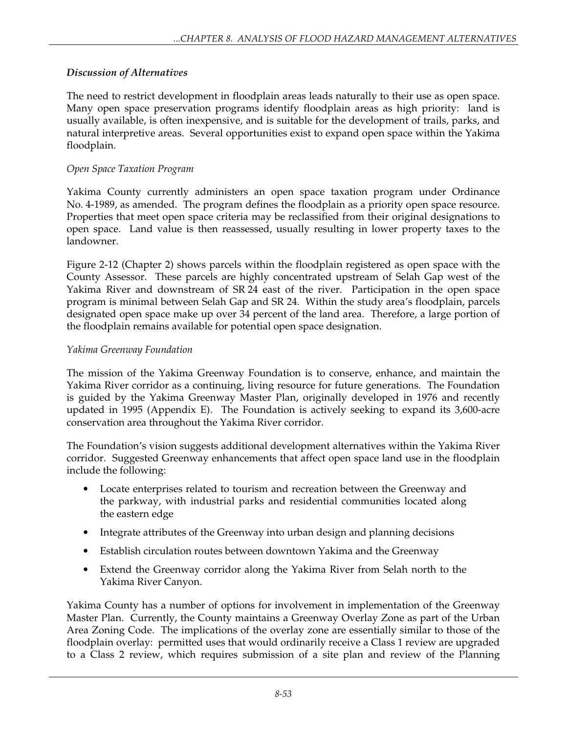### *Discussion of Alternatives*

The need to restrict development in floodplain areas leads naturally to their use as open space. Many open space preservation programs identify floodplain areas as high priority: land is usually available, is often inexpensive, and is suitable for the development of trails, parks, and natural interpretive areas. Several opportunities exist to expand open space within the Yakima floodplain.

*Open Space Taxation Program*

Yakima County currently administers an open space taxation program under Ordinance No. 4-1989, as amended. The program defines the floodplain as a priority open space resource. Properties that meet open space criteria may be reclassified from their original designations to open space. Land value is then reassessed, usually resulting in lower property taxes to the landowner.

Figure 2-12 (Chapter 2) shows parcels within the floodplain registered as open space with the County Assessor. These parcels are highly concentrated upstream of Selah Gap west of the Yakima River and downstream of SR 24 east of the river. Participation in the open space program is minimal between Selah Gap and SR 24. Within the study area's floodplain, parcels designated open space make up over 34 percent of the land area. Therefore, a large portion of the floodplain remains available for potential open space designation.

*Yakima Greenway Foundation*

The mission of the Yakima Greenway Foundation is to conserve, enhance, and maintain the Yakima River corridor as a continuing, living resource for future generations. The Foundation is guided by the Yakima Greenway Master Plan, originally developed in 1976 and recently updated in 1995 (Appendix E). The Foundation is actively seeking to expand its 3,600-acre conservation area throughout the Yakima River corridor.

The Foundation's vision suggests additional development alternatives within the Yakima River corridor. Suggested Greenway enhancements that affect open space land use in the floodplain include the following:

- Locate enterprises related to tourism and recreation between the Greenway and the parkway, with industrial parks and residential communities located along the eastern edge
- Integrate attributes of the Greenway into urban design and planning decisions
- Establish circulation routes between downtown Yakima and the Greenway
- Extend the Greenway corridor along the Yakima River from Selah north to the Yakima River Canyon.

Yakima County has a number of options for involvement in implementation of the Greenway Master Plan. Currently, the County maintains a Greenway Overlay Zone as part of the Urban Area Zoning Code. The implications of the overlay zone are essentially similar to those of the floodplain overlay: permitted uses that would ordinarily receive a Class 1 review are upgraded to a Class 2 review, which requires submission of a site plan and review of the Planning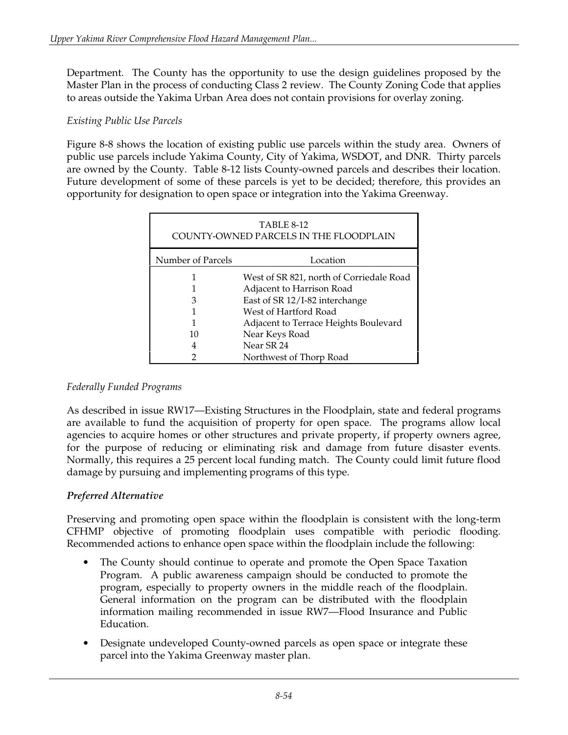Department. The County has the opportunity to use the design guidelines proposed by the Master Plan in the process of conducting Class 2 review. The County Zoning Code that applies to areas outside the Yakima Urban Area does not contain provisions for overlay zoning.

*Existing Public Use Parcels*

Figure 8-8 shows the location of existing public use parcels within the study area. Owners of public use parcels include Yakima County, City of Yakima, WSDOT, and DNR. Thirty parcels are owned by the County. Table 8-12 lists County-owned parcels and describes their location. Future development of some of these parcels is yet to be decided; therefore, this provides an opportunity for designation to open space or integration into the Yakima Greenway.

TABLE 8-12
COUNTY-OWNED PARCELS IN THE FLOODPLAIN

| Number of Parcels | Location |
|---|---|
| 1 | West of SR 821, north of Corriedale Road |
| 1 | Adjacent to Harrison Road |
| 3 | East of SR 12/I-82 interchange |
| 1 | West of Hartford Road |
| 1 | Adjacent to Terrace Heights Boulevard |
| 10 | Near Keys Road |
| 4 | Near SR 24 |
| 2 | Northwest of Thorp Road |

*Federally Funded Programs*

As described in issue RW17—Existing Structures in the Floodplain, state and federal programs are available to fund the acquisition of property for open space. The programs allow local agencies to acquire homes or other structures and private property, if property owners agree, for the purpose of reducing or eliminating risk and damage from future disaster events. Normally, this requires a 25 percent local funding match. The County could limit future flood damage by pursuing and implementing programs of this type.

***Preferred Alternative***

Preserving and promoting open space within the floodplain is consistent with the long-term CFHMP objective of promoting floodplain uses compatible with periodic flooding. Recommended actions to enhance open space within the floodplain include the following:

- The County should continue to operate and promote the Open Space Taxation Program. A public awareness campaign should be conducted to promote the program, especially to property owners in the middle reach of the floodplain. General information on the program can be distributed with the floodplain information mailing recommended in issue RW7—Flood Insurance and Public Education.
- Designate undeveloped County-owned parcels as open space or integrate these parcel into the Yakima Greenway master plan.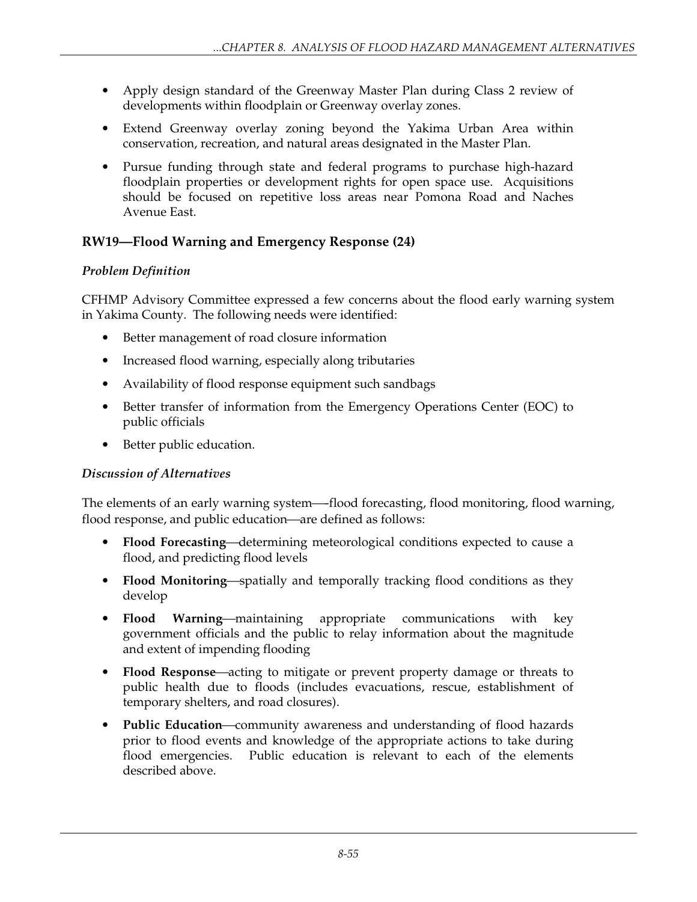- Apply design standard of the Greenway Master Plan during Class 2 review of developments within floodplain or Greenway overlay zones.
- Extend Greenway overlay zoning beyond the Yakima Urban Area within conservation, recreation, and natural areas designated in the Master Plan.
- Pursue funding through state and federal programs to purchase high-hazard floodplain properties or development rights for open space use. Acquisitions should be focused on repetitive loss areas near Pomona Road and Naches Avenue East.

## RW19—Flood Warning and Emergency Response (24)

### *Problem Definition*

CFHMP Advisory Committee expressed a few concerns about the flood early warning system in Yakima County. The following needs were identified:

- Better management of road closure information
- Increased flood warning, especially along tributaries
- Availability of flood response equipment such sandbags
- Better transfer of information from the Emergency Operations Center (EOC) to public officials
- Better public education.

### *Discussion of Alternatives*

The elements of an early warning system—-flood forecasting, flood monitoring, flood warning, flood response, and public education—are defined as follows:

- **Flood Forecasting**—determining meteorological conditions expected to cause a flood, and predicting flood levels
- **Flood Monitoring**—spatially and temporally tracking flood conditions as they develop
- **Flood Warning**—maintaining appropriate communications with key government officials and the public to relay information about the magnitude and extent of impending flooding
- **Flood Response**—acting to mitigate or prevent property damage or threats to public health due to floods (includes evacuations, rescue, establishment of temporary shelters, and road closures).
- **Public Education**—community awareness and understanding of flood hazards prior to flood events and knowledge of the appropriate actions to take during flood emergencies. Public education is relevant to each of the elements described above.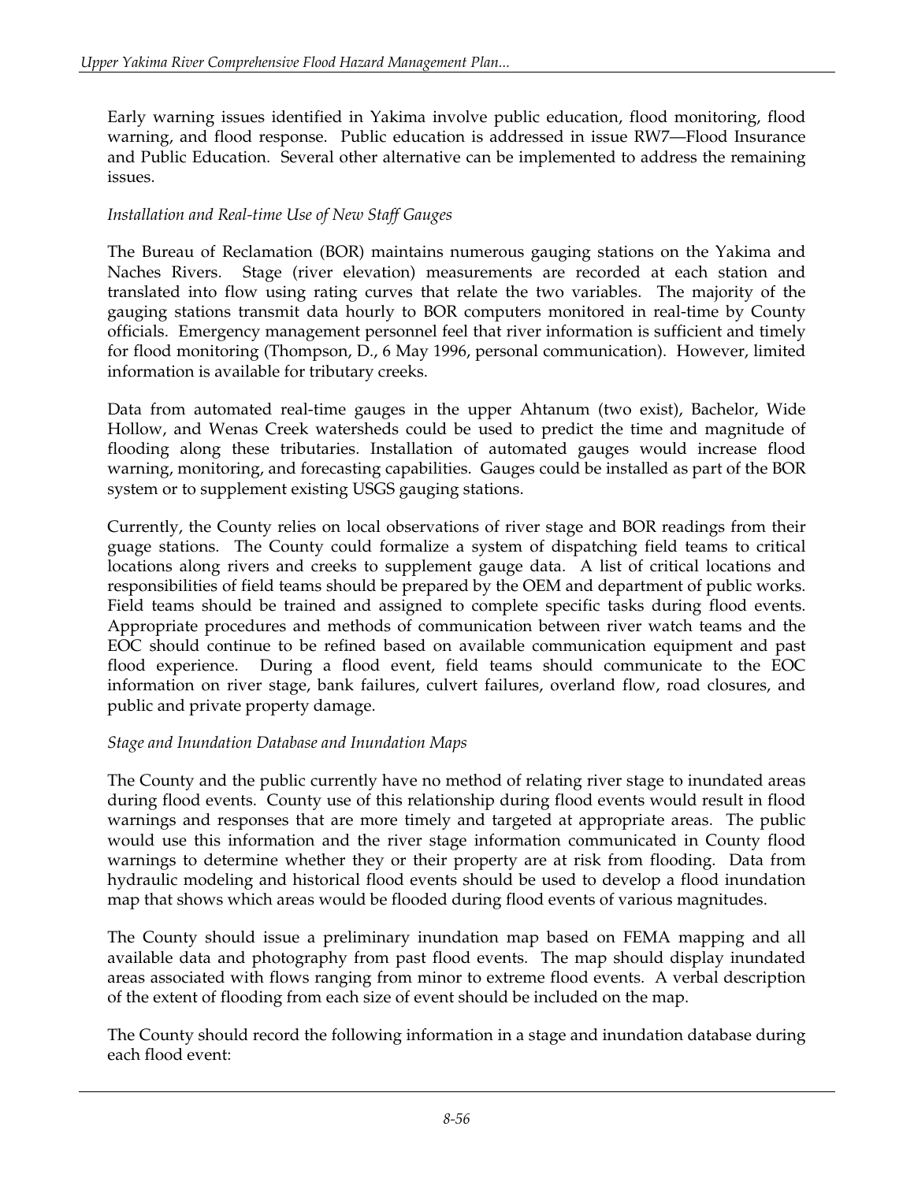Early warning issues identified in Yakima involve public education, flood monitoring, flood warning, and flood response. Public education is addressed in issue RW7—Flood Insurance and Public Education. Several other alternative can be implemented to address the remaining issues.

*Installation and Real-time Use of New Staff Gauges*

The Bureau of Reclamation (BOR) maintains numerous gauging stations on the Yakima and Naches Rivers. Stage (river elevation) measurements are recorded at each station and translated into flow using rating curves that relate the two variables. The majority of the gauging stations transmit data hourly to BOR computers monitored in real-time by County officials. Emergency management personnel feel that river information is sufficient and timely for flood monitoring (Thompson, D., 6 May 1996, personal communication). However, limited information is available for tributary creeks.

Data from automated real-time gauges in the upper Ahtanum (two exist), Bachelor, Wide Hollow, and Wenas Creek watersheds could be used to predict the time and magnitude of flooding along these tributaries. Installation of automated gauges would increase flood warning, monitoring, and forecasting capabilities. Gauges could be installed as part of the BOR system or to supplement existing USGS gauging stations.

Currently, the County relies on local observations of river stage and BOR readings from their guage stations. The County could formalize a system of dispatching field teams to critical locations along rivers and creeks to supplement gauge data. A list of critical locations and responsibilities of field teams should be prepared by the OEM and department of public works. Field teams should be trained and assigned to complete specific tasks during flood events. Appropriate procedures and methods of communication between river watch teams and the EOC should continue to be refined based on available communication equipment and past flood experience. During a flood event, field teams should communicate to the EOC information on river stage, bank failures, culvert failures, overland flow, road closures, and public and private property damage.

*Stage and Inundation Database and Inundation Maps*

The County and the public currently have no method of relating river stage to inundated areas during flood events. County use of this relationship during flood events would result in flood warnings and responses that are more timely and targeted at appropriate areas. The public would use this information and the river stage information communicated in County flood warnings to determine whether they or their property are at risk from flooding. Data from hydraulic modeling and historical flood events should be used to develop a flood inundation map that shows which areas would be flooded during flood events of various magnitudes.

The County should issue a preliminary inundation map based on FEMA mapping and all available data and photography from past flood events. The map should display inundated areas associated with flows ranging from minor to extreme flood events. A verbal description of the extent of flooding from each size of event should be included on the map.

The County should record the following information in a stage and inundation database during each flood event: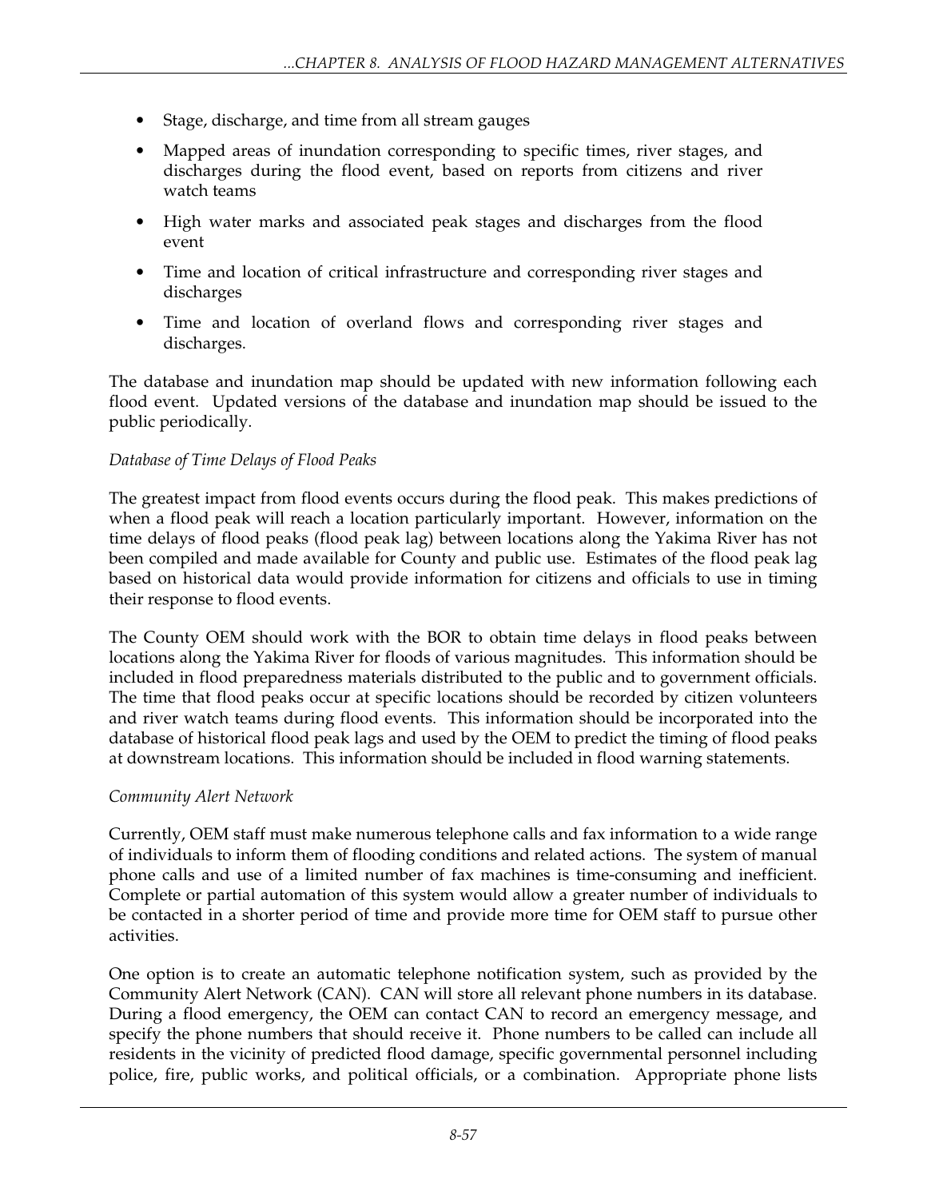- Stage, discharge, and time from all stream gauges
- Mapped areas of inundation corresponding to specific times, river stages, and discharges during the flood event, based on reports from citizens and river watch teams
- High water marks and associated peak stages and discharges from the flood event
- Time and location of critical infrastructure and corresponding river stages and discharges
- Time and location of overland flows and corresponding river stages and discharges.

The database and inundation map should be updated with new information following each flood event. Updated versions of the database and inundation map should be issued to the public periodically.

*Database of Time Delays of Flood Peaks*

The greatest impact from flood events occurs during the flood peak. This makes predictions of when a flood peak will reach a location particularly important. However, information on the time delays of flood peaks (flood peak lag) between locations along the Yakima River has not been compiled and made available for County and public use. Estimates of the flood peak lag based on historical data would provide information for citizens and officials to use in timing their response to flood events.

The County OEM should work with the BOR to obtain time delays in flood peaks between locations along the Yakima River for floods of various magnitudes. This information should be included in flood preparedness materials distributed to the public and to government officials. The time that flood peaks occur at specific locations should be recorded by citizen volunteers and river watch teams during flood events. This information should be incorporated into the database of historical flood peak lags and used by the OEM to predict the timing of flood peaks at downstream locations. This information should be included in flood warning statements.

*Community Alert Network*

Currently, OEM staff must make numerous telephone calls and fax information to a wide range of individuals to inform them of flooding conditions and related actions. The system of manual phone calls and use of a limited number of fax machines is time-consuming and inefficient. Complete or partial automation of this system would allow a greater number of individuals to be contacted in a shorter period of time and provide more time for OEM staff to pursue other activities.

One option is to create an automatic telephone notification system, such as provided by the Community Alert Network (CAN). CAN will store all relevant phone numbers in its database. During a flood emergency, the OEM can contact CAN to record an emergency message, and specify the phone numbers that should receive it. Phone numbers to be called can include all residents in the vicinity of predicted flood damage, specific governmental personnel including police, fire, public works, and political officials, or a combination. Appropriate phone lists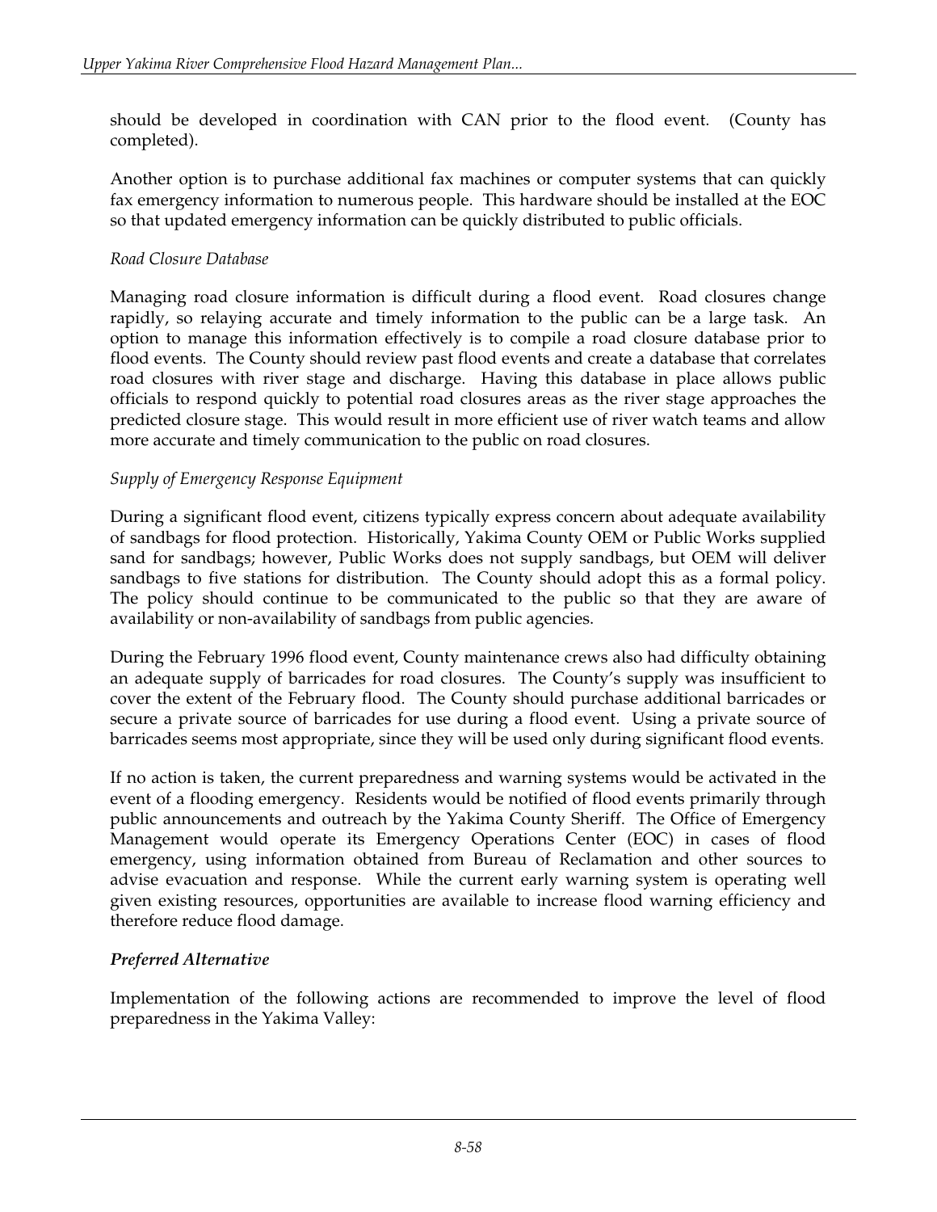should be developed in coordination with CAN prior to the flood event. (County has completed).

Another option is to purchase additional fax machines or computer systems that can quickly fax emergency information to numerous people. This hardware should be installed at the EOC so that updated emergency information can be quickly distributed to public officials.

*Road Closure Database*

Managing road closure information is difficult during a flood event. Road closures change rapidly, so relaying accurate and timely information to the public can be a large task. An option to manage this information effectively is to compile a road closure database prior to flood events. The County should review past flood events and create a database that correlates road closures with river stage and discharge. Having this database in place allows public officials to respond quickly to potential road closures areas as the river stage approaches the predicted closure stage. This would result in more efficient use of river watch teams and allow more accurate and timely communication to the public on road closures.

*Supply of Emergency Response Equipment*

During a significant flood event, citizens typically express concern about adequate availability of sandbags for flood protection. Historically, Yakima County OEM or Public Works supplied sand for sandbags; however, Public Works does not supply sandbags, but OEM will deliver sandbags to five stations for distribution. The County should adopt this as a formal policy. The policy should continue to be communicated to the public so that they are aware of availability or non-availability of sandbags from public agencies.

During the February 1996 flood event, County maintenance crews also had difficulty obtaining an adequate supply of barricades for road closures. The County's supply was insufficient to cover the extent of the February flood. The County should purchase additional barricades or secure a private source of barricades for use during a flood event. Using a private source of barricades seems most appropriate, since they will be used only during significant flood events.

If no action is taken, the current preparedness and warning systems would be activated in the event of a flooding emergency. Residents would be notified of flood events primarily through public announcements and outreach by the Yakima County Sheriff. The Office of Emergency Management would operate its Emergency Operations Center (EOC) in cases of flood emergency, using information obtained from Bureau of Reclamation and other sources to advise evacuation and response. While the current early warning system is operating well given existing resources, opportunities are available to increase flood warning efficiency and therefore reduce flood damage.

***Preferred Alternative***

Implementation of the following actions are recommended to improve the level of flood preparedness in the Yakima Valley: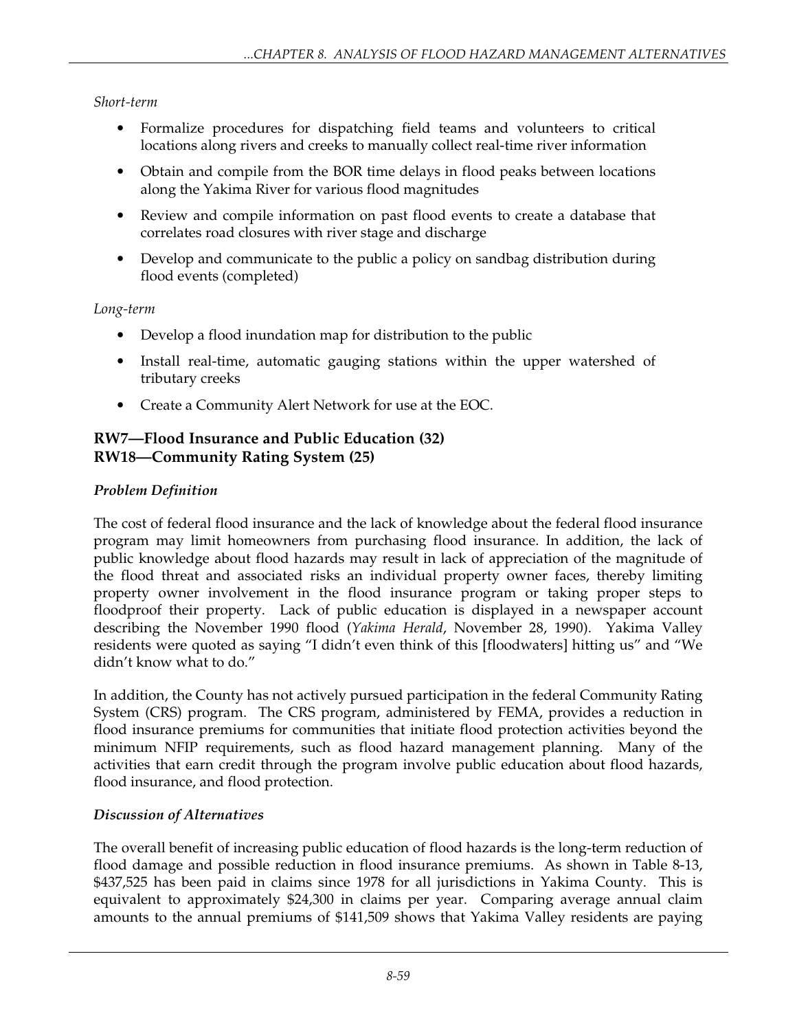*Short-term*

- Formalize procedures for dispatching field teams and volunteers to critical locations along rivers and creeks to manually collect real-time river information
- Obtain and compile from the BOR time delays in flood peaks between locations along the Yakima River for various flood magnitudes
- Review and compile information on past flood events to create a database that correlates road closures with river stage and discharge
- Develop and communicate to the public a policy on sandbag distribution during flood events (completed)

*Long-term*

- Develop a flood inundation map for distribution to the public
- Install real-time, automatic gauging stations within the upper watershed of tributary creeks
- Create a Community Alert Network for use at the EOC.

### RW7—Flood Insurance and Public Education (32)
### RW18—Community Rating System (25)

***Problem Definition***

The cost of federal flood insurance and the lack of knowledge about the federal flood insurance program may limit homeowners from purchasing flood insurance. In addition, the lack of public knowledge about flood hazards may result in lack of appreciation of the magnitude of the flood threat and associated risks an individual property owner faces, thereby limiting property owner involvement in the flood insurance program or taking proper steps to floodproof their property. Lack of public education is displayed in a newspaper account describing the November 1990 flood (*Yakima Herald*, November 28, 1990). Yakima Valley residents were quoted as saying "I didn't even think of this [floodwaters] hitting us" and "We didn't know what to do."

In addition, the County has not actively pursued participation in the federal Community Rating System (CRS) program. The CRS program, administered by FEMA, provides a reduction in flood insurance premiums for communities that initiate flood protection activities beyond the minimum NFIP requirements, such as flood hazard management planning. Many of the activities that earn credit through the program involve public education about flood hazards, flood insurance, and flood protection.

***Discussion of Alternatives***

The overall benefit of increasing public education of flood hazards is the long-term reduction of flood damage and possible reduction in flood insurance premiums. As shown in Table 8-13, $437,525 has been paid in claims since 1978 for all jurisdictions in Yakima County. This is equivalent to approximately $24,300 in claims per year. Comparing average annual claim amounts to the annual premiums of $141,509 shows that Yakima Valley residents are paying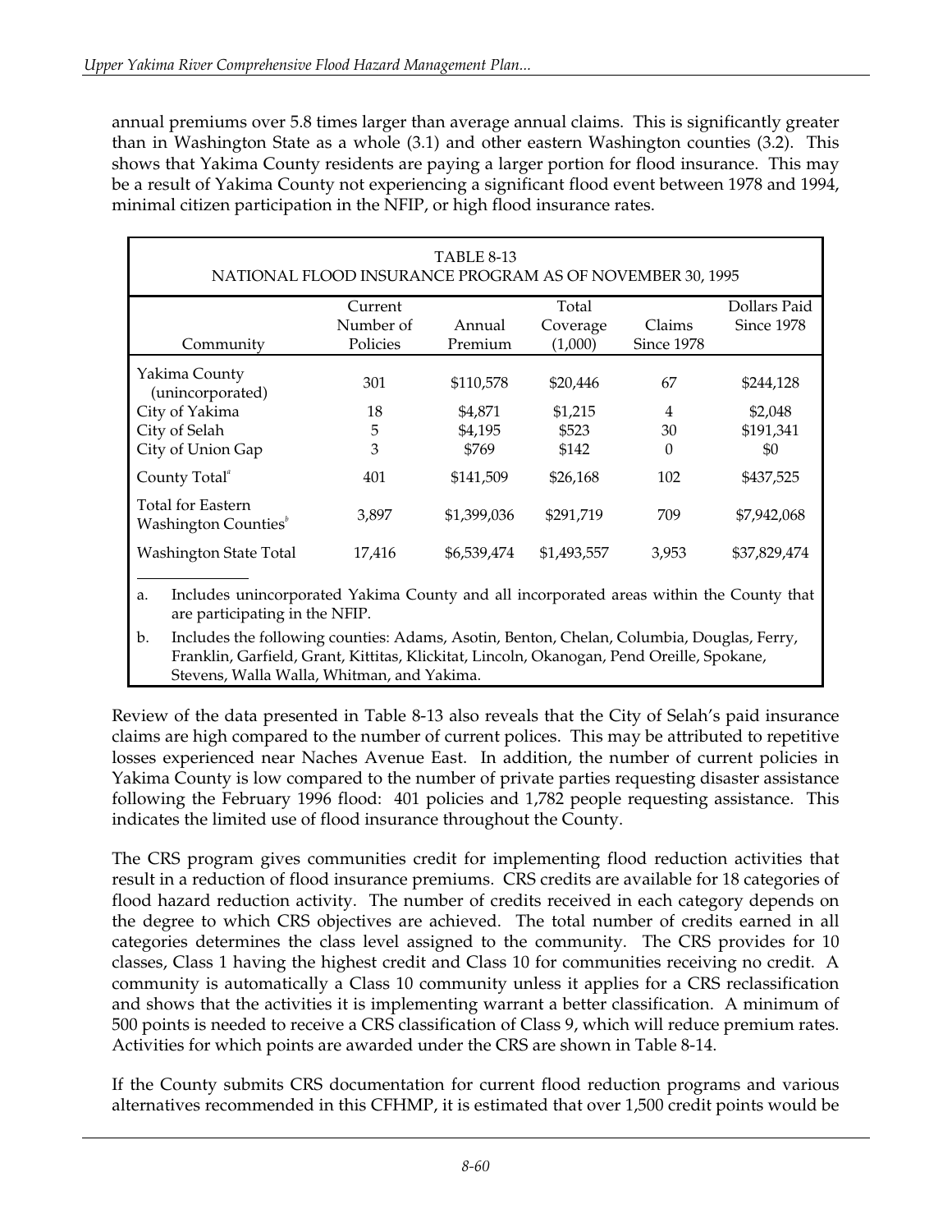annual premiums over 5.8 times larger than average annual claims. This is significantly greater than in Washington State as a whole (3.1) and other eastern Washington counties (3.2). This shows that Yakima County residents are paying a larger portion for flood insurance. This may be a result of Yakima County not experiencing a significant flood event between 1978 and 1994, minimal citizen participation in the NFIP, or high flood insurance rates.

TABLE 8-13
NATIONAL FLOOD INSURANCE PROGRAM AS OF NOVEMBER 30, 1995

| Community | Current Number of Policies | Annual Premium | Total Coverage (1,000) | Claims Since 1978 | Dollars Paid Since 1978 |
|---|---|---|---|---|---|
| Yakima County (unincorporated) | 301 | $110,578 | $20,446 | 67 | $244,128 |
| City of Yakima | 18 | $4,871 | $1,215 | 4 | $2,048 |
| City of Selah | 5 | $4,195 | $523 | 30 | $191,341 |
| City of Union Gap | 3 | $769 | $142 | 0 | $0 |
| County Total[a] | 401 | $141,509 | $26,168 | 102 | $437,525 |
| Total for Eastern Washington Counties[b] | 3,897 | $1,399,036 | $291,719 | 709 | $7,942,068 |
| Washington State Total | 17,416 | $6,539,474 | $1,493,557 | 3,953 | $37,829,474 |

a. Includes unincorporated Yakima County and all incorporated areas within the County that are participating in the NFIP.

b. Includes the following counties: Adams, Asotin, Benton, Chelan, Columbia, Douglas, Ferry, Franklin, Garfield, Grant, Kittitas, Klickitat, Lincoln, Okanogan, Pend Oreille, Spokane, Stevens, Walla Walla, Whitman, and Yakima.

Review of the data presented in Table 8-13 also reveals that the City of Selah's paid insurance claims are high compared to the number of current polices. This may be attributed to repetitive losses experienced near Naches Avenue East. In addition, the number of current policies in Yakima County is low compared to the number of private parties requesting disaster assistance following the February 1996 flood: 401 policies and 1,782 people requesting assistance. This indicates the limited use of flood insurance throughout the County.

The CRS program gives communities credit for implementing flood reduction activities that result in a reduction of flood insurance premiums. CRS credits are available for 18 categories of flood hazard reduction activity. The number of credits received in each category depends on the degree to which CRS objectives are achieved. The total number of credits earned in all categories determines the class level assigned to the community. The CRS provides for 10 classes, Class 1 having the highest credit and Class 10 for communities receiving no credit. A community is automatically a Class 10 community unless it applies for a CRS reclassification and shows that the activities it is implementing warrant a better classification. A minimum of 500 points is needed to receive a CRS classification of Class 9, which will reduce premium rates. Activities for which points are awarded under the CRS are shown in Table 8-14.

If the County submits CRS documentation for current flood reduction programs and various alternatives recommended in this CFHMP, it is estimated that over 1,500 credit points would be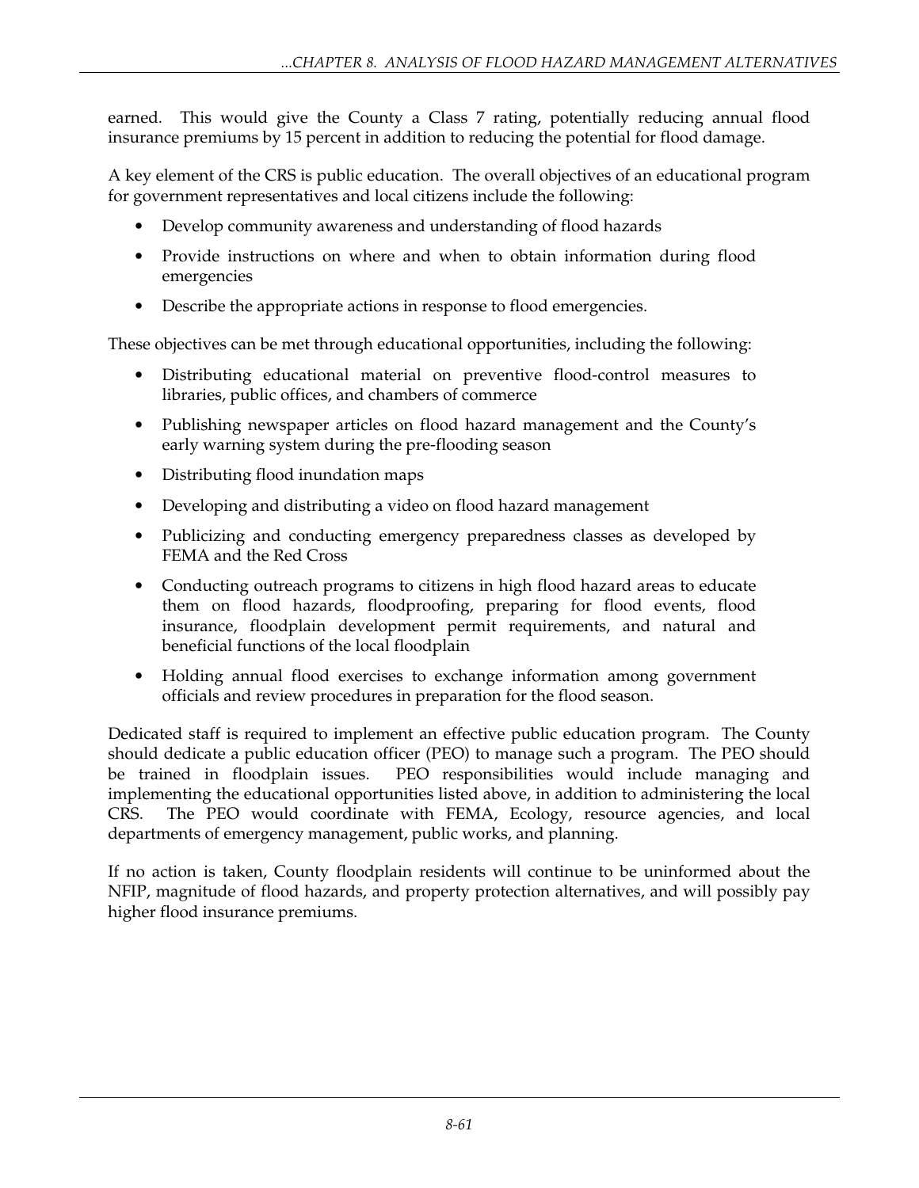earned. This would give the County a Class 7 rating, potentially reducing annual flood insurance premiums by 15 percent in addition to reducing the potential for flood damage.

A key element of the CRS is public education. The overall objectives of an educational program for government representatives and local citizens include the following:

- Develop community awareness and understanding of flood hazards
- Provide instructions on where and when to obtain information during flood emergencies
- Describe the appropriate actions in response to flood emergencies.

These objectives can be met through educational opportunities, including the following:

- Distributing educational material on preventive flood-control measures to libraries, public offices, and chambers of commerce
- Publishing newspaper articles on flood hazard management and the County's early warning system during the pre-flooding season
- Distributing flood inundation maps
- Developing and distributing a video on flood hazard management
- Publicizing and conducting emergency preparedness classes as developed by FEMA and the Red Cross
- Conducting outreach programs to citizens in high flood hazard areas to educate them on flood hazards, floodproofing, preparing for flood events, flood insurance, floodplain development permit requirements, and natural and beneficial functions of the local floodplain
- Holding annual flood exercises to exchange information among government officials and review procedures in preparation for the flood season.

Dedicated staff is required to implement an effective public education program. The County should dedicate a public education officer (PEO) to manage such a program. The PEO should be trained in floodplain issues. PEO responsibilities would include managing and implementing the educational opportunities listed above, in addition to administering the local CRS. The PEO would coordinate with FEMA, Ecology, resource agencies, and local departments of emergency management, public works, and planning.

If no action is taken, County floodplain residents will continue to be uninformed about the NFIP, magnitude of flood hazards, and property protection alternatives, and will possibly pay higher flood insurance premiums.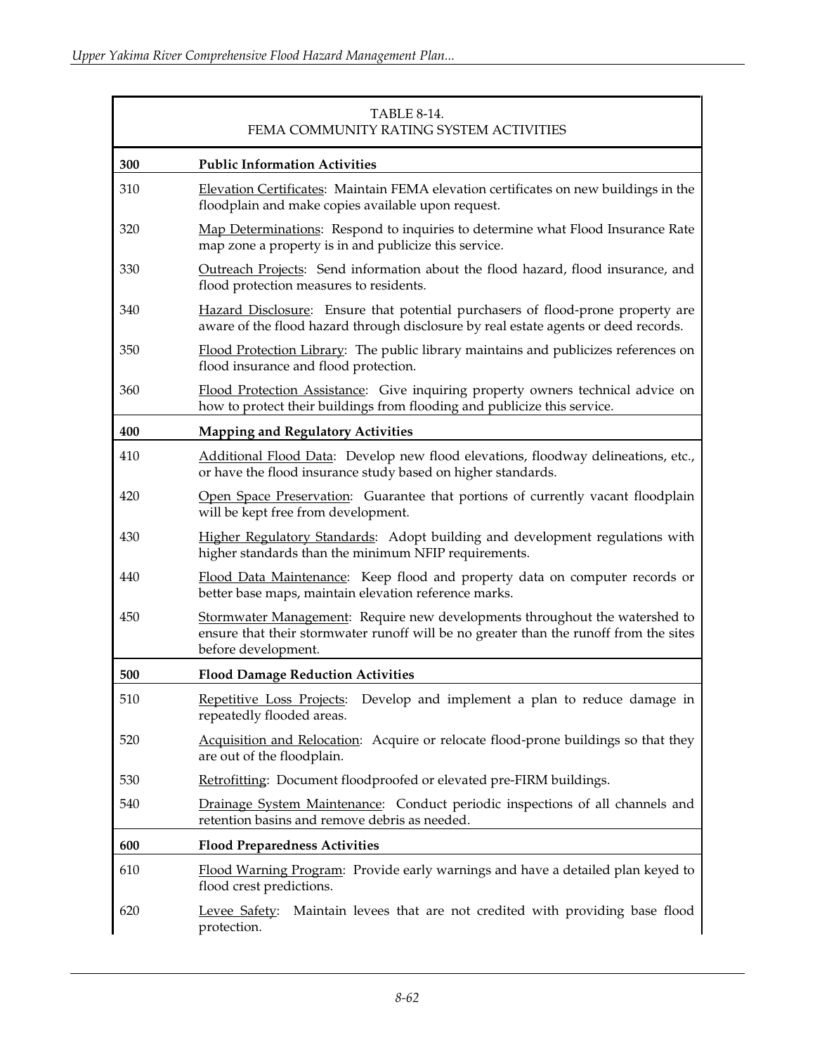TABLE 8-14.
FEMA COMMUNITY RATING SYSTEM ACTIVITIES

| | |
|---|---|
| **300** | **Public Information Activities** |
| 310 | Elevation Certificates: Maintain FEMA elevation certificates on new buildings in the floodplain and make copies available upon request. |
| 320 | Map Determinations: Respond to inquiries to determine what Flood Insurance Rate map zone a property is in and publicize this service. |
| 330 | Outreach Projects: Send information about the flood hazard, flood insurance, and flood protection measures to residents. |
| 340 | Hazard Disclosure: Ensure that potential purchasers of flood-prone property are aware of the flood hazard through disclosure by real estate agents or deed records. |
| 350 | Flood Protection Library: The public library maintains and publicizes references on flood insurance and flood protection. |
| 360 | Flood Protection Assistance: Give inquiring property owners technical advice on how to protect their buildings from flooding and publicize this service. |
| **400** | **Mapping and Regulatory Activities** |
| 410 | Additional Flood Data: Develop new flood elevations, floodway delineations, etc., or have the flood insurance study based on higher standards. |
| 420 | Open Space Preservation: Guarantee that portions of currently vacant floodplain will be kept free from development. |
| 430 | Higher Regulatory Standards: Adopt building and development regulations with higher standards than the minimum NFIP requirements. |
| 440 | Flood Data Maintenance: Keep flood and property data on computer records or better base maps, maintain elevation reference marks. |
| 450 | Stormwater Management: Require new developments throughout the watershed to ensure that their stormwater runoff will be no greater than the runoff from the sites before development. |
| **500** | **Flood Damage Reduction Activities** |
| 510 | Repetitive Loss Projects: Develop and implement a plan to reduce damage in repeatedly flooded areas. |
| 520 | Acquisition and Relocation: Acquire or relocate flood-prone buildings so that they are out of the floodplain. |
| 530 | Retrofitting: Document floodproofed or elevated pre-FIRM buildings. |
| 540 | Drainage System Maintenance: Conduct periodic inspections of all channels and retention basins and remove debris as needed. |
| **600** | **Flood Preparedness Activities** |
| 610 | Flood Warning Program: Provide early warnings and have a detailed plan keyed to flood crest predictions. |
| 620 | Levee Safety: Maintain levees that are not credited with providing base flood protection. |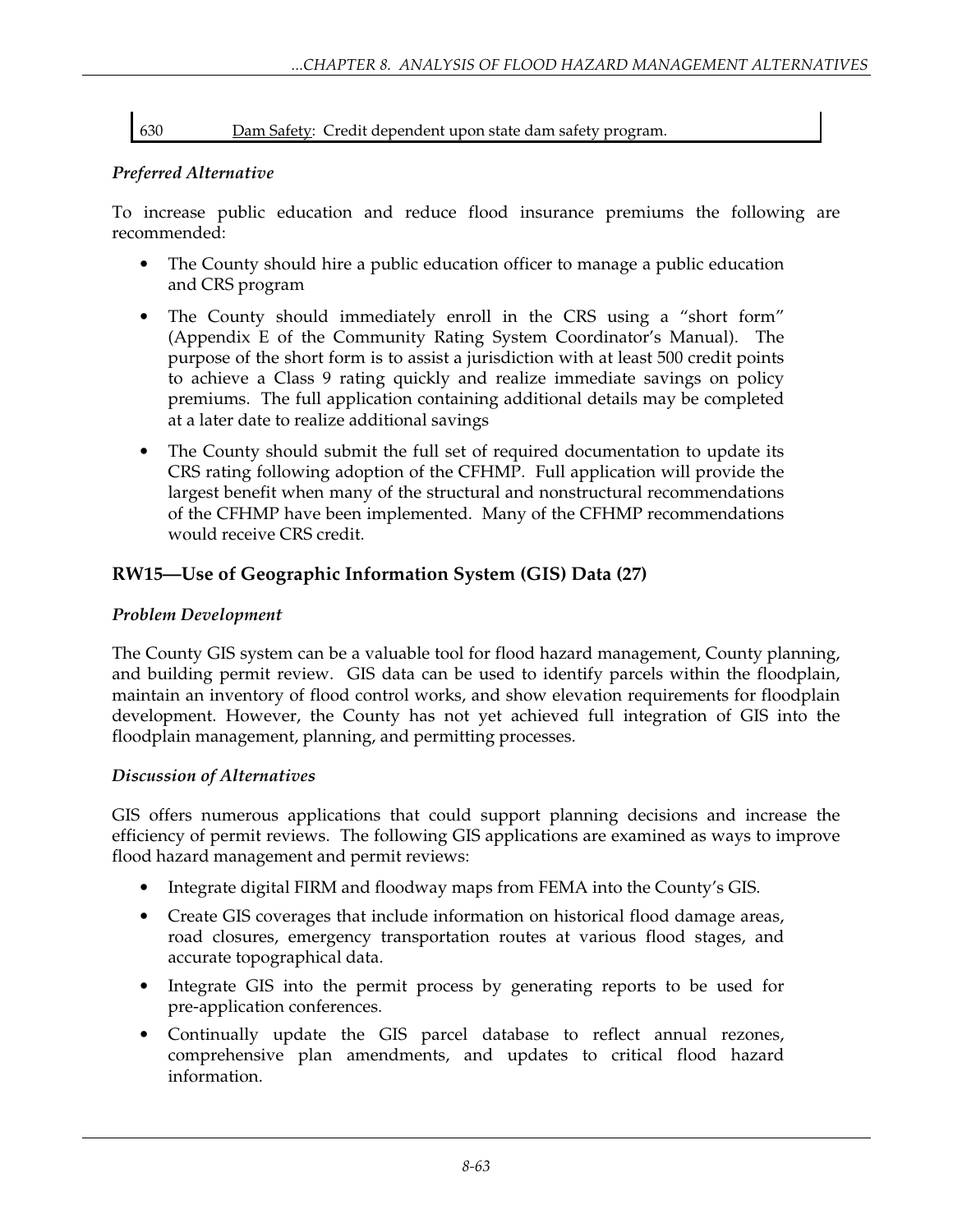| 630 | Dam Safety: Credit dependent upon state dam safety program. |
|---|---|

*Preferred Alternative*

To increase public education and reduce flood insurance premiums the following are recommended:

- The County should hire a public education officer to manage a public education and CRS program
- The County should immediately enroll in the CRS using a "short form" (Appendix E of the Community Rating System Coordinator's Manual). The purpose of the short form is to assist a jurisdiction with at least 500 credit points to achieve a Class 9 rating quickly and realize immediate savings on policy premiums. The full application containing additional details may be completed at a later date to realize additional savings
- The County should submit the full set of required documentation to update its CRS rating following adoption of the CFHMP. Full application will provide the largest benefit when many of the structural and nonstructural recommendations of the CFHMP have been implemented. Many of the CFHMP recommendations would receive CRS credit.

## RW15—Use of Geographic Information System (GIS) Data (27)

*Problem Development*

The County GIS system can be a valuable tool for flood hazard management, County planning, and building permit review. GIS data can be used to identify parcels within the floodplain, maintain an inventory of flood control works, and show elevation requirements for floodplain development. However, the County has not yet achieved full integration of GIS into the floodplain management, planning, and permitting processes.

*Discussion of Alternatives*

GIS offers numerous applications that could support planning decisions and increase the efficiency of permit reviews. The following GIS applications are examined as ways to improve flood hazard management and permit reviews:

- Integrate digital FIRM and floodway maps from FEMA into the County's GIS.
- Create GIS coverages that include information on historical flood damage areas, road closures, emergency transportation routes at various flood stages, and accurate topographical data.
- Integrate GIS into the permit process by generating reports to be used for pre-application conferences.
- Continually update the GIS parcel database to reflect annual rezones, comprehensive plan amendments, and updates to critical flood hazard information.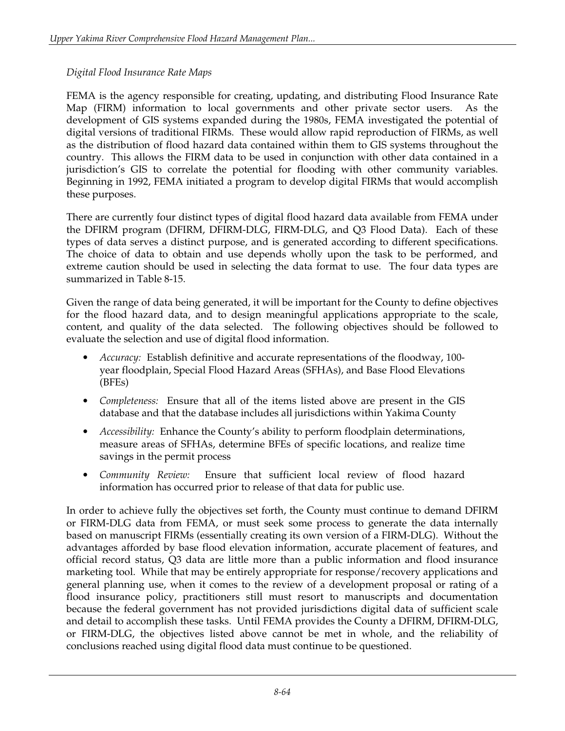*Digital Flood Insurance Rate Maps*

FEMA is the agency responsible for creating, updating, and distributing Flood Insurance Rate Map (FIRM) information to local governments and other private sector users. As the development of GIS systems expanded during the 1980s, FEMA investigated the potential of digital versions of traditional FIRMs. These would allow rapid reproduction of FIRMs, as well as the distribution of flood hazard data contained within them to GIS systems throughout the country. This allows the FIRM data to be used in conjunction with other data contained in a jurisdiction's GIS to correlate the potential for flooding with other community variables. Beginning in 1992, FEMA initiated a program to develop digital FIRMs that would accomplish these purposes.

There are currently four distinct types of digital flood hazard data available from FEMA under the DFIRM program (DFIRM, DFIRM-DLG, FIRM-DLG, and Q3 Flood Data). Each of these types of data serves a distinct purpose, and is generated according to different specifications. The choice of data to obtain and use depends wholly upon the task to be performed, and extreme caution should be used in selecting the data format to use. The four data types are summarized in Table 8-15.

Given the range of data being generated, it will be important for the County to define objectives for the flood hazard data, and to design meaningful applications appropriate to the scale, content, and quality of the data selected. The following objectives should be followed to evaluate the selection and use of digital flood information.

- *Accuracy:* Establish definitive and accurate representations of the floodway, 100-year floodplain, Special Flood Hazard Areas (SFHAs), and Base Flood Elevations (BFEs)
- *Completeness:* Ensure that all of the items listed above are present in the GIS database and that the database includes all jurisdictions within Yakima County
- *Accessibility:* Enhance the County's ability to perform floodplain determinations, measure areas of SFHAs, determine BFEs of specific locations, and realize time savings in the permit process
- *Community Review:* Ensure that sufficient local review of flood hazard information has occurred prior to release of that data for public use.

In order to achieve fully the objectives set forth, the County must continue to demand DFIRM or FIRM-DLG data from FEMA, or must seek some process to generate the data internally based on manuscript FIRMs (essentially creating its own version of a FIRM-DLG). Without the advantages afforded by base flood elevation information, accurate placement of features, and official record status, Q3 data are little more than a public information and flood insurance marketing tool. While that may be entirely appropriate for response/recovery applications and general planning use, when it comes to the review of a development proposal or rating of a flood insurance policy, practitioners still must resort to manuscripts and documentation because the federal government has not provided jurisdictions digital data of sufficient scale and detail to accomplish these tasks. Until FEMA provides the County a DFIRM, DFIRM-DLG, or FIRM-DLG, the objectives listed above cannot be met in whole, and the reliability of conclusions reached using digital flood data must continue to be questioned.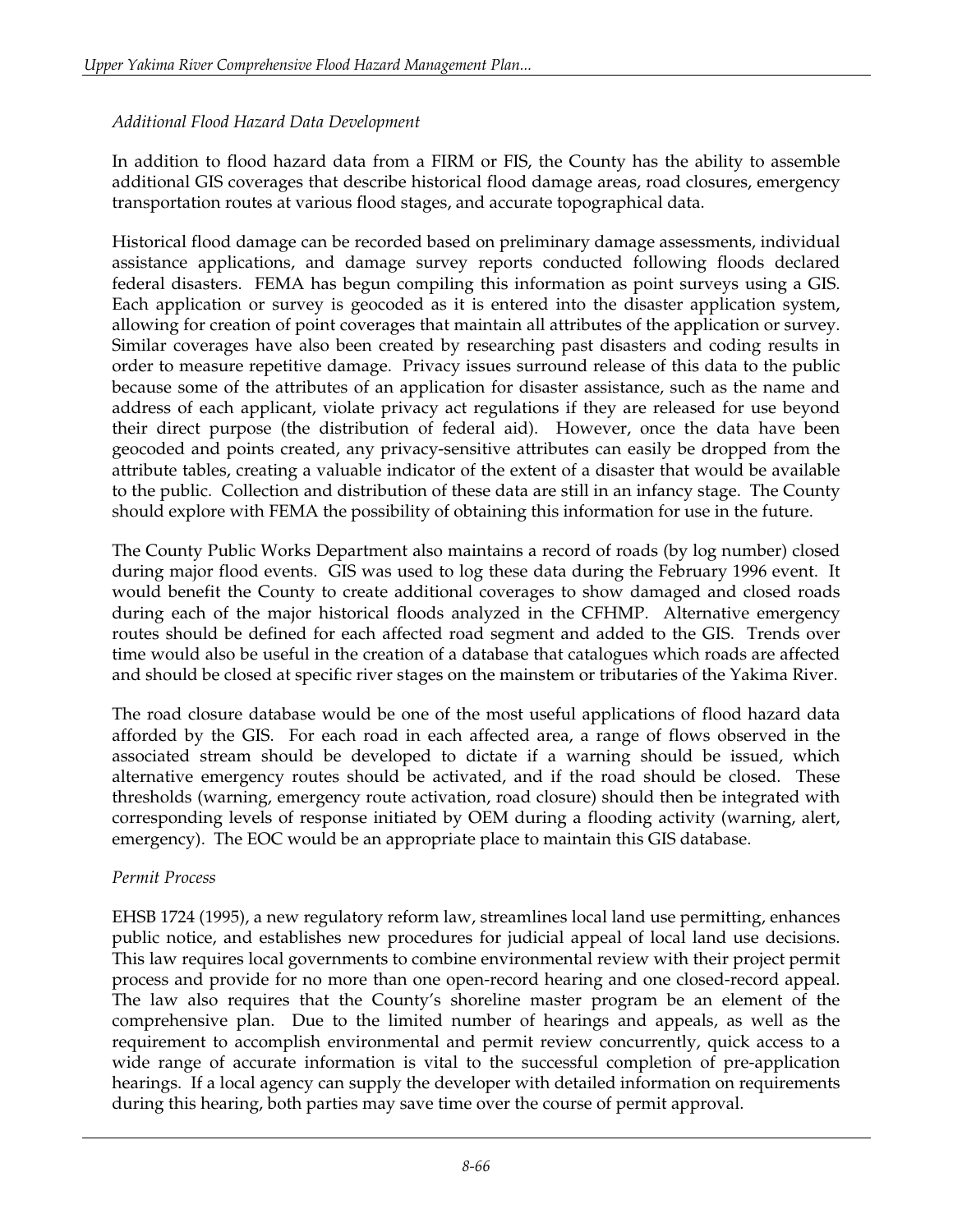*Additional Flood Hazard Data Development*

In addition to flood hazard data from a FIRM or FIS, the County has the ability to assemble additional GIS coverages that describe historical flood damage areas, road closures, emergency transportation routes at various flood stages, and accurate topographical data.

Historical flood damage can be recorded based on preliminary damage assessments, individual assistance applications, and damage survey reports conducted following floods declared federal disasters. FEMA has begun compiling this information as point surveys using a GIS. Each application or survey is geocoded as it is entered into the disaster application system, allowing for creation of point coverages that maintain all attributes of the application or survey. Similar coverages have also been created by researching past disasters and coding results in order to measure repetitive damage. Privacy issues surround release of this data to the public because some of the attributes of an application for disaster assistance, such as the name and address of each applicant, violate privacy act regulations if they are released for use beyond their direct purpose (the distribution of federal aid). However, once the data have been geocoded and points created, any privacy-sensitive attributes can easily be dropped from the attribute tables, creating a valuable indicator of the extent of a disaster that would be available to the public. Collection and distribution of these data are still in an infancy stage. The County should explore with FEMA the possibility of obtaining this information for use in the future.

The County Public Works Department also maintains a record of roads (by log number) closed during major flood events. GIS was used to log these data during the February 1996 event. It would benefit the County to create additional coverages to show damaged and closed roads during each of the major historical floods analyzed in the CFHMP. Alternative emergency routes should be defined for each affected road segment and added to the GIS. Trends over time would also be useful in the creation of a database that catalogues which roads are affected and should be closed at specific river stages on the mainstem or tributaries of the Yakima River.

The road closure database would be one of the most useful applications of flood hazard data afforded by the GIS. For each road in each affected area, a range of flows observed in the associated stream should be developed to dictate if a warning should be issued, which alternative emergency routes should be activated, and if the road should be closed. These thresholds (warning, emergency route activation, road closure) should then be integrated with corresponding levels of response initiated by OEM during a flooding activity (warning, alert, emergency). The EOC would be an appropriate place to maintain this GIS database.

*Permit Process*

EHSB 1724 (1995), a new regulatory reform law, streamlines local land use permitting, enhances public notice, and establishes new procedures for judicial appeal of local land use decisions. This law requires local governments to combine environmental review with their project permit process and provide for no more than one open-record hearing and one closed-record appeal. The law also requires that the County's shoreline master program be an element of the comprehensive plan. Due to the limited number of hearings and appeals, as well as the requirement to accomplish environmental and permit review concurrently, quick access to a wide range of accurate information is vital to the successful completion of pre-application hearings. If a local agency can supply the developer with detailed information on requirements during this hearing, both parties may save time over the course of permit approval.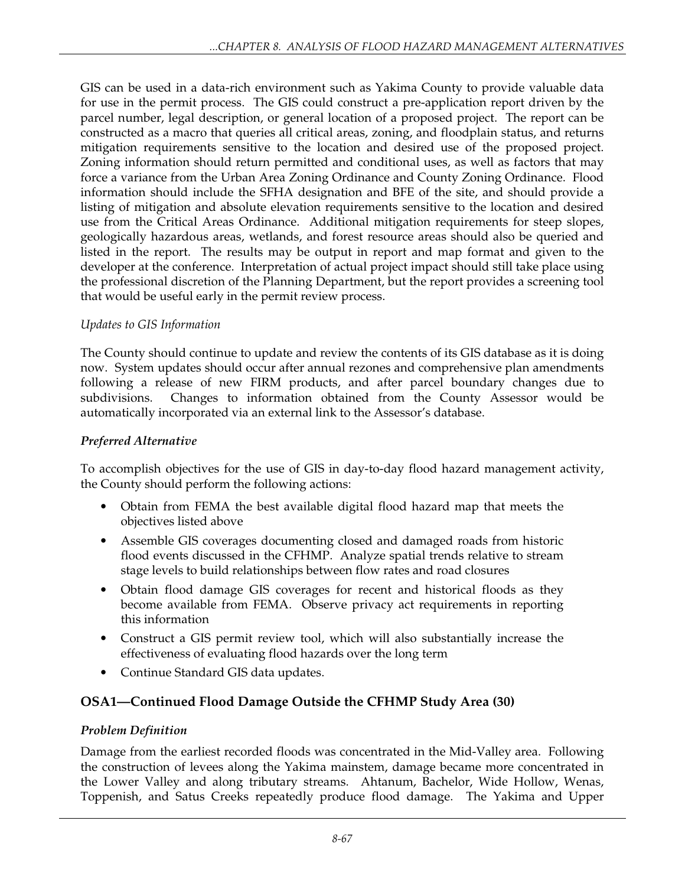GIS can be used in a data-rich environment such as Yakima County to provide valuable data for use in the permit process. The GIS could construct a pre-application report driven by the parcel number, legal description, or general location of a proposed project. The report can be constructed as a macro that queries all critical areas, zoning, and floodplain status, and returns mitigation requirements sensitive to the location and desired use of the proposed project. Zoning information should return permitted and conditional uses, as well as factors that may force a variance from the Urban Area Zoning Ordinance and County Zoning Ordinance. Flood information should include the SFHA designation and BFE of the site, and should provide a listing of mitigation and absolute elevation requirements sensitive to the location and desired use from the Critical Areas Ordinance. Additional mitigation requirements for steep slopes, geologically hazardous areas, wetlands, and forest resource areas should also be queried and listed in the report. The results may be output in report and map format and given to the developer at the conference. Interpretation of actual project impact should still take place using the professional discretion of the Planning Department, but the report provides a screening tool that would be useful early in the permit review process.

*Updates to GIS Information*

The County should continue to update and review the contents of its GIS database as it is doing now. System updates should occur after annual rezones and comprehensive plan amendments following a release of new FIRM products, and after parcel boundary changes due to subdivisions. Changes to information obtained from the County Assessor would be automatically incorporated via an external link to the Assessor's database.

***Preferred Alternative***

To accomplish objectives for the use of GIS in day-to-day flood hazard management activity, the County should perform the following actions:

- Obtain from FEMA the best available digital flood hazard map that meets the objectives listed above
- Assemble GIS coverages documenting closed and damaged roads from historic flood events discussed in the CFHMP. Analyze spatial trends relative to stream stage levels to build relationships between flow rates and road closures
- Obtain flood damage GIS coverages for recent and historical floods as they become available from FEMA. Observe privacy act requirements in reporting this information
- Construct a GIS permit review tool, which will also substantially increase the effectiveness of evaluating flood hazards over the long term
- Continue Standard GIS data updates.

## OSA1—Continued Flood Damage Outside the CFHMP Study Area (30)

***Problem Definition***

Damage from the earliest recorded floods was concentrated in the Mid-Valley area. Following the construction of levees along the Yakima mainstem, damage became more concentrated in the Lower Valley and along tributary streams. Ahtanum, Bachelor, Wide Hollow, Wenas, Toppenish, and Satus Creeks repeatedly produce flood damage. The Yakima and Upper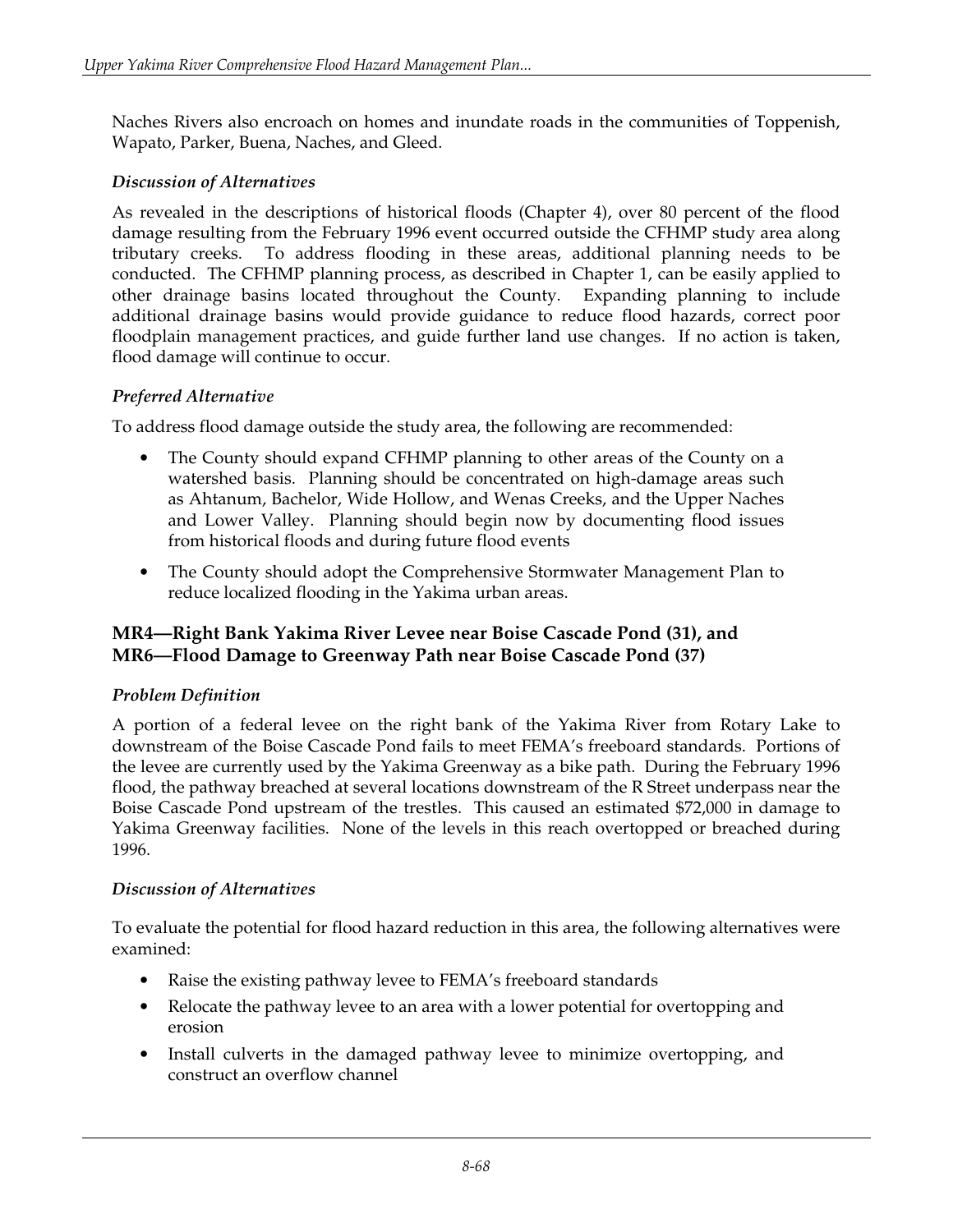Naches Rivers also encroach on homes and inundate roads in the communities of Toppenish, Wapato, Parker, Buena, Naches, and Gleed.

### *Discussion of Alternatives*

As revealed in the descriptions of historical floods (Chapter 4), over 80 percent of the flood damage resulting from the February 1996 event occurred outside the CFHMP study area along tributary creeks. To address flooding in these areas, additional planning needs to be conducted. The CFHMP planning process, as described in Chapter 1, can be easily applied to other drainage basins located throughout the County. Expanding planning to include additional drainage basins would provide guidance to reduce flood hazards, correct poor floodplain management practices, and guide further land use changes. If no action is taken, flood damage will continue to occur.

### *Preferred Alternative*

To address flood damage outside the study area, the following are recommended:

- The County should expand CFHMP planning to other areas of the County on a watershed basis. Planning should be concentrated on high-damage areas such as Ahtanum, Bachelor, Wide Hollow, and Wenas Creeks, and the Upper Naches and Lower Valley. Planning should begin now by documenting flood issues from historical floods and during future flood events
- The County should adopt the Comprehensive Stormwater Management Plan to reduce localized flooding in the Yakima urban areas.

## MR4—Right Bank Yakima River Levee near Boise Cascade Pond (31), and MR6—Flood Damage to Greenway Path near Boise Cascade Pond (37)

### *Problem Definition*

A portion of a federal levee on the right bank of the Yakima River from Rotary Lake to downstream of the Boise Cascade Pond fails to meet FEMA's freeboard standards. Portions of the levee are currently used by the Yakima Greenway as a bike path. During the February 1996 flood, the pathway breached at several locations downstream of the R Street underpass near the Boise Cascade Pond upstream of the trestles. This caused an estimated $72,000 in damage to Yakima Greenway facilities. None of the levels in this reach overtopped or breached during 1996.

### *Discussion of Alternatives*

To evaluate the potential for flood hazard reduction in this area, the following alternatives were examined:

- Raise the existing pathway levee to FEMA's freeboard standards
- Relocate the pathway levee to an area with a lower potential for overtopping and erosion
- Install culverts in the damaged pathway levee to minimize overtopping, and construct an overflow channel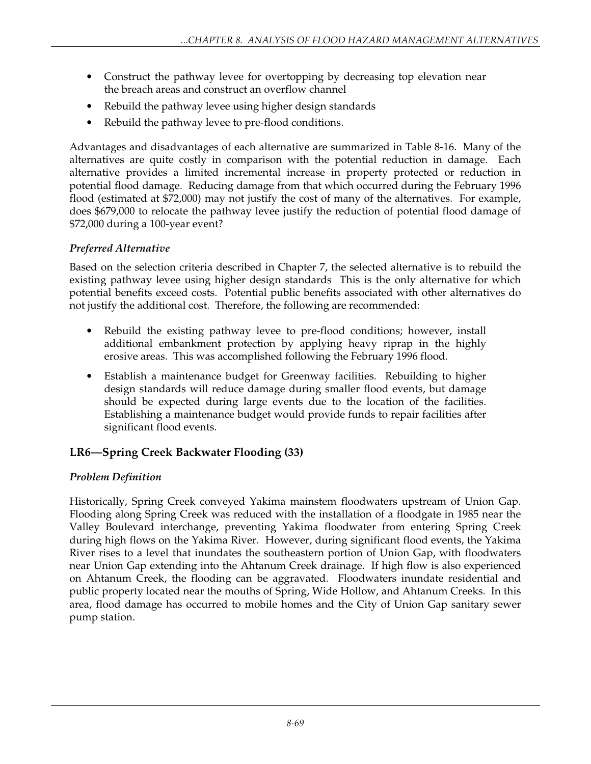- Construct the pathway levee for overtopping by decreasing top elevation near the breach areas and construct an overflow channel
- Rebuild the pathway levee using higher design standards
- Rebuild the pathway levee to pre-flood conditions.

Advantages and disadvantages of each alternative are summarized in Table 8-16. Many of the alternatives are quite costly in comparison with the potential reduction in damage. Each alternative provides a limited incremental increase in property protected or reduction in potential flood damage. Reducing damage from that which occurred during the February 1996 flood (estimated at $72,000) may not justify the cost of many of the alternatives. For example, does $679,000 to relocate the pathway levee justify the reduction of potential flood damage of $72,000 during a 100-year event?

### *Preferred Alternative*

Based on the selection criteria described in Chapter 7, the selected alternative is to rebuild the existing pathway levee using higher design standards This is the only alternative for which potential benefits exceed costs. Potential public benefits associated with other alternatives do not justify the additional cost. Therefore, the following are recommended:

- Rebuild the existing pathway levee to pre-flood conditions; however, install additional embankment protection by applying heavy riprap in the highly erosive areas. This was accomplished following the February 1996 flood.
- Establish a maintenance budget for Greenway facilities. Rebuilding to higher design standards will reduce damage during smaller flood events, but damage should be expected during large events due to the location of the facilities. Establishing a maintenance budget would provide funds to repair facilities after significant flood events.

## LR6—Spring Creek Backwater Flooding (33)

### *Problem Definition*

Historically, Spring Creek conveyed Yakima mainstem floodwaters upstream of Union Gap. Flooding along Spring Creek was reduced with the installation of a floodgate in 1985 near the Valley Boulevard interchange, preventing Yakima floodwater from entering Spring Creek during high flows on the Yakima River. However, during significant flood events, the Yakima River rises to a level that inundates the southeastern portion of Union Gap, with floodwaters near Union Gap extending into the Ahtanum Creek drainage. If high flow is also experienced on Ahtanum Creek, the flooding can be aggravated. Floodwaters inundate residential and public property located near the mouths of Spring, Wide Hollow, and Ahtanum Creeks. In this area, flood damage has occurred to mobile homes and the City of Union Gap sanitary sewer pump station.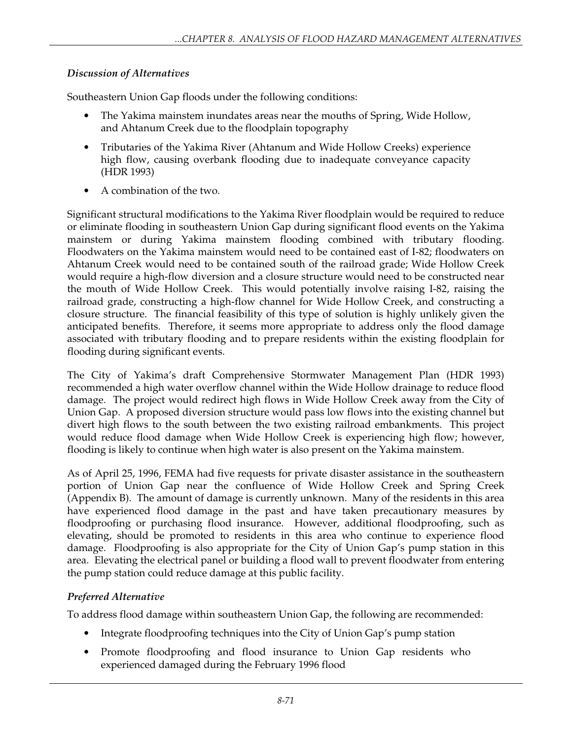*Discussion of Alternatives*

Southeastern Union Gap floods under the following conditions:

- The Yakima mainstem inundates areas near the mouths of Spring, Wide Hollow, and Ahtanum Creek due to the floodplain topography
- Tributaries of the Yakima River (Ahtanum and Wide Hollow Creeks) experience high flow, causing overbank flooding due to inadequate conveyance capacity (HDR 1993)
- A combination of the two.

Significant structural modifications to the Yakima River floodplain would be required to reduce or eliminate flooding in southeastern Union Gap during significant flood events on the Yakima mainstem or during Yakima mainstem flooding combined with tributary flooding. Floodwaters on the Yakima mainstem would need to be contained east of I-82; floodwaters on Ahtanum Creek would need to be contained south of the railroad grade; Wide Hollow Creek would require a high-flow diversion and a closure structure would need to be constructed near the mouth of Wide Hollow Creek. This would potentially involve raising I-82, raising the railroad grade, constructing a high-flow channel for Wide Hollow Creek, and constructing a closure structure. The financial feasibility of this type of solution is highly unlikely given the anticipated benefits. Therefore, it seems more appropriate to address only the flood damage associated with tributary flooding and to prepare residents within the existing floodplain for flooding during significant events.

The City of Yakima's draft Comprehensive Stormwater Management Plan (HDR 1993) recommended a high water overflow channel within the Wide Hollow drainage to reduce flood damage. The project would redirect high flows in Wide Hollow Creek away from the City of Union Gap. A proposed diversion structure would pass low flows into the existing channel but divert high flows to the south between the two existing railroad embankments. This project would reduce flood damage when Wide Hollow Creek is experiencing high flow; however, flooding is likely to continue when high water is also present on the Yakima mainstem.

As of April 25, 1996, FEMA had five requests for private disaster assistance in the southeastern portion of Union Gap near the confluence of Wide Hollow Creek and Spring Creek (Appendix B). The amount of damage is currently unknown. Many of the residents in this area have experienced flood damage in the past and have taken precautionary measures by floodproofing or purchasing flood insurance. However, additional floodproofing, such as elevating, should be promoted to residents in this area who continue to experience flood damage. Floodproofing is also appropriate for the City of Union Gap's pump station in this area. Elevating the electrical panel or building a flood wall to prevent floodwater from entering the pump station could reduce damage at this public facility.

*Preferred Alternative*

To address flood damage within southeastern Union Gap, the following are recommended:

- Integrate floodproofing techniques into the City of Union Gap's pump station
- Promote floodproofing and flood insurance to Union Gap residents who experienced damaged during the February 1996 flood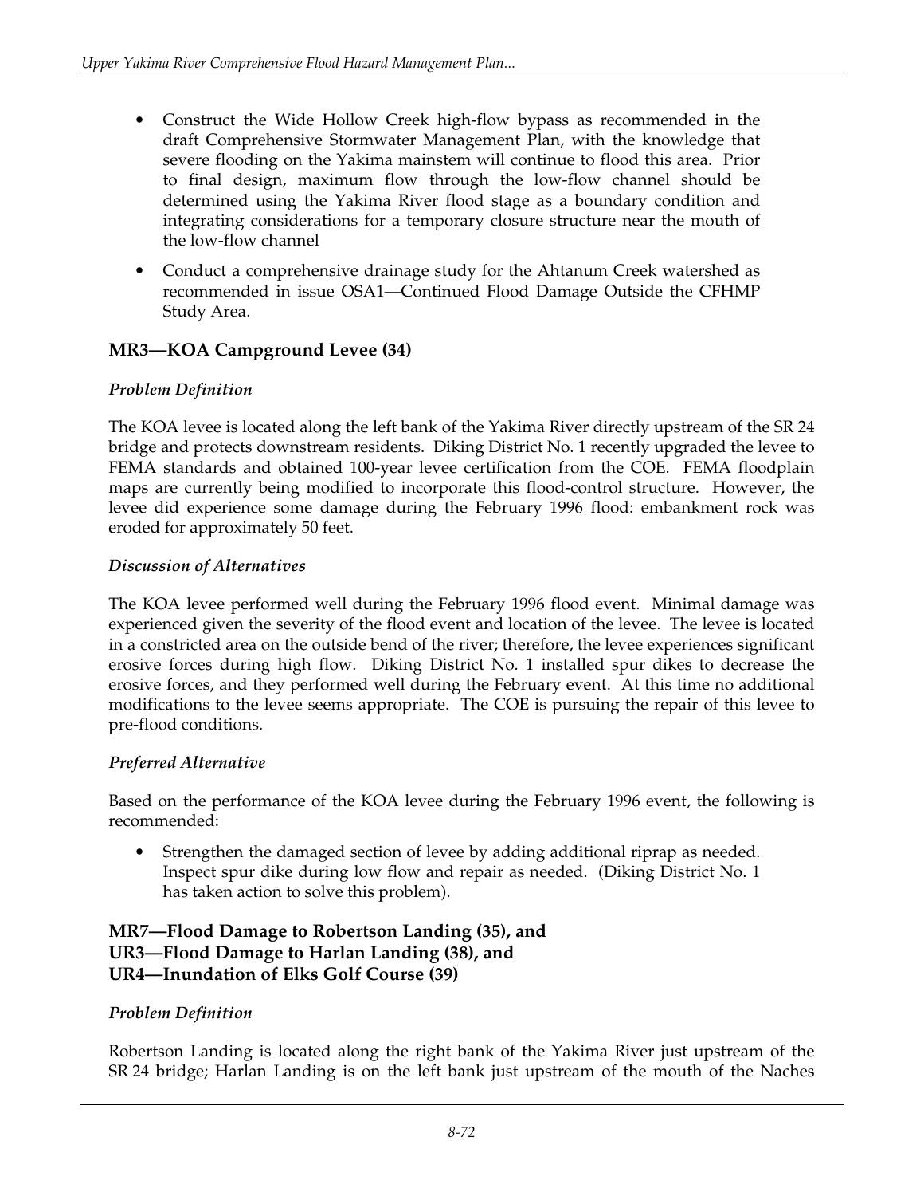- Construct the Wide Hollow Creek high-flow bypass as recommended in the draft Comprehensive Stormwater Management Plan, with the knowledge that severe flooding on the Yakima mainstem will continue to flood this area. Prior to final design, maximum flow through the low-flow channel should be determined using the Yakima River flood stage as a boundary condition and integrating considerations for a temporary closure structure near the mouth of the low-flow channel
- Conduct a comprehensive drainage study for the Ahtanum Creek watershed as recommended in issue OSA1—Continued Flood Damage Outside the CFHMP Study Area.

### MR3—KOA Campground Levee (34)

#### *Problem Definition*

The KOA levee is located along the left bank of the Yakima River directly upstream of the SR 24 bridge and protects downstream residents. Diking District No. 1 recently upgraded the levee to FEMA standards and obtained 100-year levee certification from the COE. FEMA floodplain maps are currently being modified to incorporate this flood-control structure. However, the levee did experience some damage during the February 1996 flood: embankment rock was eroded for approximately 50 feet.

#### *Discussion of Alternatives*

The KOA levee performed well during the February 1996 flood event. Minimal damage was experienced given the severity of the flood event and location of the levee. The levee is located in a constricted area on the outside bend of the river; therefore, the levee experiences significant erosive forces during high flow. Diking District No. 1 installed spur dikes to decrease the erosive forces, and they performed well during the February event. At this time no additional modifications to the levee seems appropriate. The COE is pursuing the repair of this levee to pre-flood conditions.

#### *Preferred Alternative*

Based on the performance of the KOA levee during the February 1996 event, the following is recommended:

- Strengthen the damaged section of levee by adding additional riprap as needed. Inspect spur dike during low flow and repair as needed. (Diking District No. 1 has taken action to solve this problem).

### MR7—Flood Damage to Robertson Landing (35), and UR3—Flood Damage to Harlan Landing (38), and UR4—Inundation of Elks Golf Course (39)

#### *Problem Definition*

Robertson Landing is located along the right bank of the Yakima River just upstream of the SR 24 bridge; Harlan Landing is on the left bank just upstream of the mouth of the Naches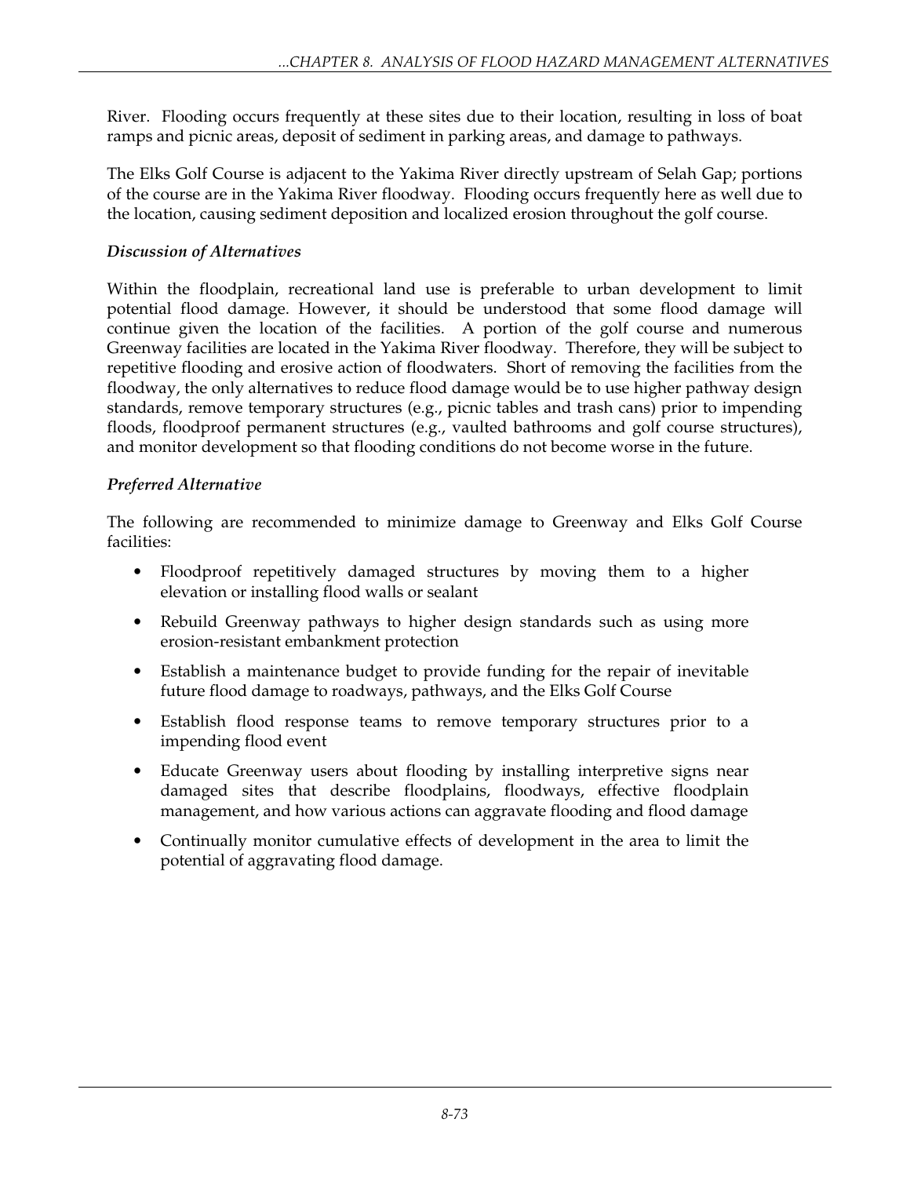River. Flooding occurs frequently at these sites due to their location, resulting in loss of boat ramps and picnic areas, deposit of sediment in parking areas, and damage to pathways.

The Elks Golf Course is adjacent to the Yakima River directly upstream of Selah Gap; portions of the course are in the Yakima River floodway. Flooding occurs frequently here as well due to the location, causing sediment deposition and localized erosion throughout the golf course.

*Discussion of Alternatives*

Within the floodplain, recreational land use is preferable to urban development to limit potential flood damage. However, it should be understood that some flood damage will continue given the location of the facilities. A portion of the golf course and numerous Greenway facilities are located in the Yakima River floodway. Therefore, they will be subject to repetitive flooding and erosive action of floodwaters. Short of removing the facilities from the floodway, the only alternatives to reduce flood damage would be to use higher pathway design standards, remove temporary structures (e.g., picnic tables and trash cans) prior to impending floods, floodproof permanent structures (e.g., vaulted bathrooms and golf course structures), and monitor development so that flooding conditions do not become worse in the future.

*Preferred Alternative*

The following are recommended to minimize damage to Greenway and Elks Golf Course facilities:

- Floodproof repetitively damaged structures by moving them to a higher elevation or installing flood walls or sealant
- Rebuild Greenway pathways to higher design standards such as using more erosion-resistant embankment protection
- Establish a maintenance budget to provide funding for the repair of inevitable future flood damage to roadways, pathways, and the Elks Golf Course
- Establish flood response teams to remove temporary structures prior to a impending flood event
- Educate Greenway users about flooding by installing interpretive signs near damaged sites that describe floodplains, floodways, effective floodplain management, and how various actions can aggravate flooding and flood damage
- Continually monitor cumulative effects of development in the area to limit the potential of aggravating flood damage.